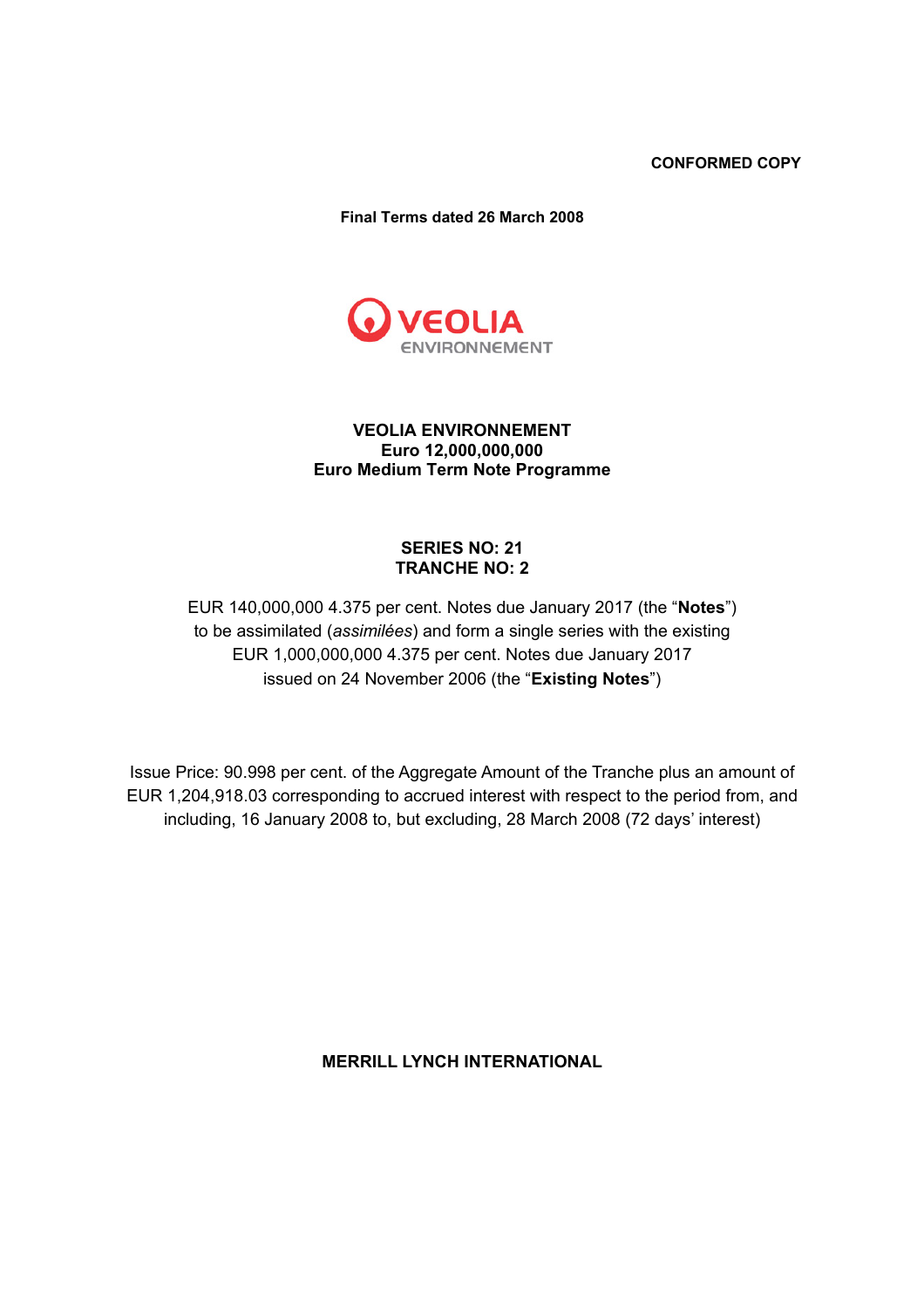**CONFORMED COPY**

**Final Terms dated 26 March 2008**

VEOLIA ENVIRONNEMENT

# VEOLIA ENVIRONNEMENT
## Euro 12,000,000,000
## Euro Medium Term Note Programme

## SERIES NO: 21
## TRANCHE NO: 2

EUR 140,000,000 4.375 per cent. Notes due January 2017 (the "**Notes**") to be assimilated (*assimilées*) and form a single series with the existing EUR 1,000,000,000 4.375 per cent. Notes due January 2017 issued on 24 November 2006 (the "**Existing Notes**")

Issue Price: 90.998 per cent. of the Aggregate Amount of the Tranche plus an amount of EUR 1,204,918.03 corresponding to accrued interest with respect to the period from, and including, 16 January 2008 to, but excluding, 28 March 2008 (72 days' interest)

**MERRILL LYNCH INTERNATIONAL**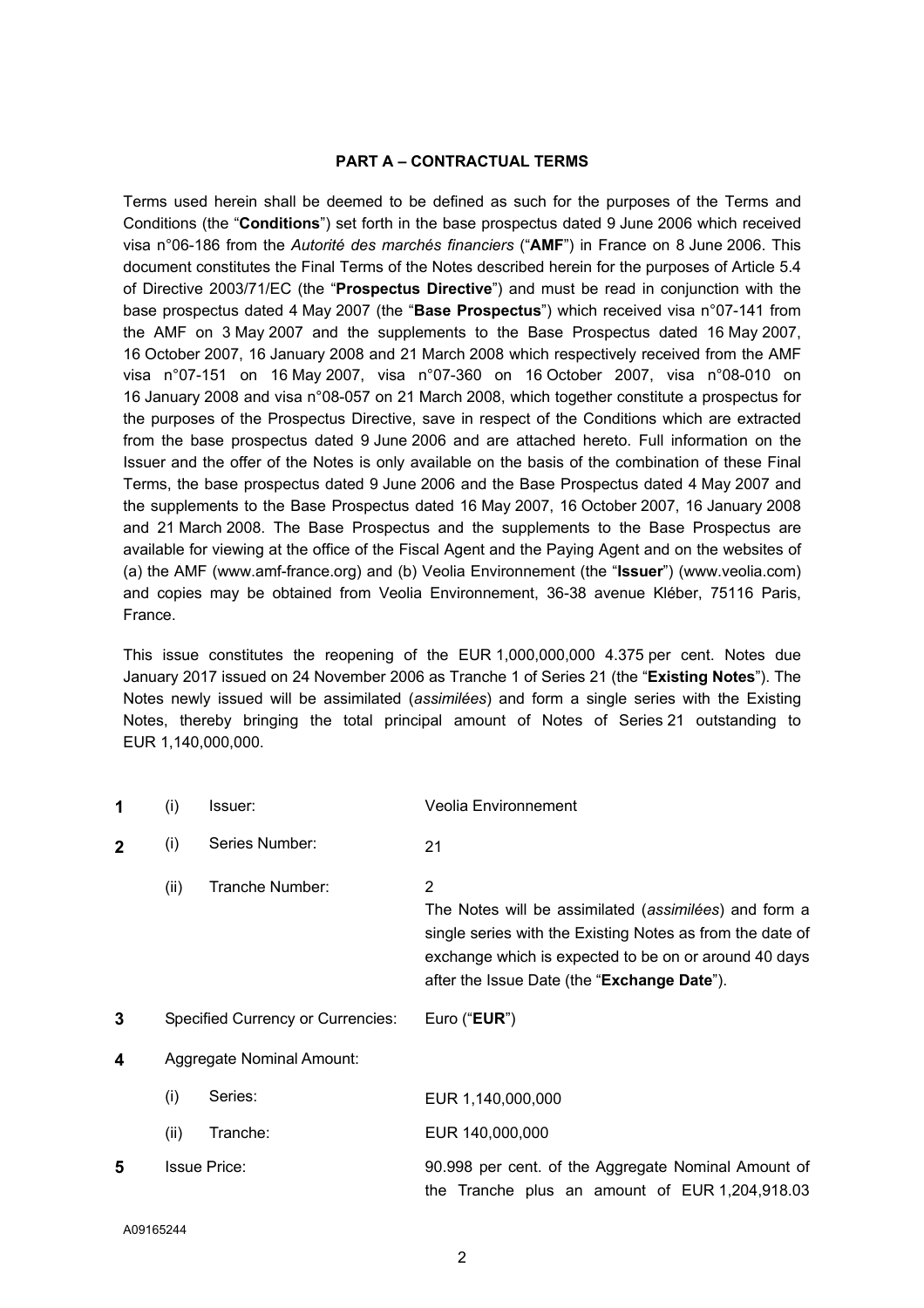## PART A – CONTRACTUAL TERMS

Terms used herein shall be deemed to be defined as such for the purposes of the Terms and Conditions (the "**Conditions**") set forth in the base prospectus dated 9 June 2006 which received visa n°06-186 from the *Autorité des marchés financiers* ("**AMF**") in France on 8 June 2006. This document constitutes the Final Terms of the Notes described herein for the purposes of Article 5.4 of Directive 2003/71/EC (the "**Prospectus Directive**") and must be read in conjunction with the base prospectus dated 4 May 2007 (the "**Base Prospectus**") which received visa n°07-141 from the AMF on 3 May 2007 and the supplements to the Base Prospectus dated 16 May 2007, 16 October 2007, 16 January 2008 and 21 March 2008 which respectively received from the AMF visa n°07-151 on 16 May 2007, visa n°07-360 on 16 October 2007, visa n°08-010 on 16 January 2008 and visa n°08-057 on 21 March 2008, which together constitute a prospectus for the purposes of the Prospectus Directive, save in respect of the Conditions which are extracted from the base prospectus dated 9 June 2006 and are attached hereto. Full information on the Issuer and the offer of the Notes is only available on the basis of the combination of these Final Terms, the base prospectus dated 9 June 2006 and the Base Prospectus dated 4 May 2007 and the supplements to the Base Prospectus dated 16 May 2007, 16 October 2007, 16 January 2008 and 21 March 2008. The Base Prospectus and the supplements to the Base Prospectus are available for viewing at the office of the Fiscal Agent and the Paying Agent and on the websites of (a) the AMF (www.amf-france.org) and (b) Veolia Environnement (the "**Issuer**") (www.veolia.com) and copies may be obtained from Veolia Environnement, 36-38 avenue Kléber, 75116 Paris, France.

This issue constitutes the reopening of the EUR 1,000,000,000 4.375 per cent. Notes due January 2017 issued on 24 November 2006 as Tranche 1 of Series 21 (the "**Existing Notes**"). The Notes newly issued will be assimilated (*assimilées*) and form a single series with the Existing Notes, thereby bringing the total principal amount of Notes of Series 21 outstanding to EUR 1,140,000,000.

| | | | |
|---|---|---|---|
| **1** | (i) | Issuer: | Veolia Environnement |
| **2** | (i) | Series Number: | 21 |
| | (ii) | Tranche Number: | 2<br>The Notes will be assimilated (*assimilées*) and form a single series with the Existing Notes as from the date of exchange which is expected to be on or around 40 days after the Issue Date (the "**Exchange Date**"). |
| **3** | Specified Currency or Currencies: | | Euro ("**EUR**") |
| **4** | Aggregate Nominal Amount: | | |
| | (i) | Series: | EUR 1,140,000,000 |
| | (ii) | Tranche: | EUR 140,000,000 |
| **5** | Issue Price: | | 90.998 per cent. of the Aggregate Nominal Amount of the Tranche plus an amount of EUR 1,204,918.03 |

A09165244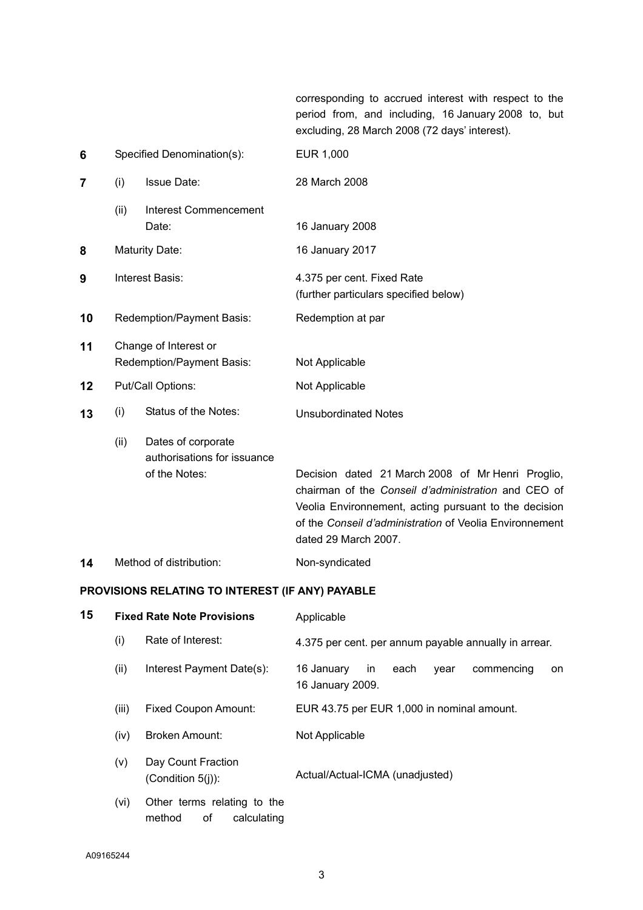| | | | |
|---|---|---|---|
| | | | corresponding to accrued interest with respect to the period from, and including, 16 January 2008 to, but excluding, 28 March 2008 (72 days' interest). |
| 6 | Specified Denomination(s): | | EUR 1,000 |
| 7 | (i) | Issue Date: | 28 March 2008 |
| | (ii) | Interest Commencement Date: | 16 January 2008 |
| 8 | Maturity Date: | | 16 January 2017 |
| 9 | Interest Basis: | | 4.375 per cent. Fixed Rate (further particulars specified below) |
| 10 | Redemption/Payment Basis: | | Redemption at par |
| 11 | Change of Interest or Redemption/Payment Basis: | | Not Applicable |
| 12 | Put/Call Options: | | Not Applicable |
| 13 | (i) | Status of the Notes: | Unsubordinated Notes |
| | (ii) | Dates of corporate authorisations for issuance of the Notes: | Decision dated 21 March 2008 of Mr Henri Proglio, chairman of the *Conseil d'administration* and CEO of Veolia Environnement, acting pursuant to the decision of the *Conseil d'administration* of Veolia Environnement dated 29 March 2007. |
| 14 | Method of distribution: | | Non-syndicated |

**PROVISIONS RELATING TO INTEREST (IF ANY) PAYABLE**

| | | | |
|---|---|---|---|
| 15 | **Fixed Rate Note Provisions** | | Applicable |
| | (i) | Rate of Interest: | 4.375 per cent. per annum payable annually in arrear. |
| | (ii) | Interest Payment Date(s): | 16 January in each year commencing on 16 January 2009. |
| | (iii) | Fixed Coupon Amount: | EUR 43.75 per EUR 1,000 in nominal amount. |
| | (iv) | Broken Amount: | Not Applicable |
| | (v) | Day Count Fraction (Condition 5(j)): | Actual/Actual-ICMA (unadjusted) |
| | (vi) | Other terms relating to the method of calculating | |

A09165244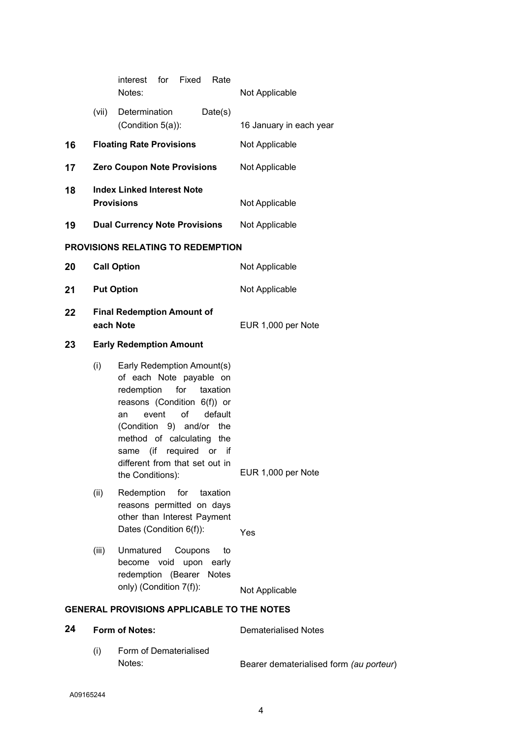| | | | |
|---|---|---|---|
| | | interest for Fixed Rate Notes: | Not Applicable |
| | (vii) | Determination Date(s) (Condition 5(a)): | 16 January in each year |
| **16** | **Floating Rate Provisions** | | Not Applicable |
| **17** | **Zero Coupon Note Provisions** | | Not Applicable |
| **18** | **Index Linked Interest Note Provisions** | | Not Applicable |
| **19** | **Dual Currency Note Provisions** | | Not Applicable |

**PROVISIONS RELATING TO REDEMPTION**

| | | | |
|---|---|---|---|
| **20** | **Call Option** | | Not Applicable |
| **21** | **Put Option** | | Not Applicable |
| **22** | **Final Redemption Amount of each Note** | | EUR 1,000 per Note |
| **23** | **Early Redemption Amount** | | |
| | (i) | Early Redemption Amount(s) of each Note payable on redemption for taxation reasons (Condition 6(f)) or an event of default (Condition 9) and/or the method of calculating the same (if required or if different from that set out in the Conditions): | EUR 1,000 per Note |
| | (ii) | Redemption for taxation reasons permitted on days other than Interest Payment Dates (Condition 6(f)): | Yes |
| | (iii) | Unmatured Coupons to become void upon early redemption (Bearer Notes only) (Condition 7(f)): | Not Applicable |

**GENERAL PROVISIONS APPLICABLE TO THE NOTES**

| | | | |
|---|---|---|---|
| **24** | **Form of Notes:** | | Dematerialised Notes |
| | (i) | Form of Dematerialised Notes: | Bearer dematerialised form *(au porteur)* |

A09165244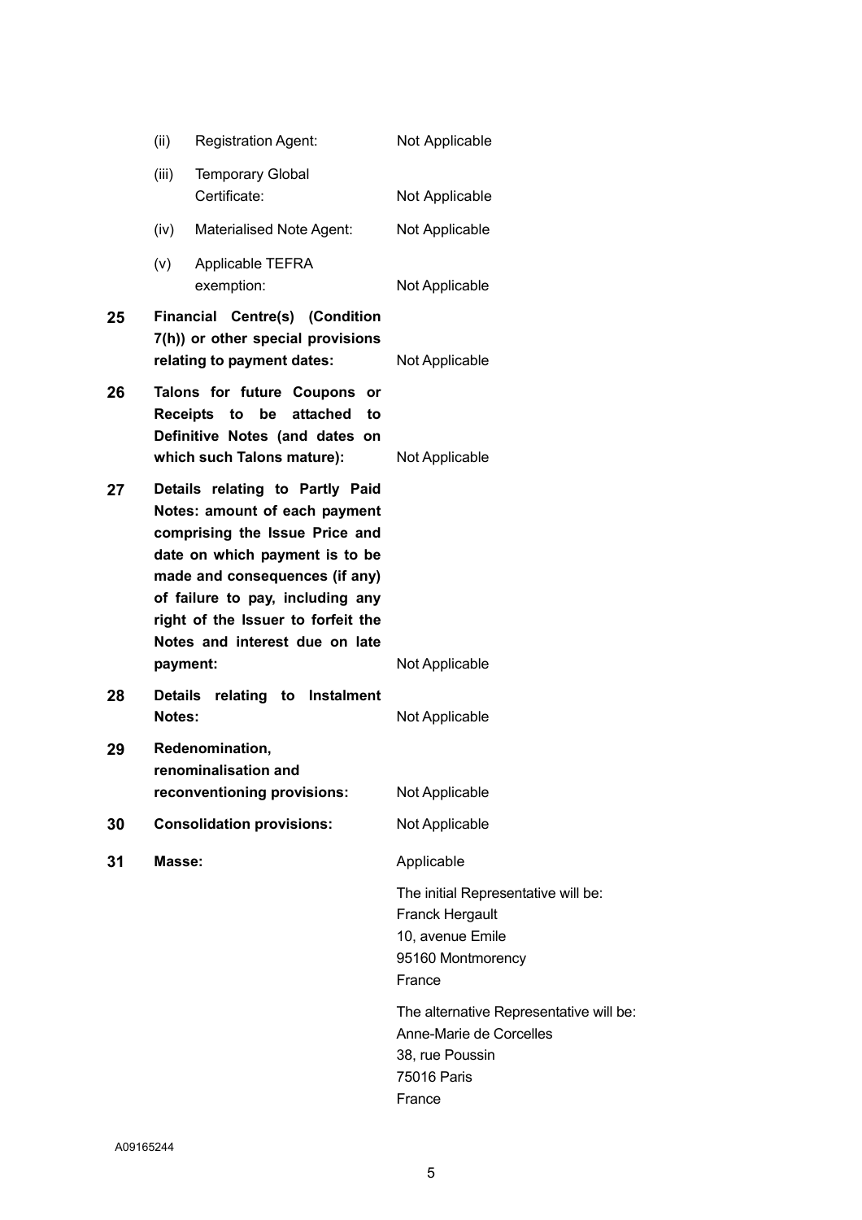| | | |
|---|---|---|
| | (ii) Registration Agent: | Not Applicable |
| | (iii) Temporary Global Certificate: | Not Applicable |
| | (iv) Materialised Note Agent: | Not Applicable |
| | (v) Applicable TEFRA exemption: | Not Applicable |
| **25** | **Financial Centre(s) (Condition 7(h)) or other special provisions relating to payment dates:** | Not Applicable |
| **26** | **Talons for future Coupons or Receipts to be attached to Definitive Notes (and dates on which such Talons mature):** | Not Applicable |
| **27** | **Details relating to Partly Paid Notes: amount of each payment comprising the Issue Price and date on which payment is to be made and consequences (if any) of failure to pay, including any right of the Issuer to forfeit the Notes and interest due on late payment:** | Not Applicable |
| **28** | **Details relating to Instalment Notes:** | Not Applicable |
| **29** | **Redenomination, renominalisation and reconventioning provisions:** | Not Applicable |
| **30** | **Consolidation provisions:** | Not Applicable |
| **31** | **Masse:** | Applicable<br><br>The initial Representative will be:<br>Franck Hergault<br>10, avenue Emile<br>95160 Montmorency<br>France<br><br>The alternative Representative will be:<br>Anne-Marie de Corcelles<br>38, rue Poussin<br>75016 Paris<br>France |

A09165244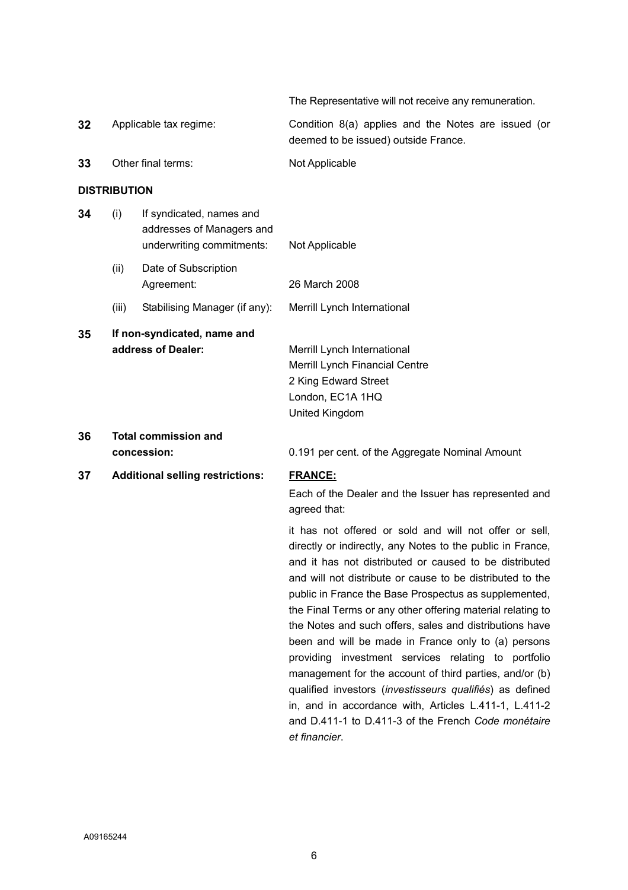| | | | |
|---|---|---|---|
| | | | The Representative will not receive any remuneration. |
| **32** | Applicable tax regime: | | Condition 8(a) applies and the Notes are issued (or deemed to be issued) outside France. |
| **33** | Other final terms: | | Not Applicable |

**DISTRIBUTION**

| | | | |
|---|---|---|---|
| **34** | (i) | If syndicated, names and addresses of Managers and underwriting commitments: | Not Applicable |
| | (ii) | Date of Subscription Agreement: | 26 March 2008 |
| | (iii) | Stabilising Manager (if any): | Merrill Lynch International |
| **35** | **If non-syndicated, name and address of Dealer:** | | Merrill Lynch International<br>Merrill Lynch Financial Centre<br>2 King Edward Street<br>London, EC1A 1HQ<br>United Kingdom |
| **36** | **Total commission and concession:** | | 0.191 per cent. of the Aggregate Nominal Amount |
| **37** | **Additional selling restrictions:** | | **FRANCE:**<br>Each of the Dealer and the Issuer has represented and agreed that:<br>it has not offered or sold and will not offer or sell, directly or indirectly, any Notes to the public in France, and it has not distributed or caused to be distributed and will not distribute or cause to be distributed to the public in France the Base Prospectus as supplemented, the Final Terms or any other offering material relating to the Notes and such offers, sales and distributions have been and will be made in France only to (a) persons providing investment services relating to portfolio management for the account of third parties, and/or (b) qualified investors (*investisseurs qualifiés*) as defined in, and in accordance with, Articles L.411-1, L.411-2 and D.411-1 to D.411-3 of the French *Code monétaire et financier*. |

A09165244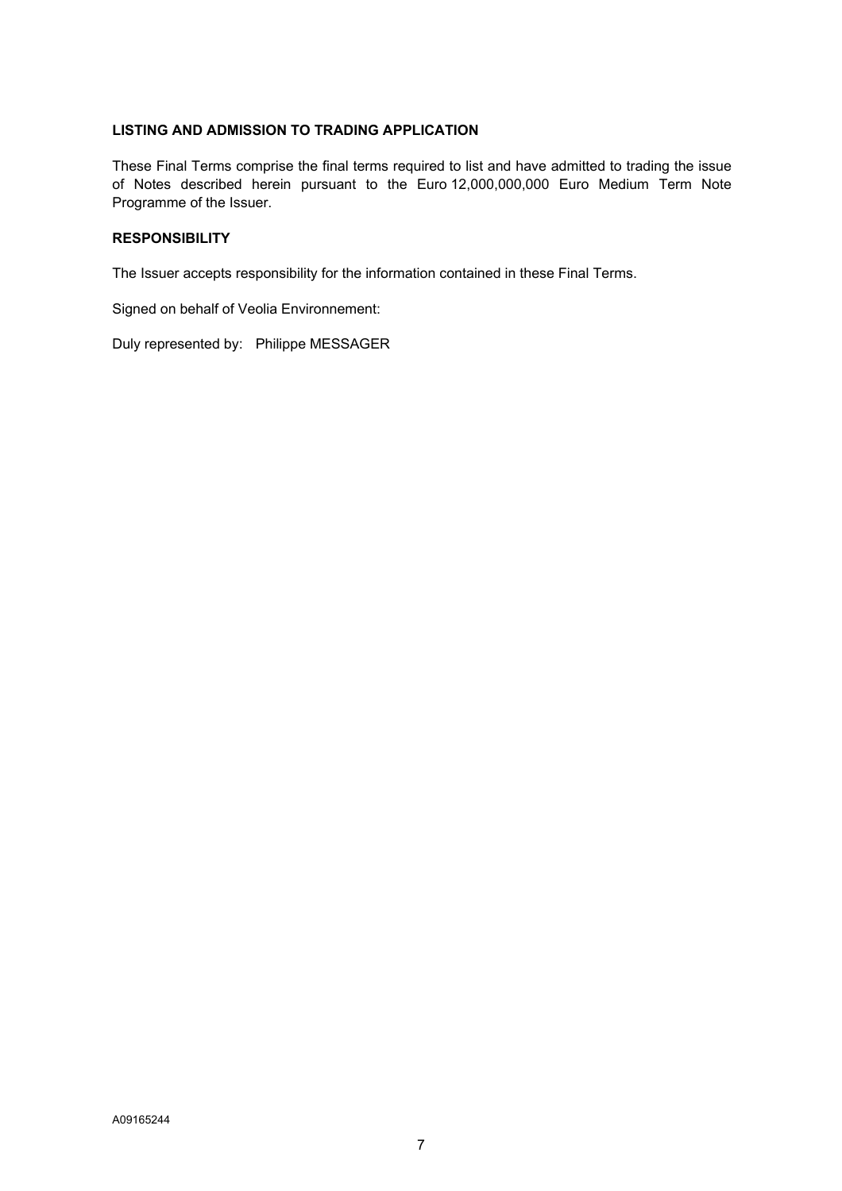**LISTING AND ADMISSION TO TRADING APPLICATION**

These Final Terms comprise the final terms required to list and have admitted to trading the issue of Notes described herein pursuant to the Euro 12,000,000,000 Euro Medium Term Note Programme of the Issuer.

**RESPONSIBILITY**

The Issuer accepts responsibility for the information contained in these Final Terms.

Signed on behalf of Veolia Environnement:

Duly represented by: Philippe MESSAGER

A09165244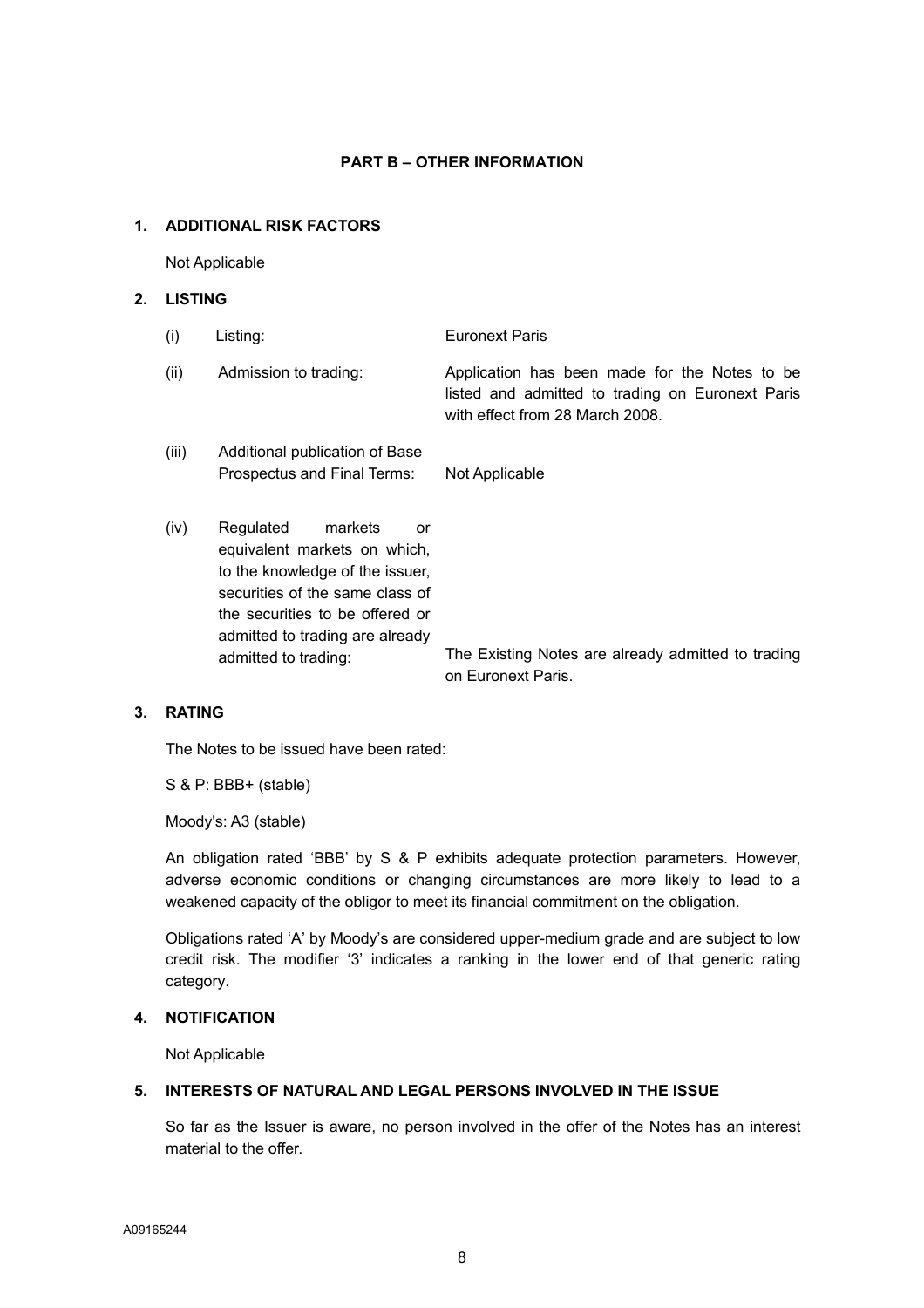## PART B – OTHER INFORMATION

### 1. ADDITIONAL RISK FACTORS

Not Applicable

### 2. LISTING

| | | |
|---|---|---|
| (i) | Listing: | Euronext Paris |
| (ii) | Admission to trading: | Application has been made for the Notes to be listed and admitted to trading on Euronext Paris with effect from 28 March 2008. |
| (iii) | Additional publication of Base Prospectus and Final Terms: | Not Applicable |
| (iv) | Regulated markets or equivalent markets on which, to the knowledge of the issuer, securities of the same class of the securities to be offered or admitted to trading are already admitted to trading: | The Existing Notes are already admitted to trading on Euronext Paris. |

### 3. RATING

The Notes to be issued have been rated:

S & P: BBB+ (stable)

Moody's: A3 (stable)

An obligation rated 'BBB' by S & P exhibits adequate protection parameters. However, adverse economic conditions or changing circumstances are more likely to lead to a weakened capacity of the obligor to meet its financial commitment on the obligation.

Obligations rated 'A' by Moody's are considered upper-medium grade and are subject to low credit risk. The modifier '3' indicates a ranking in the lower end of that generic rating category.

### 4. NOTIFICATION

Not Applicable

### 5. INTERESTS OF NATURAL AND LEGAL PERSONS INVOLVED IN THE ISSUE

So far as the Issuer is aware, no person involved in the offer of the Notes has an interest material to the offer.

A09165244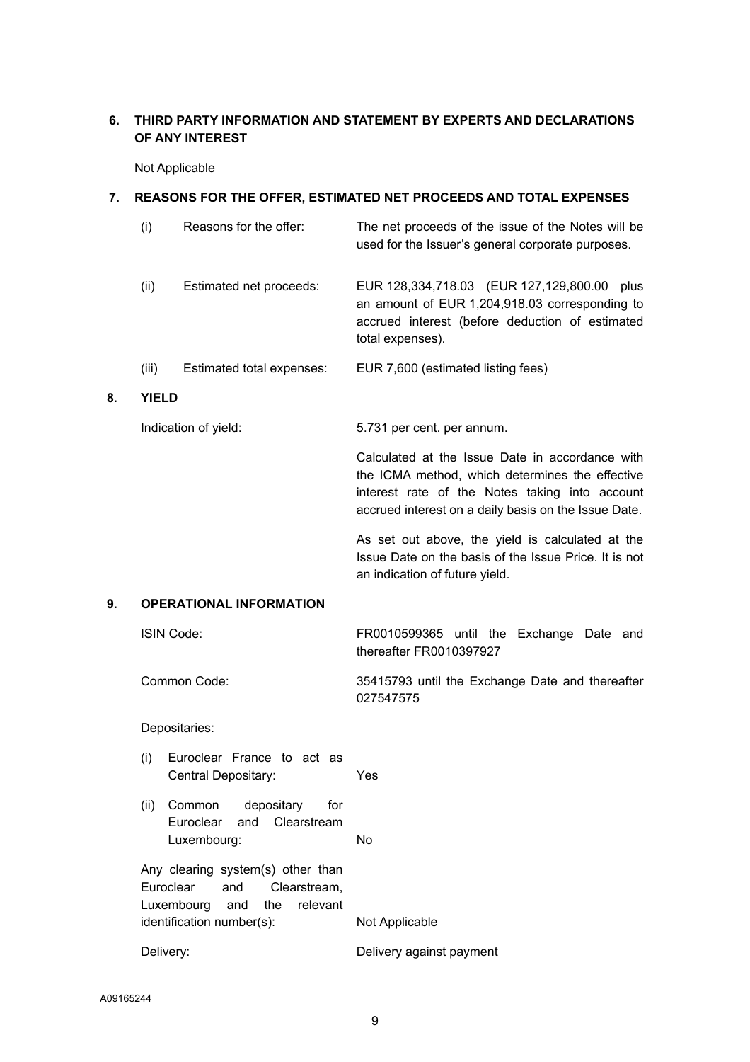## 6. THIRD PARTY INFORMATION AND STATEMENT BY EXPERTS AND DECLARATIONS OF ANY INTEREST

Not Applicable

## 7. REASONS FOR THE OFFER, ESTIMATED NET PROCEEDS AND TOTAL EXPENSES

| | | |
|---|---|---|
| (i) | Reasons for the offer: | The net proceeds of the issue of the Notes will be used for the Issuer's general corporate purposes. |
| (ii) | Estimated net proceeds: | EUR 128,334,718.03 (EUR 127,129,800.00 plus an amount of EUR 1,204,918.03 corresponding to accrued interest (before deduction of estimated total expenses). |
| (iii) | Estimated total expenses: | EUR 7,600 (estimated listing fees) |

## 8. YIELD

Indication of yield: 5.731 per cent. per annum.

Calculated at the Issue Date in accordance with the ICMA method, which determines the effective interest rate of the Notes taking into account accrued interest on a daily basis on the Issue Date.

As set out above, the yield is calculated at the Issue Date on the basis of the Issue Price. It is not an indication of future yield.

## 9. OPERATIONAL INFORMATION

| | |
|---|---|
| ISIN Code: | FR0010599365 until the Exchange Date and thereafter FR0010397927 |
| Common Code: | 35415793 until the Exchange Date and thereafter 027547575 |
| Depositaries: | |
| (i) Euroclear France to act as Central Depositary: | Yes |
| (ii) Common depositary for Euroclear and Clearstream Luxembourg: | No |
| Any clearing system(s) other than Euroclear and Clearstream, Luxembourg and the relevant identification number(s): | Not Applicable |
| Delivery: | Delivery against payment |

A09165244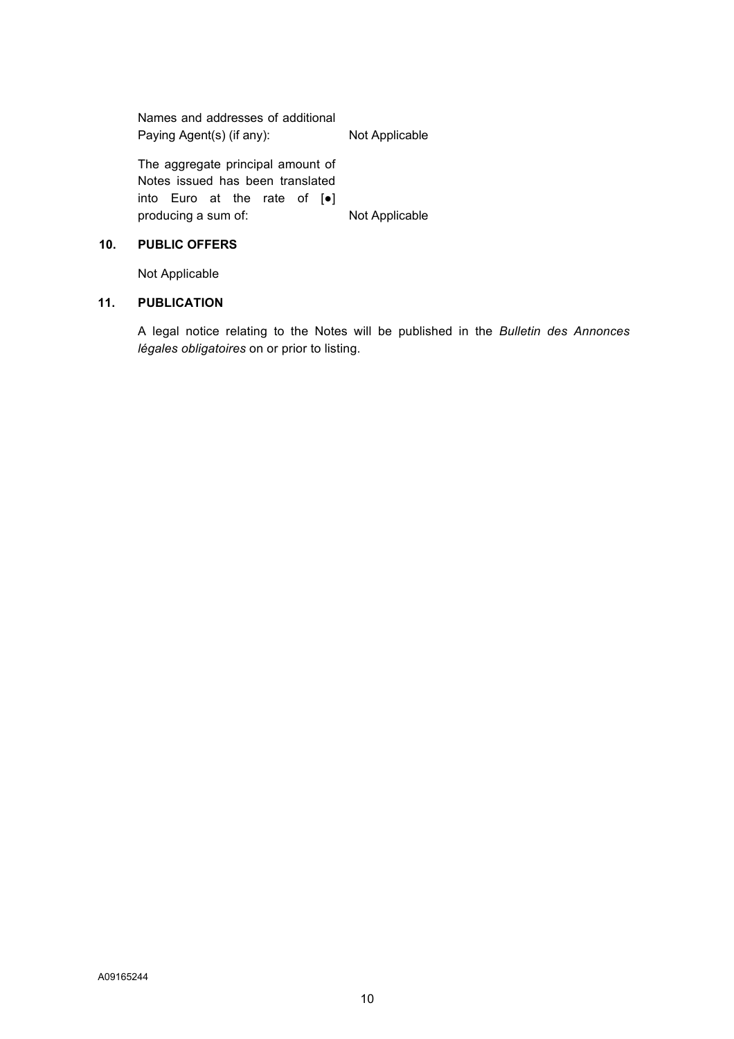| | |
|---|---|
| Names and addresses of additional Paying Agent(s) (if any): | Not Applicable |
| The aggregate principal amount of Notes issued has been translated into Euro at the rate of [●] producing a sum of: | Not Applicable |

## 10. PUBLIC OFFERS

Not Applicable

## 11. PUBLICATION

A legal notice relating to the Notes will be published in the *Bulletin des Annonces légales obligatoires* on or prior to listing.

A09165244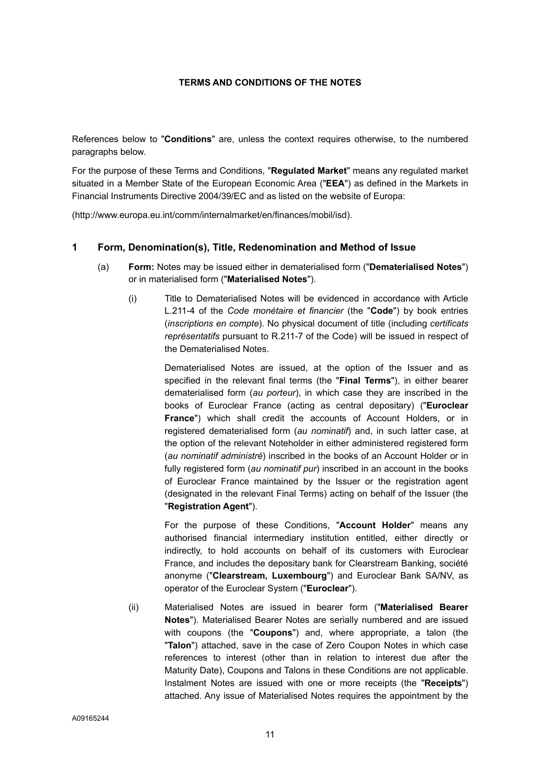**TERMS AND CONDITIONS OF THE NOTES**

References below to "**Conditions**" are, unless the context requires otherwise, to the numbered paragraphs below.

For the purpose of these Terms and Conditions, "**Regulated Market**" means any regulated market situated in a Member State of the European Economic Area ("**EEA**") as defined in the Markets in Financial Instruments Directive 2004/39/EC and as listed on the website of Europa:

(http://www.europa.eu.int/comm/internalmarket/en/finances/mobil/isd).

## 1 Form, Denomination(s), Title, Redenomination and Method of Issue

(a) **Form:** Notes may be issued either in dematerialised form ("**Dematerialised Notes**") or in materialised form ("**Materialised Notes**").

(i) Title to Dematerialised Notes will be evidenced in accordance with Article L.211-4 of the *Code monétaire et financier* (the "**Code**") by book entries (*inscriptions en compte*). No physical document of title (including *certificats représentatifs* pursuant to R.211-7 of the Code) will be issued in respect of the Dematerialised Notes.

Dematerialised Notes are issued, at the option of the Issuer and as specified in the relevant final terms (the "**Final Terms**"), in either bearer dematerialised form (*au porteur*), in which case they are inscribed in the books of Euroclear France (acting as central depositary) ("**Euroclear France**") which shall credit the accounts of Account Holders, or in registered dematerialised form (*au nominatif*) and, in such latter case, at the option of the relevant Noteholder in either administered registered form (*au nominatif administré*) inscribed in the books of an Account Holder or in fully registered form (*au nominatif pur*) inscribed in an account in the books of Euroclear France maintained by the Issuer or the registration agent (designated in the relevant Final Terms) acting on behalf of the Issuer (the "**Registration Agent**").

For the purpose of these Conditions, "**Account Holder**" means any authorised financial intermediary institution entitled, either directly or indirectly, to hold accounts on behalf of its customers with Euroclear France, and includes the depositary bank for Clearstream Banking, société anonyme ("**Clearstream, Luxembourg**") and Euroclear Bank SA/NV, as operator of the Euroclear System ("**Euroclear**").

(ii) Materialised Notes are issued in bearer form ("**Materialised Bearer Notes**"). Materialised Bearer Notes are serially numbered and are issued with coupons (the "**Coupons**") and, where appropriate, a talon (the "**Talon**") attached, save in the case of Zero Coupon Notes in which case references to interest (other than in relation to interest due after the Maturity Date), Coupons and Talons in these Conditions are not applicable. Instalment Notes are issued with one or more receipts (the "**Receipts**") attached. Any issue of Materialised Notes requires the appointment by the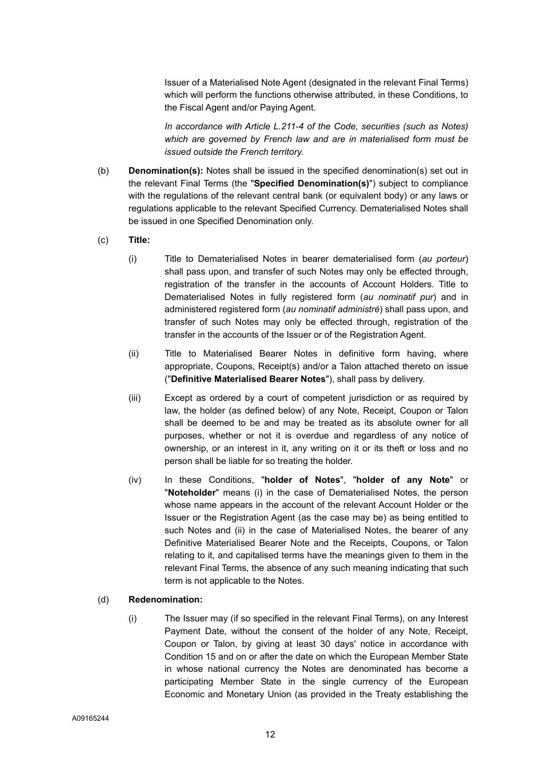Issuer of a Materialised Note Agent (designated in the relevant Final Terms) which will perform the functions otherwise attributed, in these Conditions, to the Fiscal Agent and/or Paying Agent.

*In accordance with Article L.211-4 of the Code, securities (such as Notes) which are governed by French law and are in materialised form must be issued outside the French territory.*

(b) **Denomination(s):** Notes shall be issued in the specified denomination(s) set out in the relevant Final Terms (the "**Specified Denomination(s)**") subject to compliance with the regulations of the relevant central bank (or equivalent body) or any laws or regulations applicable to the relevant Specified Currency. Dematerialised Notes shall be issued in one Specified Denomination only.

(c) **Title:**

(i) Title to Dematerialised Notes in bearer dematerialised form (*au porteur*) shall pass upon, and transfer of such Notes may only be effected through, registration of the transfer in the accounts of Account Holders. Title to Dematerialised Notes in fully registered form (*au nominatif pur*) and in administered registered form (*au nominatif administré*) shall pass upon, and transfer of such Notes may only be effected through, registration of the transfer in the accounts of the Issuer or of the Registration Agent.

(ii) Title to Materialised Bearer Notes in definitive form having, where appropriate, Coupons, Receipt(s) and/or a Talon attached thereto on issue ("**Definitive Materialised Bearer Notes**"), shall pass by delivery.

(iii) Except as ordered by a court of competent jurisdiction or as required by law, the holder (as defined below) of any Note, Receipt, Coupon or Talon shall be deemed to be and may be treated as its absolute owner for all purposes, whether or not it is overdue and regardless of any notice of ownership, or an interest in it, any writing on it or its theft or loss and no person shall be liable for so treating the holder.

(iv) In these Conditions, "**holder of Notes**", "**holder of any Note**" or "**Noteholder**" means (i) in the case of Dematerialised Notes, the person whose name appears in the account of the relevant Account Holder or the Issuer or the Registration Agent (as the case may be) as being entitled to such Notes and (ii) in the case of Materialised Notes, the bearer of any Definitive Materialised Bearer Note and the Receipts, Coupons, or Talon relating to it, and capitalised terms have the meanings given to them in the relevant Final Terms, the absence of any such meaning indicating that such term is not applicable to the Notes.

(d) **Redenomination:**

(i) The Issuer may (if so specified in the relevant Final Terms), on any Interest Payment Date, without the consent of the holder of any Note, Receipt, Coupon or Talon, by giving at least 30 days' notice in accordance with Condition 15 and on or after the date on which the European Member State in whose national currency the Notes are denominated has become a participating Member State in the single currency of the European Economic and Monetary Union (as provided in the Treaty establishing the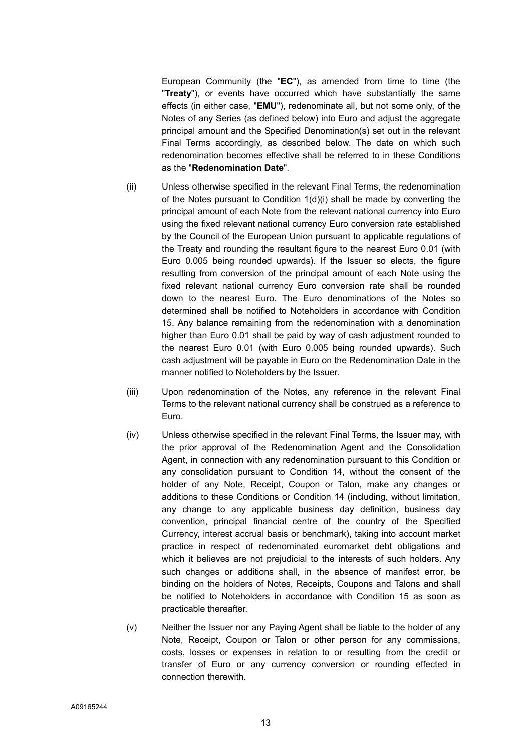European Community (the "**EC**"), as amended from time to time (the "**Treaty**"), or events have occurred which have substantially the same effects (in either case, "**EMU**"), redenominate all, but not some only, of the Notes of any Series (as defined below) into Euro and adjust the aggregate principal amount and the Specified Denomination(s) set out in the relevant Final Terms accordingly, as described below. The date on which such redenomination becomes effective shall be referred to in these Conditions as the "**Redenomination Date**".

(ii) Unless otherwise specified in the relevant Final Terms, the redenomination of the Notes pursuant to Condition 1(d)(i) shall be made by converting the principal amount of each Note from the relevant national currency into Euro using the fixed relevant national currency Euro conversion rate established by the Council of the European Union pursuant to applicable regulations of the Treaty and rounding the resultant figure to the nearest Euro 0.01 (with Euro 0.005 being rounded upwards). If the Issuer so elects, the figure resulting from conversion of the principal amount of each Note using the fixed relevant national currency Euro conversion rate shall be rounded down to the nearest Euro. The Euro denominations of the Notes so determined shall be notified to Noteholders in accordance with Condition 15. Any balance remaining from the redenomination with a denomination higher than Euro 0.01 shall be paid by way of cash adjustment rounded to the nearest Euro 0.01 (with Euro 0.005 being rounded upwards). Such cash adjustment will be payable in Euro on the Redenomination Date in the manner notified to Noteholders by the Issuer.

(iii) Upon redenomination of the Notes, any reference in the relevant Final Terms to the relevant national currency shall be construed as a reference to Euro.

(iv) Unless otherwise specified in the relevant Final Terms, the Issuer may, with the prior approval of the Redenomination Agent and the Consolidation Agent, in connection with any redenomination pursuant to this Condition or any consolidation pursuant to Condition 14, without the consent of the holder of any Note, Receipt, Coupon or Talon, make any changes or additions to these Conditions or Condition 14 (including, without limitation, any change to any applicable business day definition, business day convention, principal financial centre of the country of the Specified Currency, interest accrual basis or benchmark), taking into account market practice in respect of redenominated euromarket debt obligations and which it believes are not prejudicial to the interests of such holders. Any such changes or additions shall, in the absence of manifest error, be binding on the holders of Notes, Receipts, Coupons and Talons and shall be notified to Noteholders in accordance with Condition 15 as soon as practicable thereafter.

(v) Neither the Issuer nor any Paying Agent shall be liable to the holder of any Note, Receipt, Coupon or Talon or other person for any commissions, costs, losses or expenses in relation to or resulting from the credit or transfer of Euro or any currency conversion or rounding effected in connection therewith.

A09165244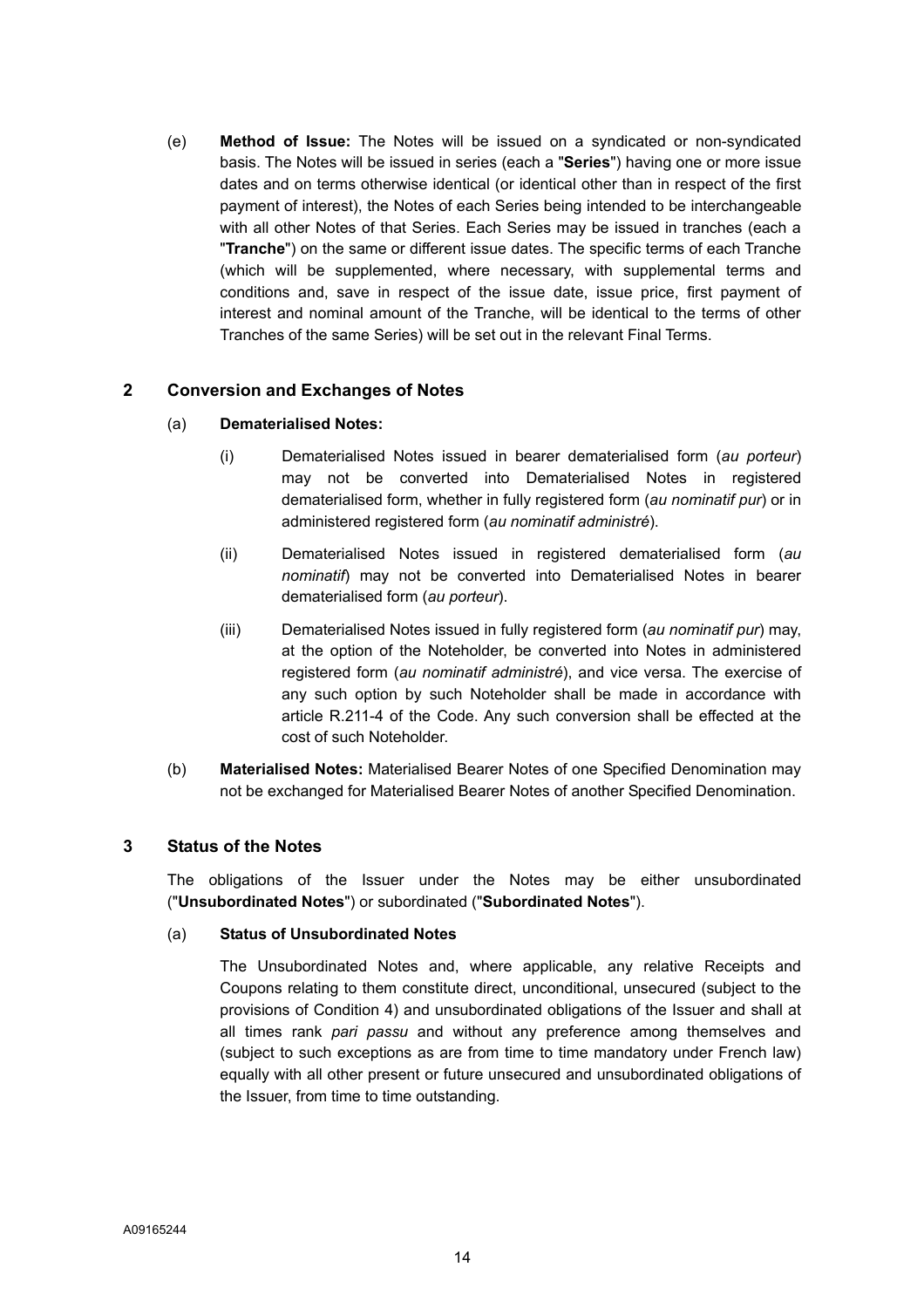(e) **Method of Issue:** The Notes will be issued on a syndicated or non-syndicated basis. The Notes will be issued in series (each a "**Series**") having one or more issue dates and on terms otherwise identical (or identical other than in respect of the first payment of interest), the Notes of each Series being intended to be interchangeable with all other Notes of that Series. Each Series may be issued in tranches (each a "**Tranche**") on the same or different issue dates. The specific terms of each Tranche (which will be supplemented, where necessary, with supplemental terms and conditions and, save in respect of the issue date, issue price, first payment of interest and nominal amount of the Tranche, will be identical to the terms of other Tranches of the same Series) will be set out in the relevant Final Terms.

## 2 Conversion and Exchanges of Notes

(a) **Dematerialised Notes:**

(i) Dematerialised Notes issued in bearer dematerialised form (*au porteur*) may not be converted into Dematerialised Notes in registered dematerialised form, whether in fully registered form (*au nominatif pur*) or in administered registered form (*au nominatif administré*).

(ii) Dematerialised Notes issued in registered dematerialised form (*au nominatif*) may not be converted into Dematerialised Notes in bearer dematerialised form (*au porteur*).

(iii) Dematerialised Notes issued in fully registered form (*au nominatif pur*) may, at the option of the Noteholder, be converted into Notes in administered registered form (*au nominatif administré*), and vice versa. The exercise of any such option by such Noteholder shall be made in accordance with article R.211-4 of the Code. Any such conversion shall be effected at the cost of such Noteholder.

(b) **Materialised Notes:** Materialised Bearer Notes of one Specified Denomination may not be exchanged for Materialised Bearer Notes of another Specified Denomination.

## 3 Status of the Notes

The obligations of the Issuer under the Notes may be either unsubordinated ("**Unsubordinated Notes**") or subordinated ("**Subordinated Notes**").

(a) **Status of Unsubordinated Notes**

The Unsubordinated Notes and, where applicable, any relative Receipts and Coupons relating to them constitute direct, unconditional, unsecured (subject to the provisions of Condition 4) and unsubordinated obligations of the Issuer and shall at all times rank *pari passu* and without any preference among themselves and (subject to such exceptions as are from time to time mandatory under French law) equally with all other present or future unsecured and unsubordinated obligations of the Issuer, from time to time outstanding.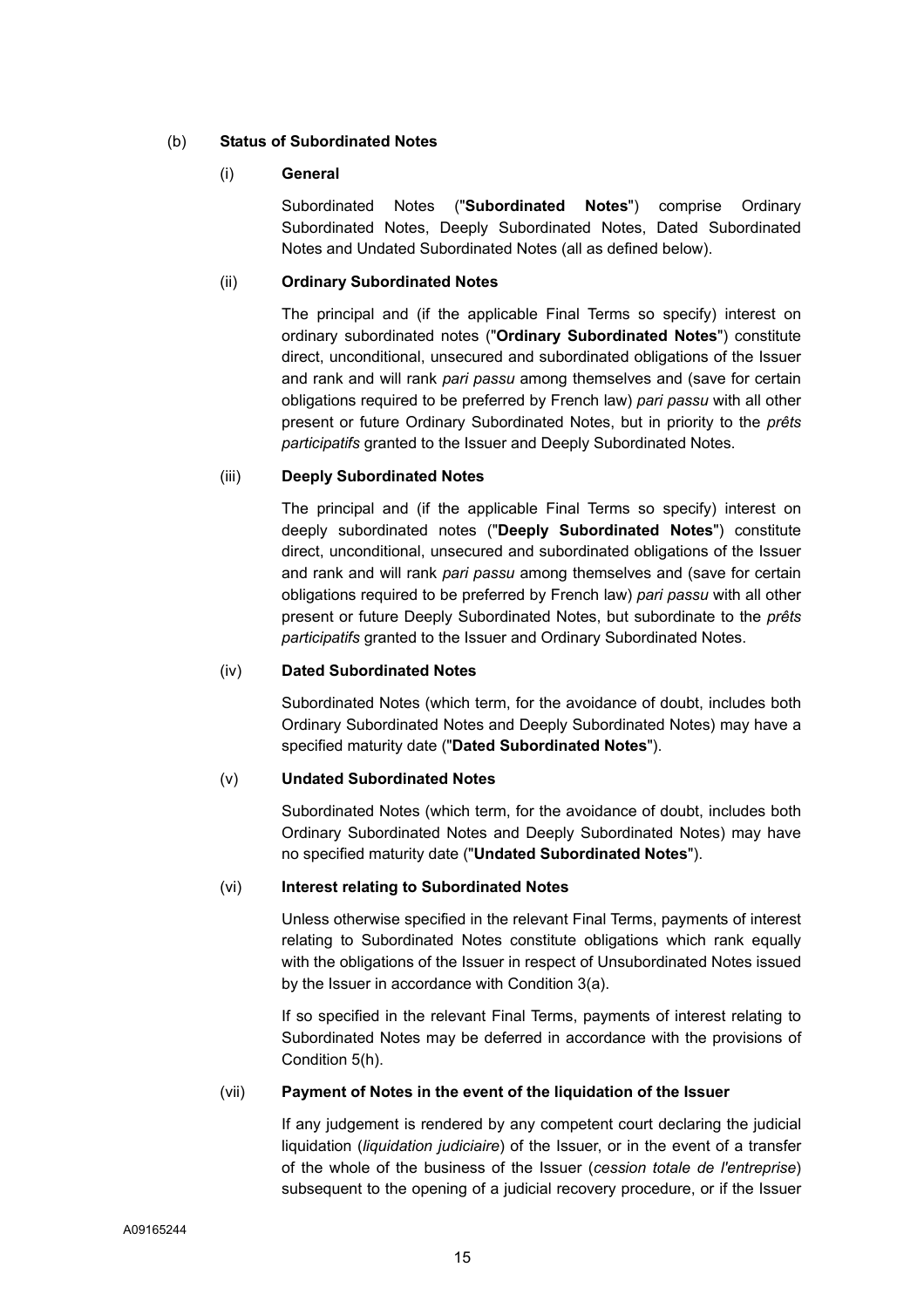(b) **Status of Subordinated Notes**

(i) **General**

Subordinated Notes ("**Subordinated Notes**") comprise Ordinary Subordinated Notes, Deeply Subordinated Notes, Dated Subordinated Notes and Undated Subordinated Notes (all as defined below).

(ii) **Ordinary Subordinated Notes**

The principal and (if the applicable Final Terms so specify) interest on ordinary subordinated notes ("**Ordinary Subordinated Notes**") constitute direct, unconditional, unsecured and subordinated obligations of the Issuer and rank and will rank *pari passu* among themselves and (save for certain obligations required to be preferred by French law) *pari passu* with all other present or future Ordinary Subordinated Notes, but in priority to the *prêts participatifs* granted to the Issuer and Deeply Subordinated Notes.

(iii) **Deeply Subordinated Notes**

The principal and (if the applicable Final Terms so specify) interest on deeply subordinated notes ("**Deeply Subordinated Notes**") constitute direct, unconditional, unsecured and subordinated obligations of the Issuer and rank and will rank *pari passu* among themselves and (save for certain obligations required to be preferred by French law) *pari passu* with all other present or future Deeply Subordinated Notes, but subordinate to the *prêts participatifs* granted to the Issuer and Ordinary Subordinated Notes.

(iv) **Dated Subordinated Notes**

Subordinated Notes (which term, for the avoidance of doubt, includes both Ordinary Subordinated Notes and Deeply Subordinated Notes) may have a specified maturity date ("**Dated Subordinated Notes**").

(v) **Undated Subordinated Notes**

Subordinated Notes (which term, for the avoidance of doubt, includes both Ordinary Subordinated Notes and Deeply Subordinated Notes) may have no specified maturity date ("**Undated Subordinated Notes**").

(vi) **Interest relating to Subordinated Notes**

Unless otherwise specified in the relevant Final Terms, payments of interest relating to Subordinated Notes constitute obligations which rank equally with the obligations of the Issuer in respect of Unsubordinated Notes issued by the Issuer in accordance with Condition 3(a).

If so specified in the relevant Final Terms, payments of interest relating to Subordinated Notes may be deferred in accordance with the provisions of Condition 5(h).

(vii) **Payment of Notes in the event of the liquidation of the Issuer**

If any judgement is rendered by any competent court declaring the judicial liquidation (*liquidation judiciaire*) of the Issuer, or in the event of a transfer of the whole of the business of the Issuer (*cession totale de l'entreprise*) subsequent to the opening of a judicial recovery procedure, or if the Issuer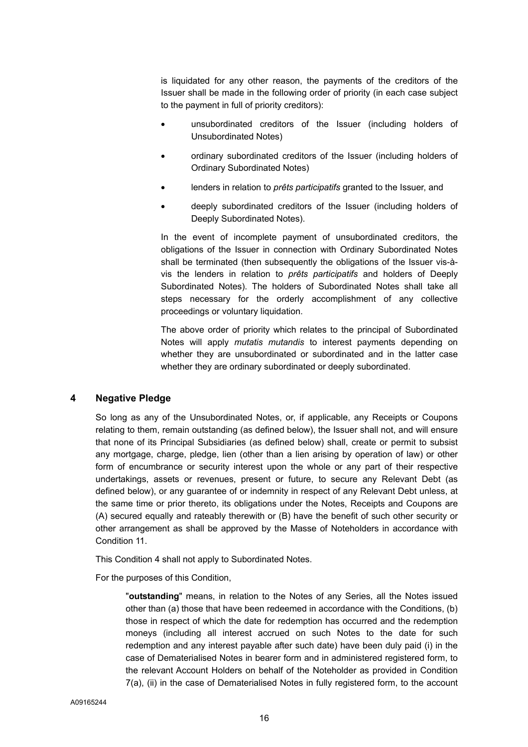is liquidated for any other reason, the payments of the creditors of the Issuer shall be made in the following order of priority (in each case subject to the payment in full of priority creditors):

- unsubordinated creditors of the Issuer (including holders of Unsubordinated Notes)
- ordinary subordinated creditors of the Issuer (including holders of Ordinary Subordinated Notes)
- lenders in relation to *prêts participatifs* granted to the Issuer, and
- deeply subordinated creditors of the Issuer (including holders of Deeply Subordinated Notes).

In the event of incomplete payment of unsubordinated creditors, the obligations of the Issuer in connection with Ordinary Subordinated Notes shall be terminated (then subsequently the obligations of the Issuer vis-à-vis the lenders in relation to *prêts participatifs* and holders of Deeply Subordinated Notes). The holders of Subordinated Notes shall take all steps necessary for the orderly accomplishment of any collective proceedings or voluntary liquidation.

The above order of priority which relates to the principal of Subordinated Notes will apply *mutatis mutandis* to interest payments depending on whether they are unsubordinated or subordinated and in the latter case whether they are ordinary subordinated or deeply subordinated.

## 4 Negative Pledge

So long as any of the Unsubordinated Notes, or, if applicable, any Receipts or Coupons relating to them, remain outstanding (as defined below), the Issuer shall not, and will ensure that none of its Principal Subsidiaries (as defined below) shall, create or permit to subsist any mortgage, charge, pledge, lien (other than a lien arising by operation of law) or other form of encumbrance or security interest upon the whole or any part of their respective undertakings, assets or revenues, present or future, to secure any Relevant Debt (as defined below), or any guarantee of or indemnity in respect of any Relevant Debt unless, at the same time or prior thereto, its obligations under the Notes, Receipts and Coupons are (A) secured equally and rateably therewith or (B) have the benefit of such other security or other arrangement as shall be approved by the Masse of Noteholders in accordance with Condition 11.

This Condition 4 shall not apply to Subordinated Notes.

For the purposes of this Condition,

"**outstanding**" means, in relation to the Notes of any Series, all the Notes issued other than (a) those that have been redeemed in accordance with the Conditions, (b) those in respect of which the date for redemption has occurred and the redemption moneys (including all interest accrued on such Notes to the date for such redemption and any interest payable after such date) have been duly paid (i) in the case of Dematerialised Notes in bearer form and in administered registered form, to the relevant Account Holders on behalf of the Noteholder as provided in Condition 7(a), (ii) in the case of Dematerialised Notes in fully registered form, to the account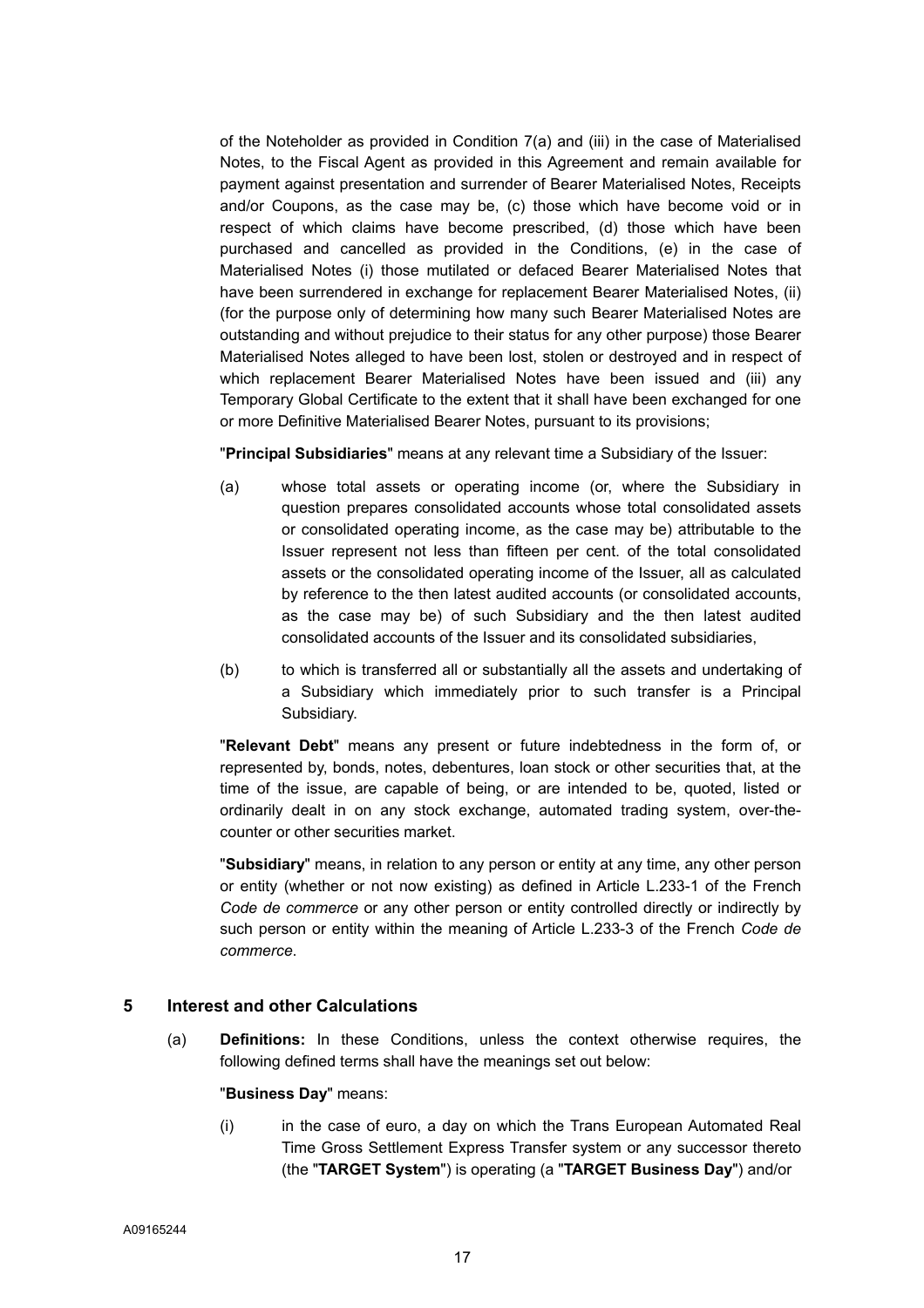of the Noteholder as provided in Condition 7(a) and (iii) in the case of Materialised Notes, to the Fiscal Agent as provided in this Agreement and remain available for payment against presentation and surrender of Bearer Materialised Notes, Receipts and/or Coupons, as the case may be, (c) those which have become void or in respect of which claims have become prescribed, (d) those which have been purchased and cancelled as provided in the Conditions, (e) in the case of Materialised Notes (i) those mutilated or defaced Bearer Materialised Notes that have been surrendered in exchange for replacement Bearer Materialised Notes, (ii) (for the purpose only of determining how many such Bearer Materialised Notes are outstanding and without prejudice to their status for any other purpose) those Bearer Materialised Notes alleged to have been lost, stolen or destroyed and in respect of which replacement Bearer Materialised Notes have been issued and (iii) any Temporary Global Certificate to the extent that it shall have been exchanged for one or more Definitive Materialised Bearer Notes, pursuant to its provisions;

"**Principal Subsidiaries**" means at any relevant time a Subsidiary of the Issuer:

(a) whose total assets or operating income (or, where the Subsidiary in question prepares consolidated accounts whose total consolidated assets or consolidated operating income, as the case may be) attributable to the Issuer represent not less than fifteen per cent. of the total consolidated assets or the consolidated operating income of the Issuer, all as calculated by reference to the then latest audited accounts (or consolidated accounts, as the case may be) of such Subsidiary and the then latest audited consolidated accounts of the Issuer and its consolidated subsidiaries,

(b) to which is transferred all or substantially all the assets and undertaking of a Subsidiary which immediately prior to such transfer is a Principal Subsidiary.

"**Relevant Debt**" means any present or future indebtedness in the form of, or represented by, bonds, notes, debentures, loan stock or other securities that, at the time of the issue, are capable of being, or are intended to be, quoted, listed or ordinarily dealt in on any stock exchange, automated trading system, over-the-counter or other securities market.

"**Subsidiary**" means, in relation to any person or entity at any time, any other person or entity (whether or not now existing) as defined in Article L.233-1 of the French *Code de commerce* or any other person or entity controlled directly or indirectly by such person or entity within the meaning of Article L.233-3 of the French *Code de commerce*.

## 5 Interest and other Calculations

(a) **Definitions:** In these Conditions, unless the context otherwise requires, the following defined terms shall have the meanings set out below:

"**Business Day**" means:

(i) in the case of euro, a day on which the Trans European Automated Real Time Gross Settlement Express Transfer system or any successor thereto (the "**TARGET System**") is operating (a "**TARGET Business Day**") and/or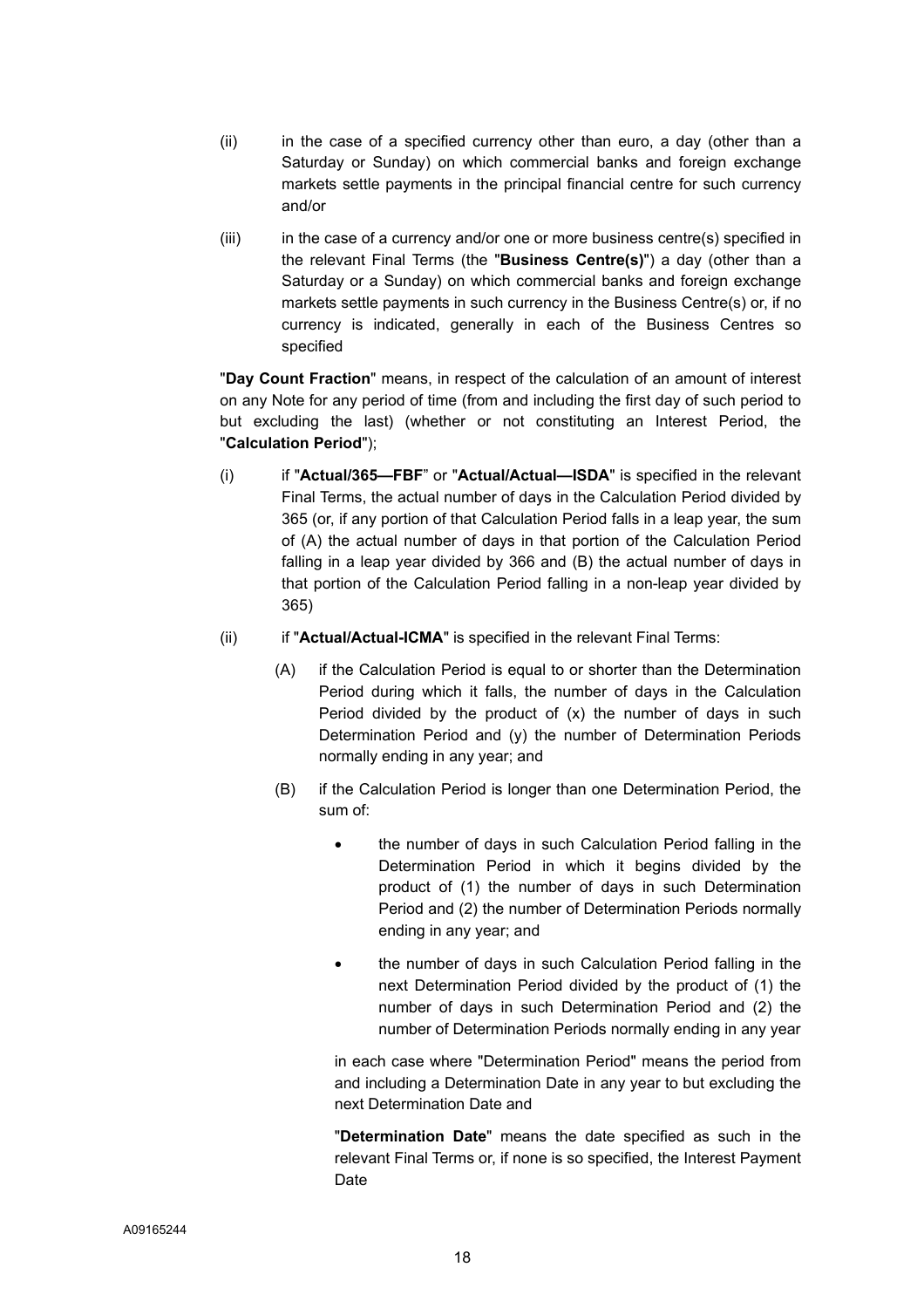(ii) in the case of a specified currency other than euro, a day (other than a Saturday or Sunday) on which commercial banks and foreign exchange markets settle payments in the principal financial centre for such currency and/or

(iii) in the case of a currency and/or one or more business centre(s) specified in the relevant Final Terms (the "**Business Centre(s)**") a day (other than a Saturday or a Sunday) on which commercial banks and foreign exchange markets settle payments in such currency in the Business Centre(s) or, if no currency is indicated, generally in each of the Business Centres so specified

"**Day Count Fraction**" means, in respect of the calculation of an amount of interest on any Note for any period of time (from and including the first day of such period to but excluding the last) (whether or not constituting an Interest Period, the "**Calculation Period**");

(i) if "**Actual/365—FBF**" or "**Actual/Actual—ISDA**" is specified in the relevant Final Terms, the actual number of days in the Calculation Period divided by 365 (or, if any portion of that Calculation Period falls in a leap year, the sum of (A) the actual number of days in that portion of the Calculation Period falling in a leap year divided by 366 and (B) the actual number of days in that portion of the Calculation Period falling in a non-leap year divided by 365)

(ii) if "**Actual/Actual-ICMA**" is specified in the relevant Final Terms:

(A) if the Calculation Period is equal to or shorter than the Determination Period during which it falls, the number of days in the Calculation Period divided by the product of (x) the number of days in such Determination Period and (y) the number of Determination Periods normally ending in any year; and

(B) if the Calculation Period is longer than one Determination Period, the sum of:

- the number of days in such Calculation Period falling in the Determination Period in which it begins divided by the product of (1) the number of days in such Determination Period and (2) the number of Determination Periods normally ending in any year; and

- the number of days in such Calculation Period falling in the next Determination Period divided by the product of (1) the number of days in such Determination Period and (2) the number of Determination Periods normally ending in any year

in each case where "Determination Period" means the period from and including a Determination Date in any year to but excluding the next Determination Date and

"**Determination Date**" means the date specified as such in the relevant Final Terms or, if none is so specified, the Interest Payment Date

A09165244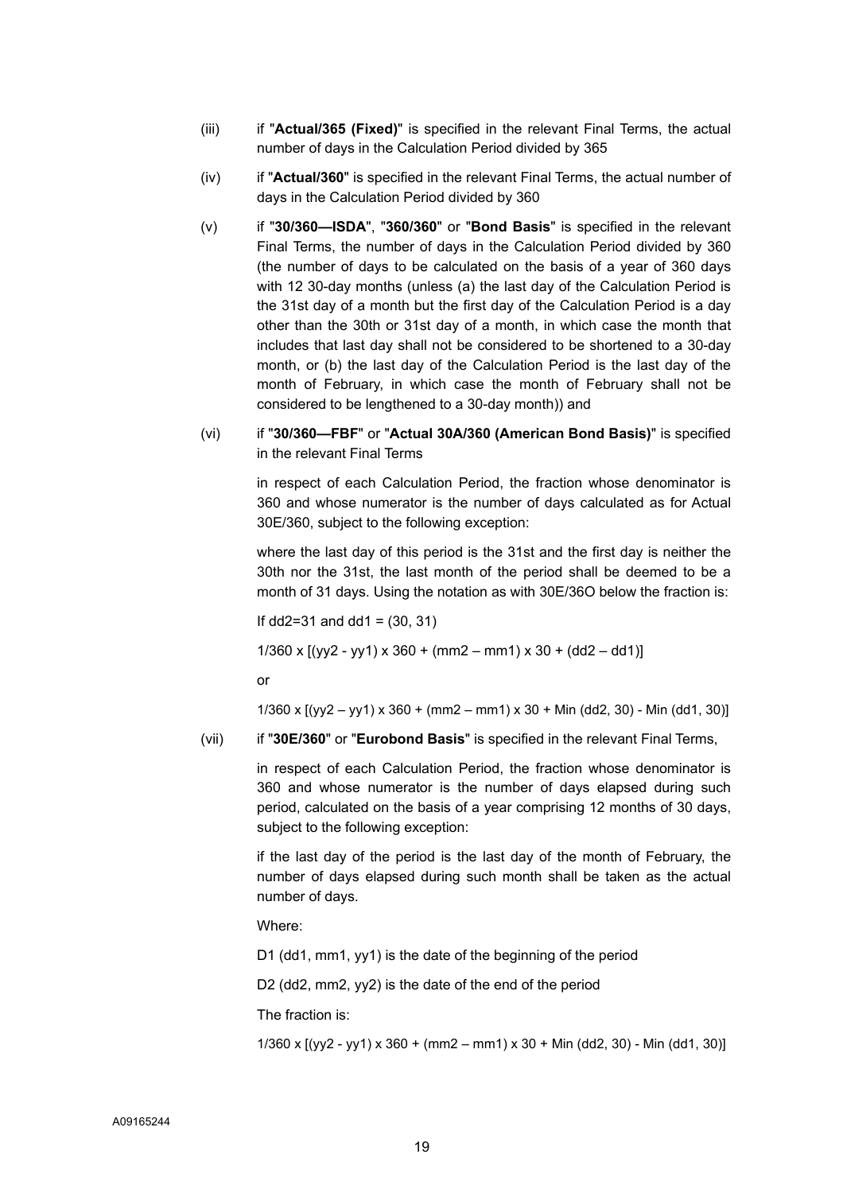(iii) if "**Actual/365 (Fixed)**" is specified in the relevant Final Terms, the actual number of days in the Calculation Period divided by 365

(iv) if "**Actual/360**" is specified in the relevant Final Terms, the actual number of days in the Calculation Period divided by 360

(v) if "**30/360—ISDA**", "**360/360**" or "**Bond Basis**" is specified in the relevant Final Terms, the number of days in the Calculation Period divided by 360 (the number of days to be calculated on the basis of a year of 360 days with 12 30-day months (unless (a) the last day of the Calculation Period is the 31st day of a month but the first day of the Calculation Period is a day other than the 30th or 31st day of a month, in which case the month that includes that last day shall not be considered to be shortened to a 30-day month, or (b) the last day of the Calculation Period is the last day of the month of February, in which case the month of February shall not be considered to be lengthened to a 30-day month)) and

(vi) if "**30/360—FBF**" or "**Actual 30A/360 (American Bond Basis)**" is specified in the relevant Final Terms

in respect of each Calculation Period, the fraction whose denominator is 360 and whose numerator is the number of days calculated as for Actual 30E/360, subject to the following exception:

where the last day of this period is the 31st and the first day is neither the 30th nor the 31st, the last month of the period shall be deemed to be a month of 31 days. Using the notation as with 30E/36O below the fraction is:

If $dd2=31$ and $dd1 = (30, 31)$

$$1/360 \times [(yy2 - yy1) \times 360 + (mm2 - mm1) \times 30 + (dd2 - dd1)]$$

or

$$1/360 \times [(yy2 - yy1) \times 360 + (mm2 - mm1) \times 30 + \text{Min}(dd2, 30) - \text{Min}(dd1, 30)]$$

(vii) if "**30E/360**" or "**Eurobond Basis**" is specified in the relevant Final Terms,

in respect of each Calculation Period, the fraction whose denominator is 360 and whose numerator is the number of days elapsed during such period, calculated on the basis of a year comprising 12 months of 30 days, subject to the following exception:

if the last day of the period is the last day of the month of February, the number of days elapsed during such month shall be taken as the actual number of days.

Where:

D1 (dd1, mm1, yy1) is the date of the beginning of the period

D2 (dd2, mm2, yy2) is the date of the end of the period

The fraction is:

$$1/360 \times [(yy2 - yy1) \times 360 + (mm2 - mm1) \times 30 + \text{Min}(dd2, 30) - \text{Min}(dd1, 30)]$$

A09165244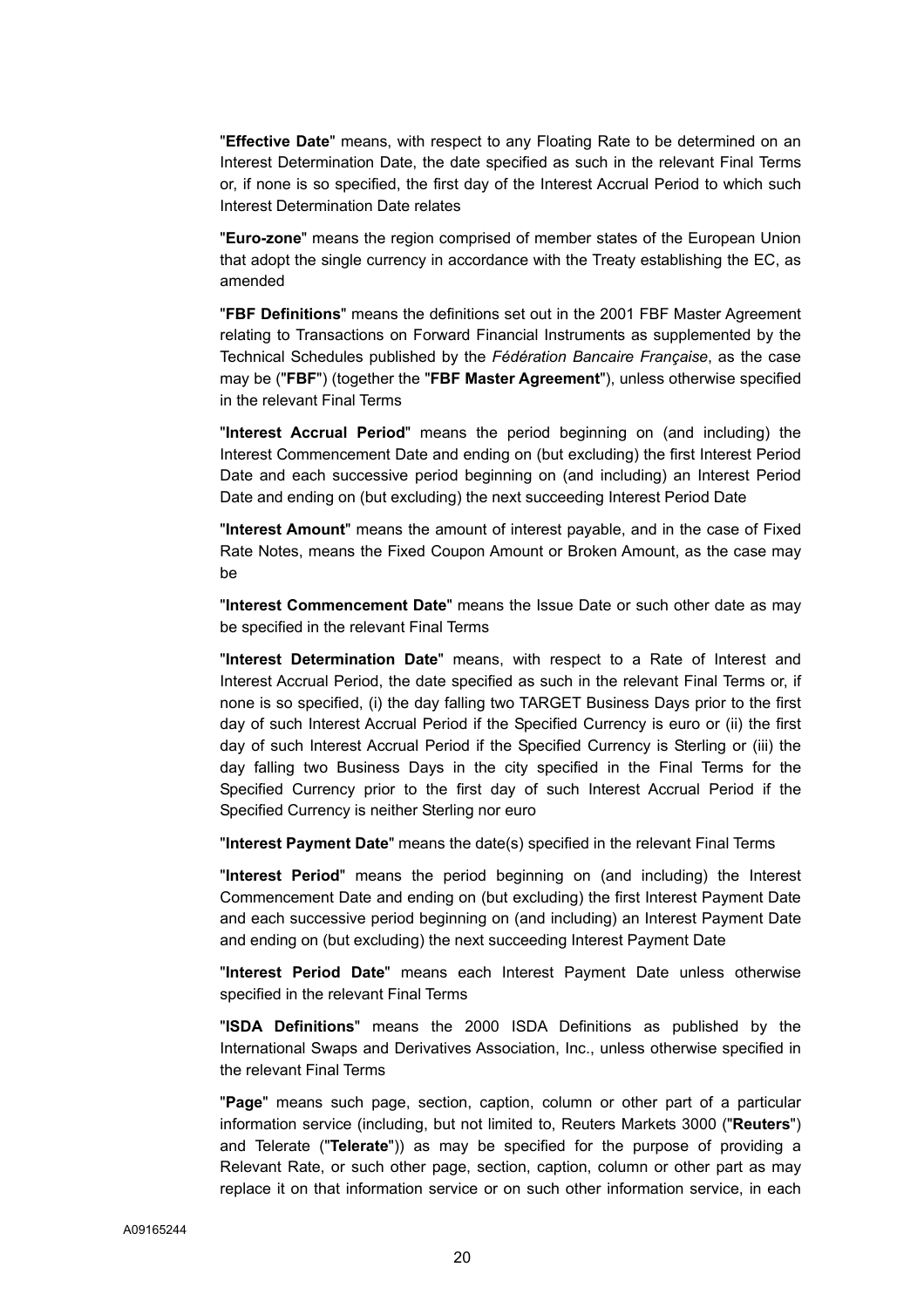"**Effective Date**" means, with respect to any Floating Rate to be determined on an Interest Determination Date, the date specified as such in the relevant Final Terms or, if none is so specified, the first day of the Interest Accrual Period to which such Interest Determination Date relates

"**Euro-zone**" means the region comprised of member states of the European Union that adopt the single currency in accordance with the Treaty establishing the EC, as amended

"**FBF Definitions**" means the definitions set out in the 2001 FBF Master Agreement relating to Transactions on Forward Financial Instruments as supplemented by the Technical Schedules published by the *Fédération Bancaire Française*, as the case may be ("**FBF**") (together the "**FBF Master Agreement**"), unless otherwise specified in the relevant Final Terms

"**Interest Accrual Period**" means the period beginning on (and including) the Interest Commencement Date and ending on (but excluding) the first Interest Period Date and each successive period beginning on (and including) an Interest Period Date and ending on (but excluding) the next succeeding Interest Period Date

"**Interest Amount**" means the amount of interest payable, and in the case of Fixed Rate Notes, means the Fixed Coupon Amount or Broken Amount, as the case may be

"**Interest Commencement Date**" means the Issue Date or such other date as may be specified in the relevant Final Terms

"**Interest Determination Date**" means, with respect to a Rate of Interest and Interest Accrual Period, the date specified as such in the relevant Final Terms or, if none is so specified, (i) the day falling two TARGET Business Days prior to the first day of such Interest Accrual Period if the Specified Currency is euro or (ii) the first day of such Interest Accrual Period if the Specified Currency is Sterling or (iii) the day falling two Business Days in the city specified in the Final Terms for the Specified Currency prior to the first day of such Interest Accrual Period if the Specified Currency is neither Sterling nor euro

"**Interest Payment Date**" means the date(s) specified in the relevant Final Terms

"**Interest Period**" means the period beginning on (and including) the Interest Commencement Date and ending on (but excluding) the first Interest Payment Date and each successive period beginning on (and including) an Interest Payment Date and ending on (but excluding) the next succeeding Interest Payment Date

"**Interest Period Date**" means each Interest Payment Date unless otherwise specified in the relevant Final Terms

"**ISDA Definitions**" means the 2000 ISDA Definitions as published by the International Swaps and Derivatives Association, Inc., unless otherwise specified in the relevant Final Terms

"**Page**" means such page, section, caption, column or other part of a particular information service (including, but not limited to, Reuters Markets 3000 ("**Reuters**") and Telerate ("**Telerate**")) as may be specified for the purpose of providing a Relevant Rate, or such other page, section, caption, column or other part as may replace it on that information service or on such other information service, in each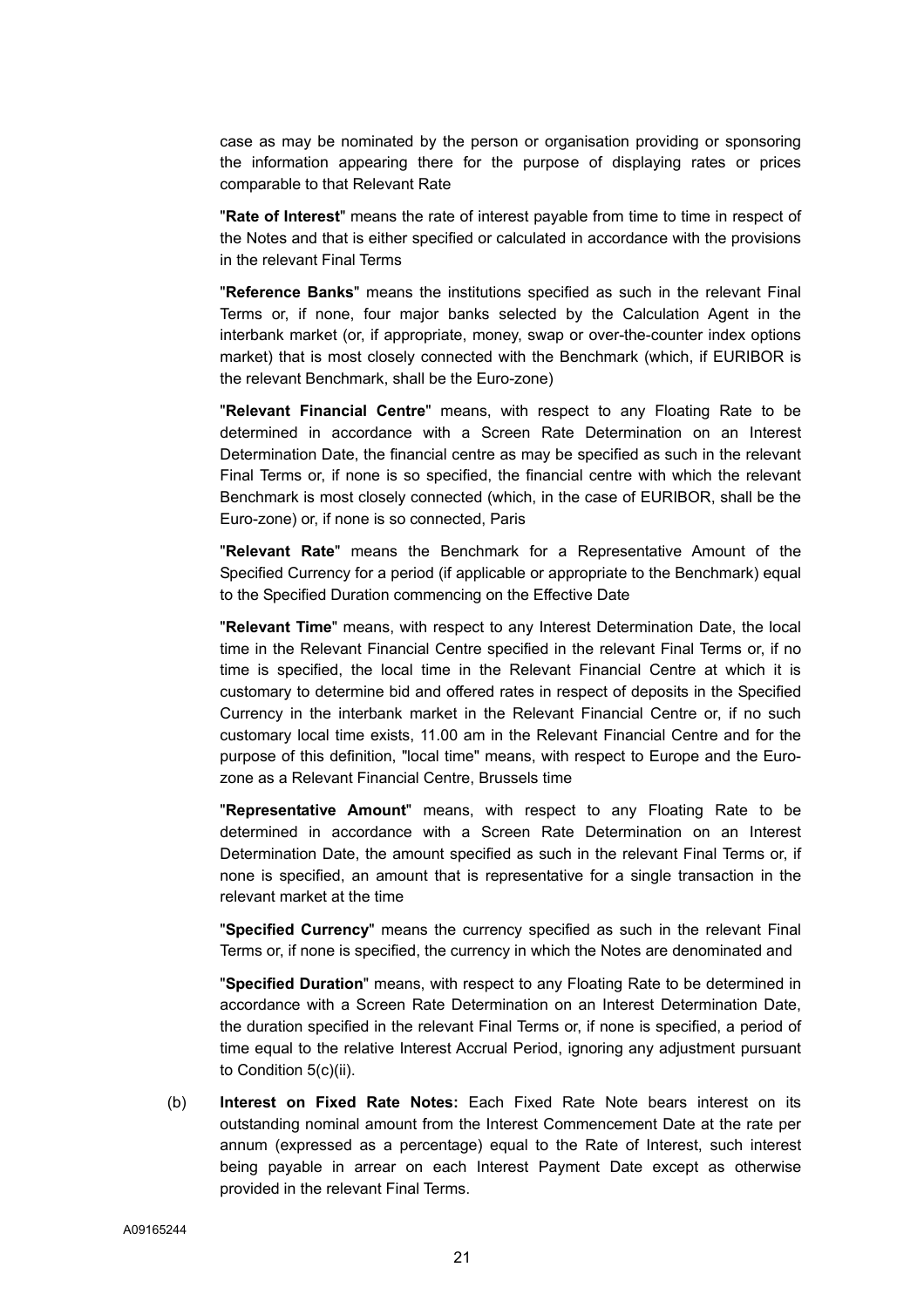case as may be nominated by the person or organisation providing or sponsoring the information appearing there for the purpose of displaying rates or prices comparable to that Relevant Rate

"**Rate of Interest**" means the rate of interest payable from time to time in respect of the Notes and that is either specified or calculated in accordance with the provisions in the relevant Final Terms

"**Reference Banks**" means the institutions specified as such in the relevant Final Terms or, if none, four major banks selected by the Calculation Agent in the interbank market (or, if appropriate, money, swap or over-the-counter index options market) that is most closely connected with the Benchmark (which, if EURIBOR is the relevant Benchmark, shall be the Euro-zone)

"**Relevant Financial Centre**" means, with respect to any Floating Rate to be determined in accordance with a Screen Rate Determination on an Interest Determination Date, the financial centre as may be specified as such in the relevant Final Terms or, if none is so specified, the financial centre with which the relevant Benchmark is most closely connected (which, in the case of EURIBOR, shall be the Euro-zone) or, if none is so connected, Paris

"**Relevant Rate**" means the Benchmark for a Representative Amount of the Specified Currency for a period (if applicable or appropriate to the Benchmark) equal to the Specified Duration commencing on the Effective Date

"**Relevant Time**" means, with respect to any Interest Determination Date, the local time in the Relevant Financial Centre specified in the relevant Final Terms or, if no time is specified, the local time in the Relevant Financial Centre at which it is customary to determine bid and offered rates in respect of deposits in the Specified Currency in the interbank market in the Relevant Financial Centre or, if no such customary local time exists, 11.00 am in the Relevant Financial Centre and for the purpose of this definition, "local time" means, with respect to Europe and the Euro-zone as a Relevant Financial Centre, Brussels time

"**Representative Amount**" means, with respect to any Floating Rate to be determined in accordance with a Screen Rate Determination on an Interest Determination Date, the amount specified as such in the relevant Final Terms or, if none is specified, an amount that is representative for a single transaction in the relevant market at the time

"**Specified Currency**" means the currency specified as such in the relevant Final Terms or, if none is specified, the currency in which the Notes are denominated and

"**Specified Duration**" means, with respect to any Floating Rate to be determined in accordance with a Screen Rate Determination on an Interest Determination Date, the duration specified in the relevant Final Terms or, if none is specified, a period of time equal to the relative Interest Accrual Period, ignoring any adjustment pursuant to Condition 5(c)(ii).

(b) **Interest on Fixed Rate Notes:** Each Fixed Rate Note bears interest on its outstanding nominal amount from the Interest Commencement Date at the rate per annum (expressed as a percentage) equal to the Rate of Interest, such interest being payable in arrear on each Interest Payment Date except as otherwise provided in the relevant Final Terms.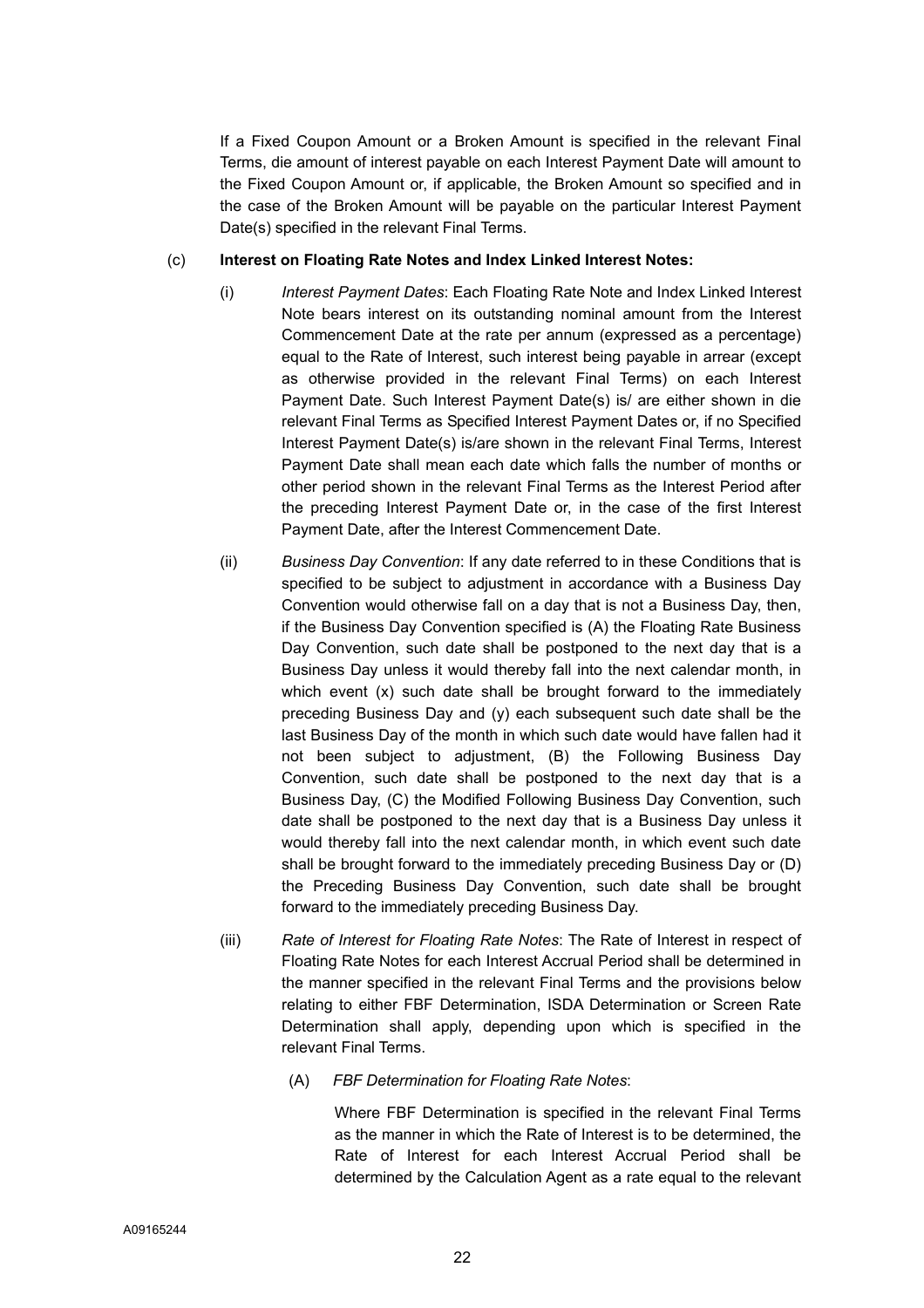If a Fixed Coupon Amount or a Broken Amount is specified in the relevant Final Terms, die amount of interest payable on each Interest Payment Date will amount to the Fixed Coupon Amount or, if applicable, the Broken Amount so specified and in the case of the Broken Amount will be payable on the particular Interest Payment Date(s) specified in the relevant Final Terms.

(c) **Interest on Floating Rate Notes and Index Linked Interest Notes:**

(i) *Interest Payment Dates*: Each Floating Rate Note and Index Linked Interest Note bears interest on its outstanding nominal amount from the Interest Commencement Date at the rate per annum (expressed as a percentage) equal to the Rate of Interest, such interest being payable in arrear (except as otherwise provided in the relevant Final Terms) on each Interest Payment Date. Such Interest Payment Date(s) is/ are either shown in die relevant Final Terms as Specified Interest Payment Dates or, if no Specified Interest Payment Date(s) is/are shown in the relevant Final Terms, Interest Payment Date shall mean each date which falls the number of months or other period shown in the relevant Final Terms as the Interest Period after the preceding Interest Payment Date or, in the case of the first Interest Payment Date, after the Interest Commencement Date.

(ii) *Business Day Convention*: If any date referred to in these Conditions that is specified to be subject to adjustment in accordance with a Business Day Convention would otherwise fall on a day that is not a Business Day, then, if the Business Day Convention specified is (A) the Floating Rate Business Day Convention, such date shall be postponed to the next day that is a Business Day unless it would thereby fall into the next calendar month, in which event (x) such date shall be brought forward to the immediately preceding Business Day and (y) each subsequent such date shall be the last Business Day of the month in which such date would have fallen had it not been subject to adjustment, (B) the Following Business Day Convention, such date shall be postponed to the next day that is a Business Day, (C) the Modified Following Business Day Convention, such date shall be postponed to the next day that is a Business Day unless it would thereby fall into the next calendar month, in which event such date shall be brought forward to the immediately preceding Business Day or (D) the Preceding Business Day Convention, such date shall be brought forward to the immediately preceding Business Day.

(iii) *Rate of Interest for Floating Rate Notes*: The Rate of Interest in respect of Floating Rate Notes for each Interest Accrual Period shall be determined in the manner specified in the relevant Final Terms and the provisions below relating to either FBF Determination, ISDA Determination or Screen Rate Determination shall apply, depending upon which is specified in the relevant Final Terms.

(A) *FBF Determination for Floating Rate Notes*:

Where FBF Determination is specified in the relevant Final Terms as the manner in which the Rate of Interest is to be determined, the Rate of Interest for each Interest Accrual Period shall be determined by the Calculation Agent as a rate equal to the relevant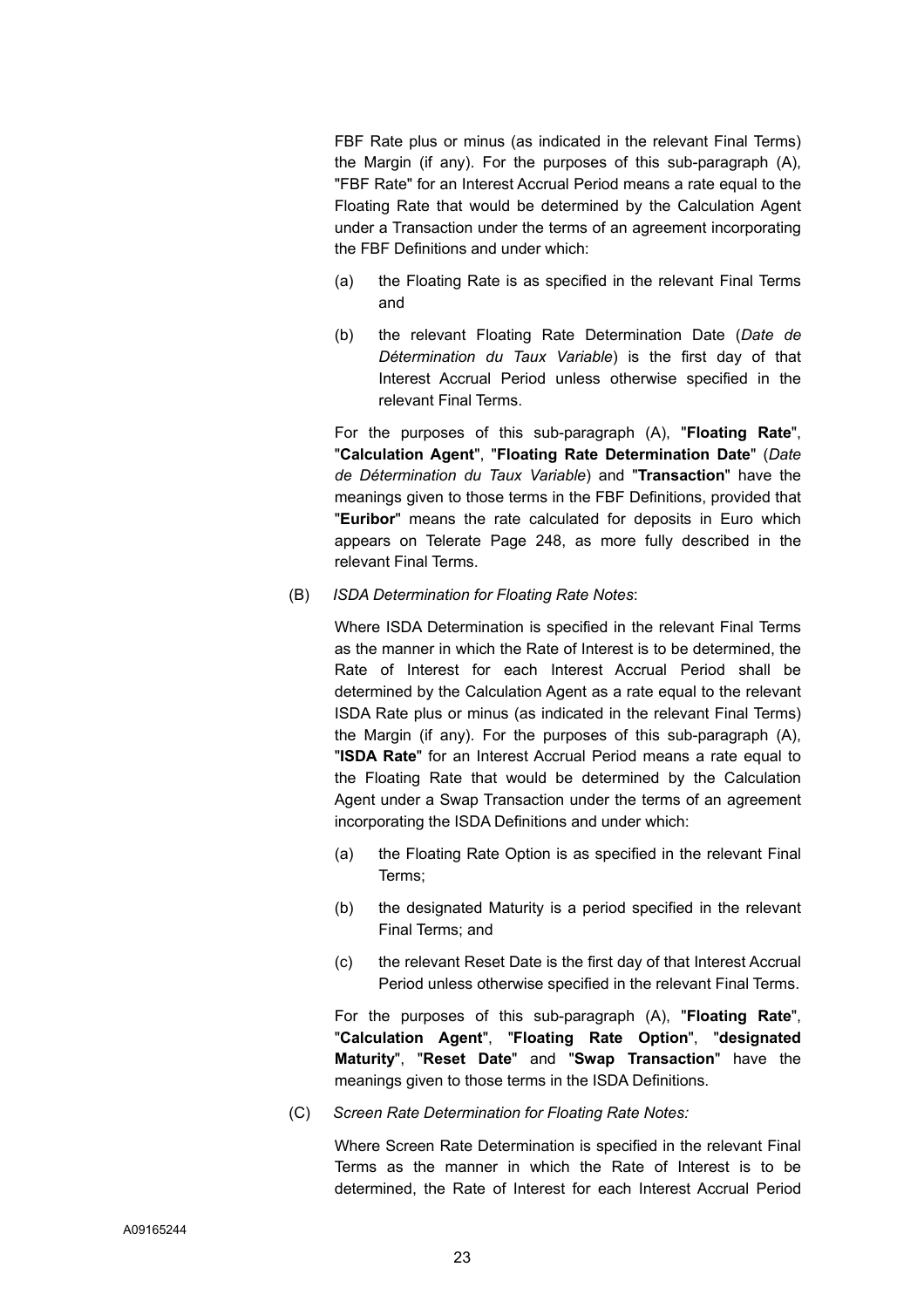FBF Rate plus or minus (as indicated in the relevant Final Terms) the Margin (if any). For the purposes of this sub-paragraph (A), "FBF Rate" for an Interest Accrual Period means a rate equal to the Floating Rate that would be determined by the Calculation Agent under a Transaction under the terms of an agreement incorporating the FBF Definitions and under which:

(a) the Floating Rate is as specified in the relevant Final Terms and

(b) the relevant Floating Rate Determination Date (*Date de Détermination du Taux Variable*) is the first day of that Interest Accrual Period unless otherwise specified in the relevant Final Terms.

For the purposes of this sub-paragraph (A), "**Floating Rate**", "**Calculation Agent**", "**Floating Rate Determination Date**" (*Date de Détermination du Taux Variable*) and "**Transaction**" have the meanings given to those terms in the FBF Definitions, provided that "**Euribor**" means the rate calculated for deposits in Euro which appears on Telerate Page 248, as more fully described in the relevant Final Terms.

(B) *ISDA Determination for Floating Rate Notes*:

Where ISDA Determination is specified in the relevant Final Terms as the manner in which the Rate of Interest is to be determined, the Rate of Interest for each Interest Accrual Period shall be determined by the Calculation Agent as a rate equal to the relevant ISDA Rate plus or minus (as indicated in the relevant Final Terms) the Margin (if any). For the purposes of this sub-paragraph (A), "**ISDA Rate**" for an Interest Accrual Period means a rate equal to the Floating Rate that would be determined by the Calculation Agent under a Swap Transaction under the terms of an agreement incorporating the ISDA Definitions and under which:

(a) the Floating Rate Option is as specified in the relevant Final Terms;

(b) the designated Maturity is a period specified in the relevant Final Terms; and

(c) the relevant Reset Date is the first day of that Interest Accrual Period unless otherwise specified in the relevant Final Terms.

For the purposes of this sub-paragraph (A), "**Floating Rate**", "**Calculation Agent**", "**Floating Rate Option**", "**designated Maturity**", "**Reset Date**" and "**Swap Transaction**" have the meanings given to those terms in the ISDA Definitions.

(C) *Screen Rate Determination for Floating Rate Notes:*

Where Screen Rate Determination is specified in the relevant Final Terms as the manner in which the Rate of Interest is to be determined, the Rate of Interest for each Interest Accrual Period

A09165244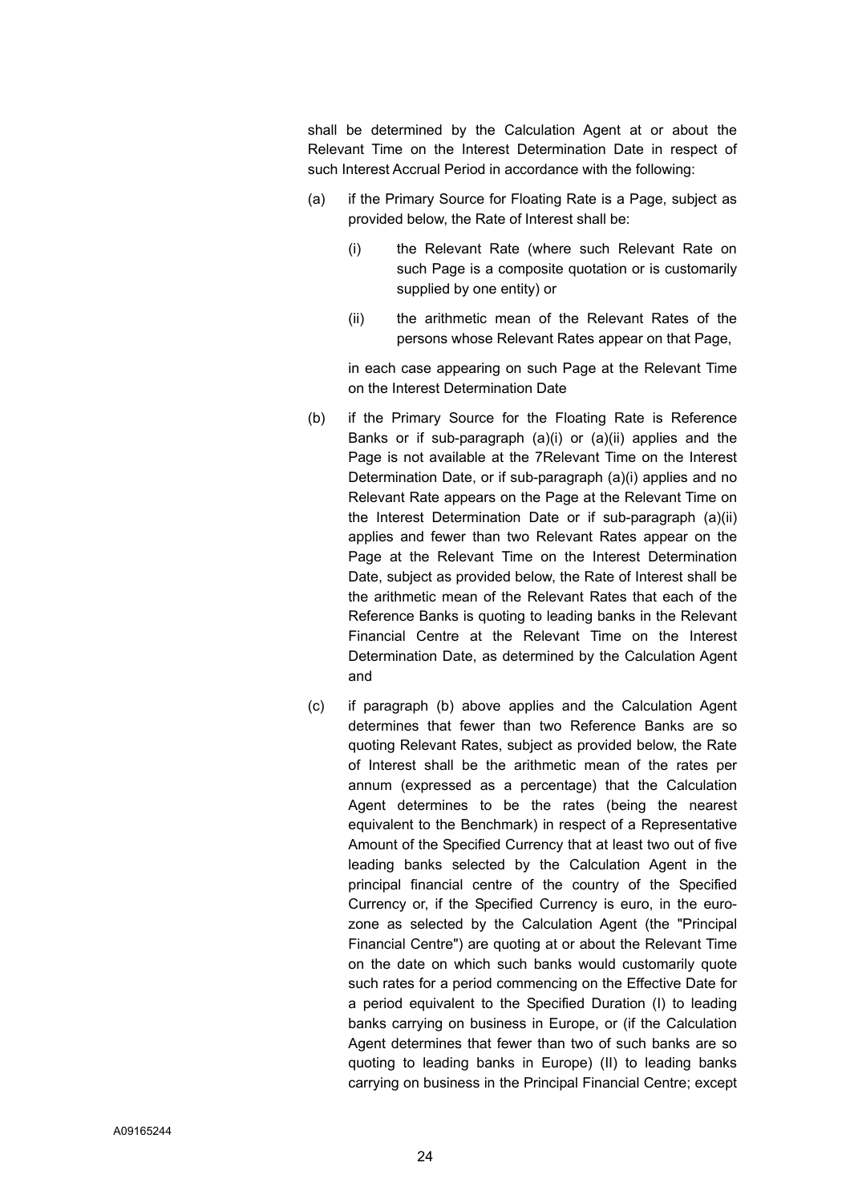shall be determined by the Calculation Agent at or about the Relevant Time on the Interest Determination Date in respect of such Interest Accrual Period in accordance with the following:

(a) if the Primary Source for Floating Rate is a Page, subject as provided below, the Rate of Interest shall be:

   (i) the Relevant Rate (where such Relevant Rate on such Page is a composite quotation or is customarily supplied by one entity) or

   (ii) the arithmetic mean of the Relevant Rates of the persons whose Relevant Rates appear on that Page,

   in each case appearing on such Page at the Relevant Time on the Interest Determination Date

(b) if the Primary Source for the Floating Rate is Reference Banks or if sub-paragraph (a)(i) or (a)(ii) applies and the Page is not available at the 7Relevant Time on the Interest Determination Date, or if sub-paragraph (a)(i) applies and no Relevant Rate appears on the Page at the Relevant Time on the Interest Determination Date or if sub-paragraph (a)(ii) applies and fewer than two Relevant Rates appear on the Page at the Relevant Time on the Interest Determination Date, subject as provided below, the Rate of Interest shall be the arithmetic mean of the Relevant Rates that each of the Reference Banks is quoting to leading banks in the Relevant Financial Centre at the Relevant Time on the Interest Determination Date, as determined by the Calculation Agent and

(c) if paragraph (b) above applies and the Calculation Agent determines that fewer than two Reference Banks are so quoting Relevant Rates, subject as provided below, the Rate of Interest shall be the arithmetic mean of the rates per annum (expressed as a percentage) that the Calculation Agent determines to be the rates (being the nearest equivalent to the Benchmark) in respect of a Representative Amount of the Specified Currency that at least two out of five leading banks selected by the Calculation Agent in the principal financial centre of the country of the Specified Currency or, if the Specified Currency is euro, in the euro-zone as selected by the Calculation Agent (the "Principal Financial Centre") are quoting at or about the Relevant Time on the date on which such banks would customarily quote such rates for a period commencing on the Effective Date for a period equivalent to the Specified Duration (I) to leading banks carrying on business in Europe, or (if the Calculation Agent determines that fewer than two of such banks are so quoting to leading banks in Europe) (II) to leading banks carrying on business in the Principal Financial Centre; except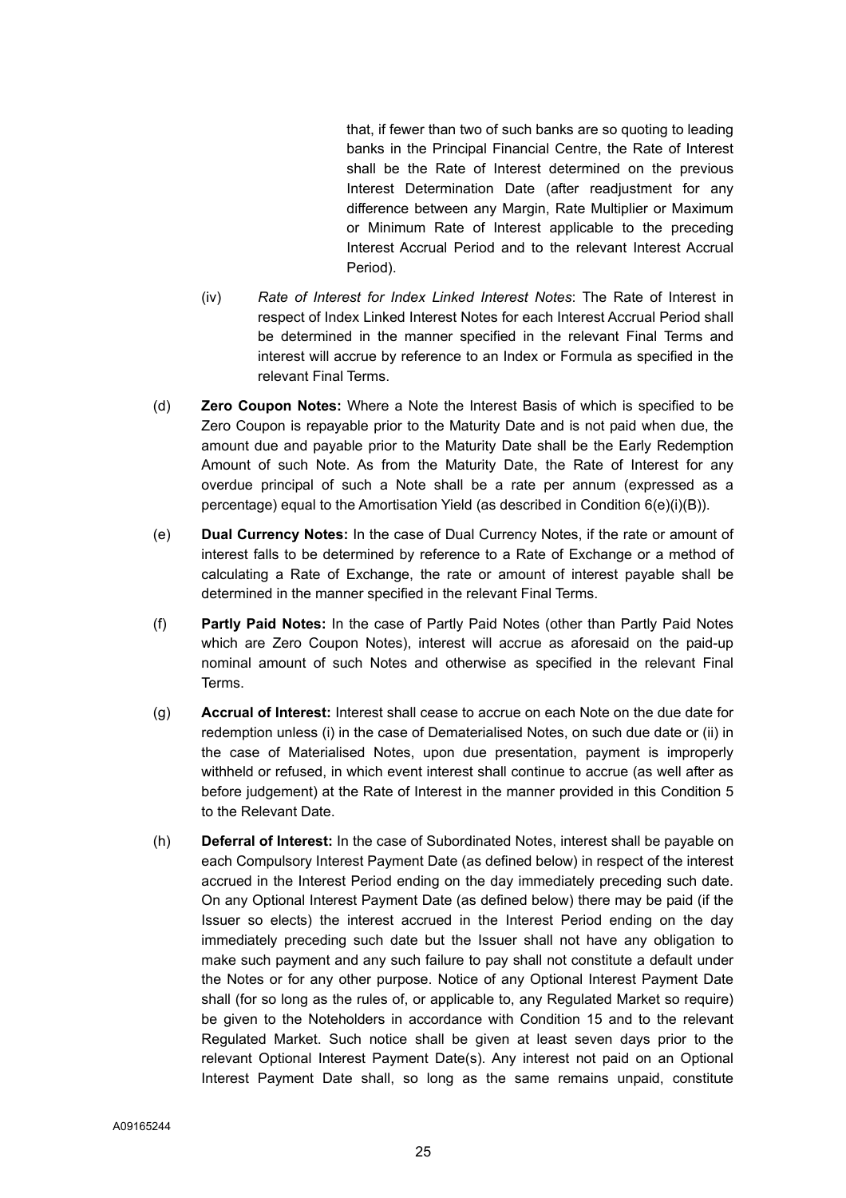that, if fewer than two of such banks are so quoting to leading banks in the Principal Financial Centre, the Rate of Interest shall be the Rate of Interest determined on the previous Interest Determination Date (after readjustment for any difference between any Margin, Rate Multiplier or Maximum or Minimum Rate of Interest applicable to the preceding Interest Accrual Period and to the relevant Interest Accrual Period).

(iv) *Rate of Interest for Index Linked Interest Notes*: The Rate of Interest in respect of Index Linked Interest Notes for each Interest Accrual Period shall be determined in the manner specified in the relevant Final Terms and interest will accrue by reference to an Index or Formula as specified in the relevant Final Terms.

(d) **Zero Coupon Notes:** Where a Note the Interest Basis of which is specified to be Zero Coupon is repayable prior to the Maturity Date and is not paid when due, the amount due and payable prior to the Maturity Date shall be the Early Redemption Amount of such Note. As from the Maturity Date, the Rate of Interest for any overdue principal of such a Note shall be a rate per annum (expressed as a percentage) equal to the Amortisation Yield (as described in Condition 6(e)(i)(B)).

(e) **Dual Currency Notes:** In the case of Dual Currency Notes, if the rate or amount of interest falls to be determined by reference to a Rate of Exchange or a method of calculating a Rate of Exchange, the rate or amount of interest payable shall be determined in the manner specified in the relevant Final Terms.

(f) **Partly Paid Notes:** In the case of Partly Paid Notes (other than Partly Paid Notes which are Zero Coupon Notes), interest will accrue as aforesaid on the paid-up nominal amount of such Notes and otherwise as specified in the relevant Final Terms.

(g) **Accrual of Interest:** Interest shall cease to accrue on each Note on the due date for redemption unless (i) in the case of Dematerialised Notes, on such due date or (ii) in the case of Materialised Notes, upon due presentation, payment is improperly withheld or refused, in which event interest shall continue to accrue (as well after as before judgement) at the Rate of Interest in the manner provided in this Condition 5 to the Relevant Date.

(h) **Deferral of Interest:** In the case of Subordinated Notes, interest shall be payable on each Compulsory Interest Payment Date (as defined below) in respect of the interest accrued in the Interest Period ending on the day immediately preceding such date. On any Optional Interest Payment Date (as defined below) there may be paid (if the Issuer so elects) the interest accrued in the Interest Period ending on the day immediately preceding such date but the Issuer shall not have any obligation to make such payment and any such failure to pay shall not constitute a default under the Notes or for any other purpose. Notice of any Optional Interest Payment Date shall (for so long as the rules of, or applicable to, any Regulated Market so require) be given to the Noteholders in accordance with Condition 15 and to the relevant Regulated Market. Such notice shall be given at least seven days prior to the relevant Optional Interest Payment Date(s). Any interest not paid on an Optional Interest Payment Date shall, so long as the same remains unpaid, constitute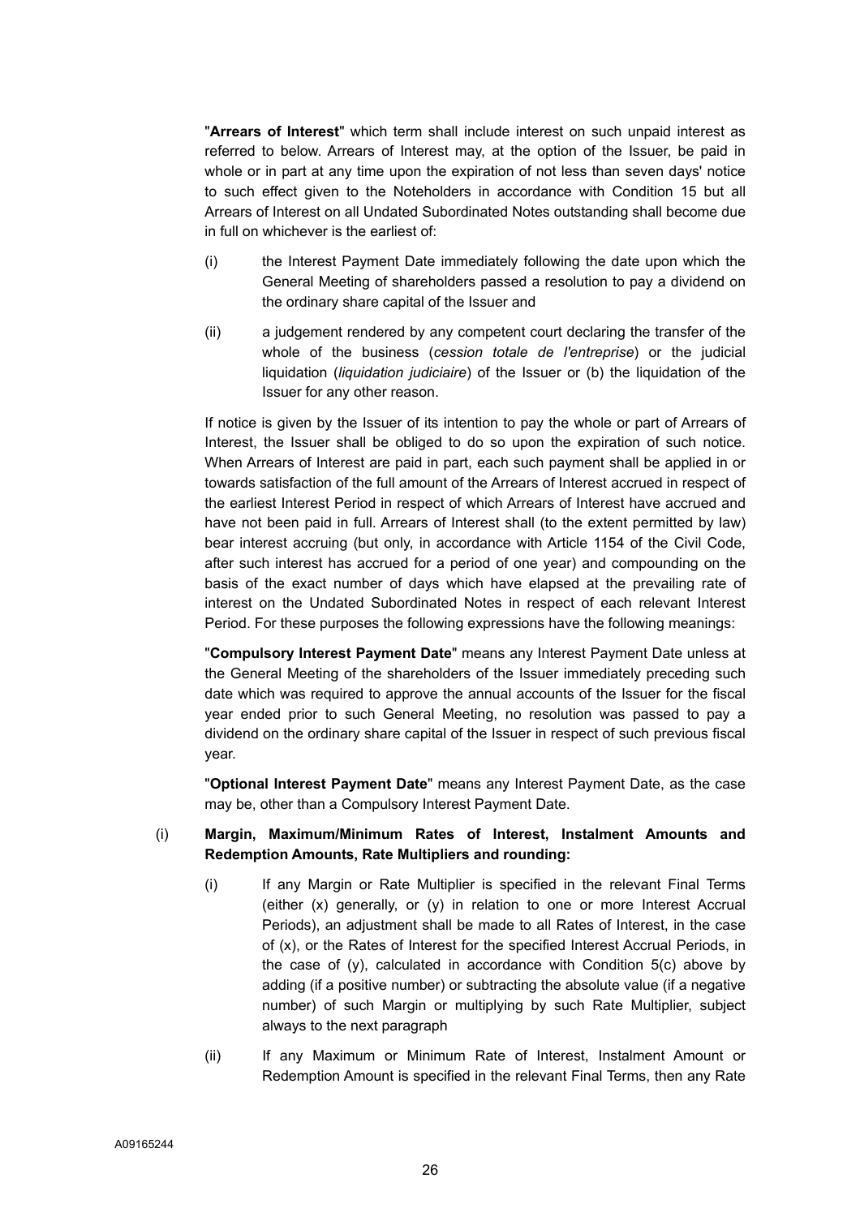"**Arrears of Interest**" which term shall include interest on such unpaid interest as referred to below. Arrears of Interest may, at the option of the Issuer, be paid in whole or in part at any time upon the expiration of not less than seven days' notice to such effect given to the Noteholders in accordance with Condition 15 but all Arrears of Interest on all Undated Subordinated Notes outstanding shall become due in full on whichever is the earliest of:

(i) the Interest Payment Date immediately following the date upon which the General Meeting of shareholders passed a resolution to pay a dividend on the ordinary share capital of the Issuer and

(ii) a judgement rendered by any competent court declaring the transfer of the whole of the business (*cession totale de l'entreprise*) or the judicial liquidation (*liquidation judiciaire*) of the Issuer or (b) the liquidation of the Issuer for any other reason.

If notice is given by the Issuer of its intention to pay the whole or part of Arrears of Interest, the Issuer shall be obliged to do so upon the expiration of such notice. When Arrears of Interest are paid in part, each such payment shall be applied in or towards satisfaction of the full amount of the Arrears of Interest accrued in respect of the earliest Interest Period in respect of which Arrears of Interest have accrued and have not been paid in full. Arrears of Interest shall (to the extent permitted by law) bear interest accruing (but only, in accordance with Article 1154 of the Civil Code, after such interest has accrued for a period of one year) and compounding on the basis of the exact number of days which have elapsed at the prevailing rate of interest on the Undated Subordinated Notes in respect of each relevant Interest Period. For these purposes the following expressions have the following meanings:

"**Compulsory Interest Payment Date**" means any Interest Payment Date unless at the General Meeting of the shareholders of the Issuer immediately preceding such date which was required to approve the annual accounts of the Issuer for the fiscal year ended prior to such General Meeting, no resolution was passed to pay a dividend on the ordinary share capital of the Issuer in respect of such previous fiscal year.

"**Optional Interest Payment Date**" means any Interest Payment Date, as the case may be, other than a Compulsory Interest Payment Date.

(i) **Margin, Maximum/Minimum Rates of Interest, Instalment Amounts and Redemption Amounts, Rate Multipliers and rounding:**

(i) If any Margin or Rate Multiplier is specified in the relevant Final Terms (either (x) generally, or (y) in relation to one or more Interest Accrual Periods), an adjustment shall be made to all Rates of Interest, in the case of (x), or the Rates of Interest for the specified Interest Accrual Periods, in the case of (y), calculated in accordance with Condition 5(c) above by adding (if a positive number) or subtracting the absolute value (if a negative number) of such Margin or multiplying by such Rate Multiplier, subject always to the next paragraph

(ii) If any Maximum or Minimum Rate of Interest, Instalment Amount or Redemption Amount is specified in the relevant Final Terms, then any Rate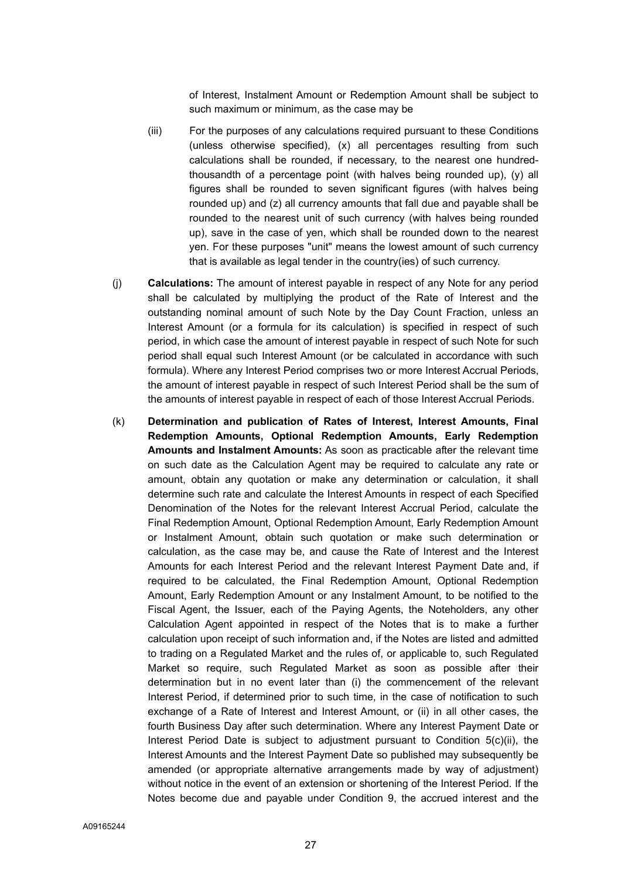of Interest, Instalment Amount or Redemption Amount shall be subject to such maximum or minimum, as the case may be

(iii) For the purposes of any calculations required pursuant to these Conditions (unless otherwise specified), (x) all percentages resulting from such calculations shall be rounded, if necessary, to the nearest one hundred-thousandth of a percentage point (with halves being rounded up), (y) all figures shall be rounded to seven significant figures (with halves being rounded up) and (z) all currency amounts that fall due and payable shall be rounded to the nearest unit of such currency (with halves being rounded up), save in the case of yen, which shall be rounded down to the nearest yen. For these purposes "unit" means the lowest amount of such currency that is available as legal tender in the country(ies) of such currency.

(j) **Calculations:** The amount of interest payable in respect of any Note for any period shall be calculated by multiplying the product of the Rate of Interest and the outstanding nominal amount of such Note by the Day Count Fraction, unless an Interest Amount (or a formula for its calculation) is specified in respect of such period, in which case the amount of interest payable in respect of such Note for such period shall equal such Interest Amount (or be calculated in accordance with such formula). Where any Interest Period comprises two or more Interest Accrual Periods, the amount of interest payable in respect of such Interest Period shall be the sum of the amounts of interest payable in respect of each of those Interest Accrual Periods.

(k) **Determination and publication of Rates of Interest, Interest Amounts, Final Redemption Amounts, Optional Redemption Amounts, Early Redemption Amounts and Instalment Amounts:** As soon as practicable after the relevant time on such date as the Calculation Agent may be required to calculate any rate or amount, obtain any quotation or make any determination or calculation, it shall determine such rate and calculate the Interest Amounts in respect of each Specified Denomination of the Notes for the relevant Interest Accrual Period, calculate the Final Redemption Amount, Optional Redemption Amount, Early Redemption Amount or Instalment Amount, obtain such quotation or make such determination or calculation, as the case may be, and cause the Rate of Interest and the Interest Amounts for each Interest Period and the relevant Interest Payment Date and, if required to be calculated, the Final Redemption Amount, Optional Redemption Amount, Early Redemption Amount or any Instalment Amount, to be notified to the Fiscal Agent, the Issuer, each of the Paying Agents, the Noteholders, any other Calculation Agent appointed in respect of the Notes that is to make a further calculation upon receipt of such information and, if the Notes are listed and admitted to trading on a Regulated Market and the rules of, or applicable to, such Regulated Market so require, such Regulated Market as soon as possible after their determination but in no event later than (i) the commencement of the relevant Interest Period, if determined prior to such time, in the case of notification to such exchange of a Rate of Interest and Interest Amount, or (ii) in all other cases, the fourth Business Day after such determination. Where any Interest Payment Date or Interest Period Date is subject to adjustment pursuant to Condition 5(c)(ii), the Interest Amounts and the Interest Payment Date so published may subsequently be amended (or appropriate alternative arrangements made by way of adjustment) without notice in the event of an extension or shortening of the Interest Period. If the Notes become due and payable under Condition 9, the accrued interest and the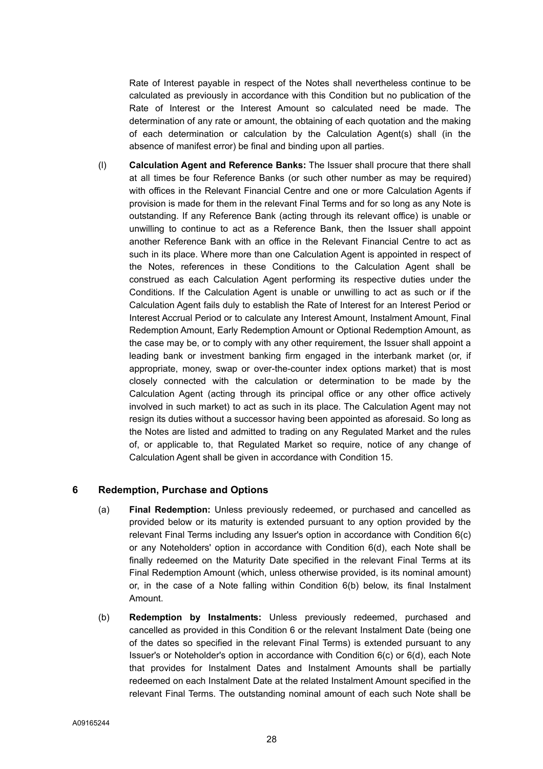Rate of Interest payable in respect of the Notes shall nevertheless continue to be calculated as previously in accordance with this Condition but no publication of the Rate of Interest or the Interest Amount so calculated need be made. The determination of any rate or amount, the obtaining of each quotation and the making of each determination or calculation by the Calculation Agent(s) shall (in the absence of manifest error) be final and binding upon all parties.

(l) **Calculation Agent and Reference Banks:** The Issuer shall procure that there shall at all times be four Reference Banks (or such other number as may be required) with offices in the Relevant Financial Centre and one or more Calculation Agents if provision is made for them in the relevant Final Terms and for so long as any Note is outstanding. If any Reference Bank (acting through its relevant office) is unable or unwilling to continue to act as a Reference Bank, then the Issuer shall appoint another Reference Bank with an office in the Relevant Financial Centre to act as such in its place. Where more than one Calculation Agent is appointed in respect of the Notes, references in these Conditions to the Calculation Agent shall be construed as each Calculation Agent performing its respective duties under the Conditions. If the Calculation Agent is unable or unwilling to act as such or if the Calculation Agent fails duly to establish the Rate of Interest for an Interest Period or Interest Accrual Period or to calculate any Interest Amount, Instalment Amount, Final Redemption Amount, Early Redemption Amount or Optional Redemption Amount, as the case may be, or to comply with any other requirement, the Issuer shall appoint a leading bank or investment banking firm engaged in the interbank market (or, if appropriate, money, swap or over-the-counter index options market) that is most closely connected with the calculation or determination to be made by the Calculation Agent (acting through its principal office or any other office actively involved in such market) to act as such in its place. The Calculation Agent may not resign its duties without a successor having been appointed as aforesaid. So long as the Notes are listed and admitted to trading on any Regulated Market and the rules of, or applicable to, that Regulated Market so require, notice of any change of Calculation Agent shall be given in accordance with Condition 15.

## 6 Redemption, Purchase and Options

(a) **Final Redemption:** Unless previously redeemed, or purchased and cancelled as provided below or its maturity is extended pursuant to any option provided by the relevant Final Terms including any Issuer's option in accordance with Condition 6(c) or any Noteholders' option in accordance with Condition 6(d), each Note shall be finally redeemed on the Maturity Date specified in the relevant Final Terms at its Final Redemption Amount (which, unless otherwise provided, is its nominal amount) or, in the case of a Note falling within Condition 6(b) below, its final Instalment Amount.

(b) **Redemption by Instalments:** Unless previously redeemed, purchased and cancelled as provided in this Condition 6 or the relevant Instalment Date (being one of the dates so specified in the relevant Final Terms) is extended pursuant to any Issuer's or Noteholder's option in accordance with Condition 6(c) or 6(d), each Note that provides for Instalment Dates and Instalment Amounts shall be partially redeemed on each Instalment Date at the related Instalment Amount specified in the relevant Final Terms. The outstanding nominal amount of each such Note shall be

A09165244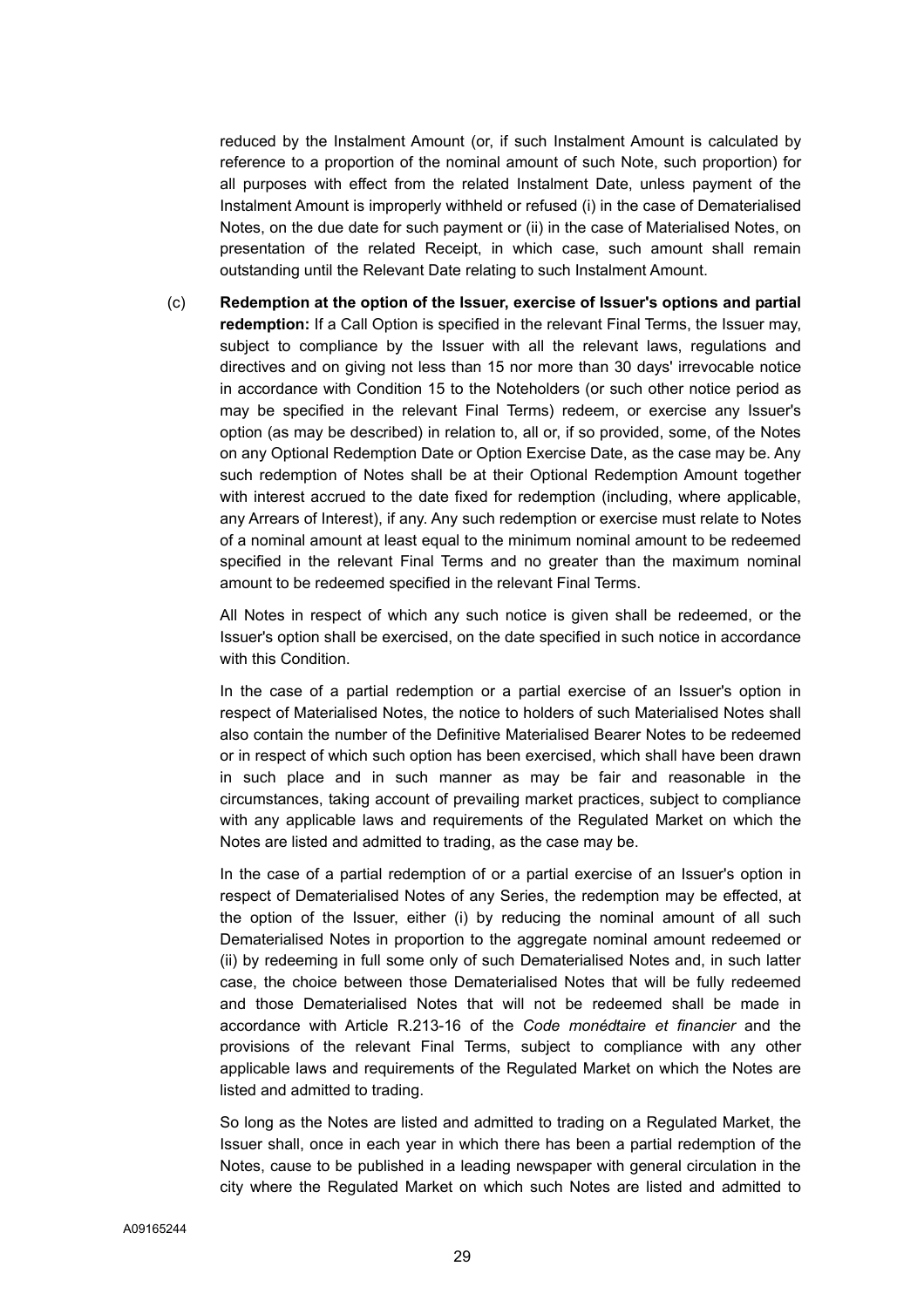reduced by the Instalment Amount (or, if such Instalment Amount is calculated by reference to a proportion of the nominal amount of such Note, such proportion) for all purposes with effect from the related Instalment Date, unless payment of the Instalment Amount is improperly withheld or refused (i) in the case of Dematerialised Notes, on the due date for such payment or (ii) in the case of Materialised Notes, on presentation of the related Receipt, in which case, such amount shall remain outstanding until the Relevant Date relating to such Instalment Amount.

(c) **Redemption at the option of the Issuer, exercise of Issuer's options and partial redemption:** If a Call Option is specified in the relevant Final Terms, the Issuer may, subject to compliance by the Issuer with all the relevant laws, regulations and directives and on giving not less than 15 nor more than 30 days' irrevocable notice in accordance with Condition 15 to the Noteholders (or such other notice period as may be specified in the relevant Final Terms) redeem, or exercise any Issuer's option (as may be described) in relation to, all or, if so provided, some, of the Notes on any Optional Redemption Date or Option Exercise Date, as the case may be. Any such redemption of Notes shall be at their Optional Redemption Amount together with interest accrued to the date fixed for redemption (including, where applicable, any Arrears of Interest), if any. Any such redemption or exercise must relate to Notes of a nominal amount at least equal to the minimum nominal amount to be redeemed specified in the relevant Final Terms and no greater than the maximum nominal amount to be redeemed specified in the relevant Final Terms.

All Notes in respect of which any such notice is given shall be redeemed, or the Issuer's option shall be exercised, on the date specified in such notice in accordance with this Condition.

In the case of a partial redemption or a partial exercise of an Issuer's option in respect of Materialised Notes, the notice to holders of such Materialised Notes shall also contain the number of the Definitive Materialised Bearer Notes to be redeemed or in respect of which such option has been exercised, which shall have been drawn in such place and in such manner as may be fair and reasonable in the circumstances, taking account of prevailing market practices, subject to compliance with any applicable laws and requirements of the Regulated Market on which the Notes are listed and admitted to trading, as the case may be.

In the case of a partial redemption of or a partial exercise of an Issuer's option in respect of Dematerialised Notes of any Series, the redemption may be effected, at the option of the Issuer, either (i) by reducing the nominal amount of all such Dematerialised Notes in proportion to the aggregate nominal amount redeemed or (ii) by redeeming in full some only of such Dematerialised Notes and, in such latter case, the choice between those Dematerialised Notes that will be fully redeemed and those Dematerialised Notes that will not be redeemed shall be made in accordance with Article R.213-16 of the *Code monédtaire et financier* and the provisions of the relevant Final Terms, subject to compliance with any other applicable laws and requirements of the Regulated Market on which the Notes are listed and admitted to trading.

So long as the Notes are listed and admitted to trading on a Regulated Market, the Issuer shall, once in each year in which there has been a partial redemption of the Notes, cause to be published in a leading newspaper with general circulation in the city where the Regulated Market on which such Notes are listed and admitted to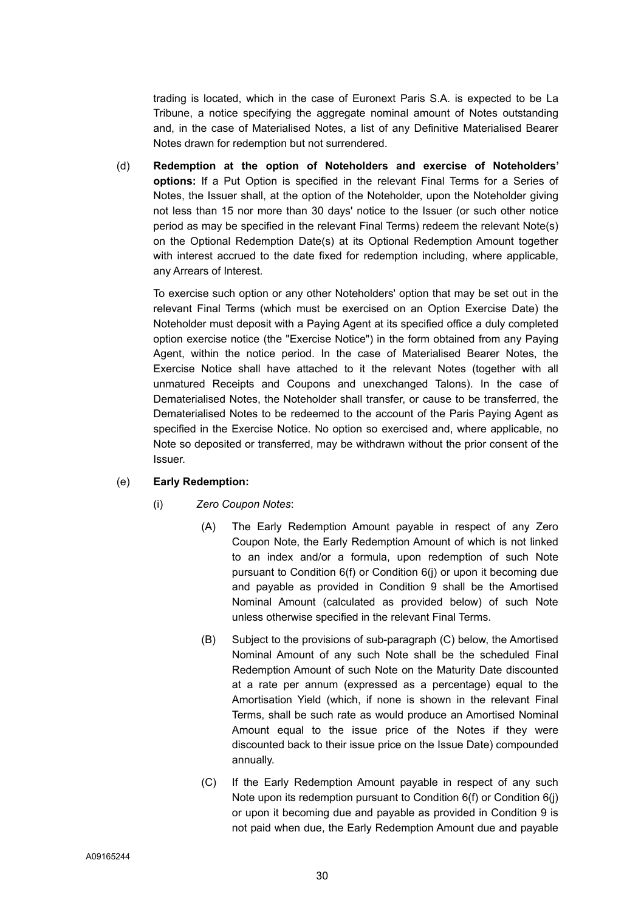trading is located, which in the case of Euronext Paris S.A. is expected to be La Tribune, a notice specifying the aggregate nominal amount of Notes outstanding and, in the case of Materialised Notes, a list of any Definitive Materialised Bearer Notes drawn for redemption but not surrendered.

(d) **Redemption at the option of Noteholders and exercise of Noteholders' options:** If a Put Option is specified in the relevant Final Terms for a Series of Notes, the Issuer shall, at the option of the Noteholder, upon the Noteholder giving not less than 15 nor more than 30 days' notice to the Issuer (or such other notice period as may be specified in the relevant Final Terms) redeem the relevant Note(s) on the Optional Redemption Date(s) at its Optional Redemption Amount together with interest accrued to the date fixed for redemption including, where applicable, any Arrears of Interest.

To exercise such option or any other Noteholders' option that may be set out in the relevant Final Terms (which must be exercised on an Option Exercise Date) the Noteholder must deposit with a Paying Agent at its specified office a duly completed option exercise notice (the "Exercise Notice") in the form obtained from any Paying Agent, within the notice period. In the case of Materialised Bearer Notes, the Exercise Notice shall have attached to it the relevant Notes (together with all unmatured Receipts and Coupons and unexchanged Talons). In the case of Dematerialised Notes, the Noteholder shall transfer, or cause to be transferred, the Dematerialised Notes to be redeemed to the account of the Paris Paying Agent as specified in the Exercise Notice. No option so exercised and, where applicable, no Note so deposited or transferred, may be withdrawn without the prior consent of the Issuer.

(e) **Early Redemption:**

(i) *Zero Coupon Notes*:

(A) The Early Redemption Amount payable in respect of any Zero Coupon Note, the Early Redemption Amount of which is not linked to an index and/or a formula, upon redemption of such Note pursuant to Condition 6(f) or Condition 6(j) or upon it becoming due and payable as provided in Condition 9 shall be the Amortised Nominal Amount (calculated as provided below) of such Note unless otherwise specified in the relevant Final Terms.

(B) Subject to the provisions of sub-paragraph (C) below, the Amortised Nominal Amount of any such Note shall be the scheduled Final Redemption Amount of such Note on the Maturity Date discounted at a rate per annum (expressed as a percentage) equal to the Amortisation Yield (which, if none is shown in the relevant Final Terms, shall be such rate as would produce an Amortised Nominal Amount equal to the issue price of the Notes if they were discounted back to their issue price on the Issue Date) compounded annually.

(C) If the Early Redemption Amount payable in respect of any such Note upon its redemption pursuant to Condition 6(f) or Condition 6(j) or upon it becoming due and payable as provided in Condition 9 is not paid when due, the Early Redemption Amount due and payable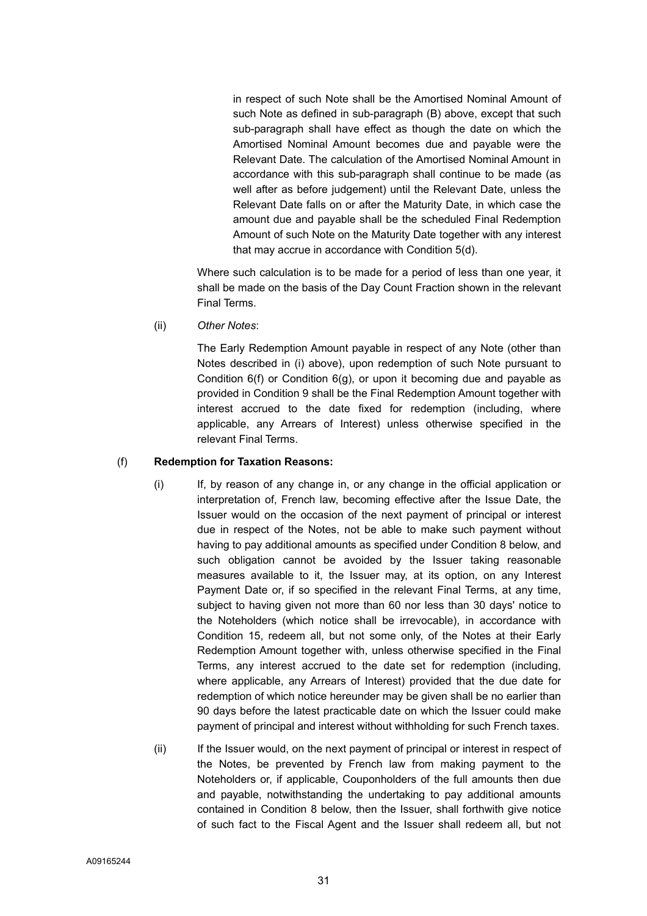in respect of such Note shall be the Amortised Nominal Amount of such Note as defined in sub-paragraph (B) above, except that such sub-paragraph shall have effect as though the date on which the Amortised Nominal Amount becomes due and payable were the Relevant Date. The calculation of the Amortised Nominal Amount in accordance with this sub-paragraph shall continue to be made (as well after as before judgement) until the Relevant Date, unless the Relevant Date falls on or after the Maturity Date, in which case the amount due and payable shall be the scheduled Final Redemption Amount of such Note on the Maturity Date together with any interest that may accrue in accordance with Condition 5(d).

Where such calculation is to be made for a period of less than one year, it shall be made on the basis of the Day Count Fraction shown in the relevant Final Terms.

(ii) *Other Notes*:

The Early Redemption Amount payable in respect of any Note (other than Notes described in (i) above), upon redemption of such Note pursuant to Condition 6(f) or Condition 6(g), or upon it becoming due and payable as provided in Condition 9 shall be the Final Redemption Amount together with interest accrued to the date fixed for redemption (including, where applicable, any Arrears of Interest) unless otherwise specified in the relevant Final Terms.

(f) **Redemption for Taxation Reasons:**

(i) If, by reason of any change in, or any change in the official application or interpretation of, French law, becoming effective after the Issue Date, the Issuer would on the occasion of the next payment of principal or interest due in respect of the Notes, not be able to make such payment without having to pay additional amounts as specified under Condition 8 below, and such obligation cannot be avoided by the Issuer taking reasonable measures available to it, the Issuer may, at its option, on any Interest Payment Date or, if so specified in the relevant Final Terms, at any time, subject to having given not more than 60 nor less than 30 days' notice to the Noteholders (which notice shall be irrevocable), in accordance with Condition 15, redeem all, but not some only, of the Notes at their Early Redemption Amount together with, unless otherwise specified in the Final Terms, any interest accrued to the date set for redemption (including, where applicable, any Arrears of Interest) provided that the due date for redemption of which notice hereunder may be given shall be no earlier than 90 days before the latest practicable date on which the Issuer could make payment of principal and interest without withholding for such French taxes.

(ii) If the Issuer would, on the next payment of principal or interest in respect of the Notes, be prevented by French law from making payment to the Noteholders or, if applicable, Couponholders of the full amounts then due and payable, notwithstanding the undertaking to pay additional amounts contained in Condition 8 below, then the Issuer, shall forthwith give notice of such fact to the Fiscal Agent and the Issuer shall redeem all, but not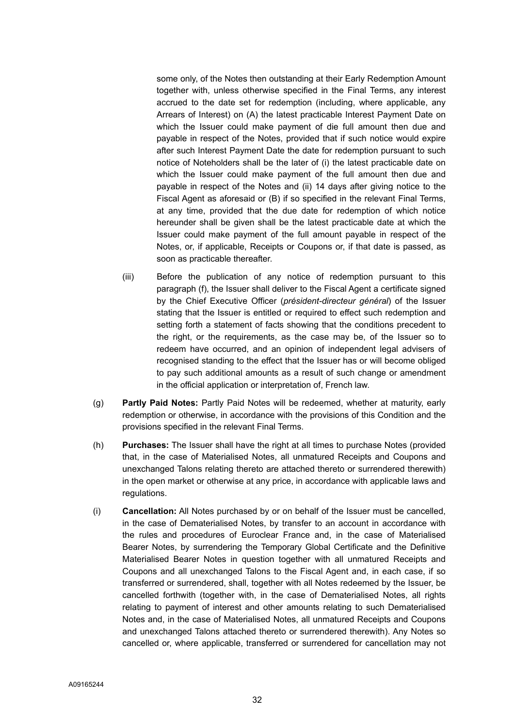some only, of the Notes then outstanding at their Early Redemption Amount together with, unless otherwise specified in the Final Terms, any interest accrued to the date set for redemption (including, where applicable, any Arrears of Interest) on (A) the latest practicable Interest Payment Date on which the Issuer could make payment of die full amount then due and payable in respect of the Notes, provided that if such notice would expire after such Interest Payment Date the date for redemption pursuant to such notice of Noteholders shall be the later of (i) the latest practicable date on which the Issuer could make payment of the full amount then due and payable in respect of the Notes and (ii) 14 days after giving notice to the Fiscal Agent as aforesaid or (B) if so specified in the relevant Final Terms, at any time, provided that the due date for redemption of which notice hereunder shall be given shall be the latest practicable date at which the Issuer could make payment of the full amount payable in respect of the Notes, or, if applicable, Receipts or Coupons or, if that date is passed, as soon as practicable thereafter.

(iii) Before the publication of any notice of redemption pursuant to this paragraph (f), the Issuer shall deliver to the Fiscal Agent a certificate signed by the Chief Executive Officer (*président-directeur général*) of the Issuer stating that the Issuer is entitled or required to effect such redemption and setting forth a statement of facts showing that the conditions precedent to the right, or the requirements, as the case may be, of the Issuer so to redeem have occurred, and an opinion of independent legal advisers of recognised standing to the effect that the Issuer has or will become obliged to pay such additional amounts as a result of such change or amendment in the official application or interpretation of, French law.

(g) **Partly Paid Notes:** Partly Paid Notes will be redeemed, whether at maturity, early redemption or otherwise, in accordance with the provisions of this Condition and the provisions specified in the relevant Final Terms.

(h) **Purchases:** The Issuer shall have the right at all times to purchase Notes (provided that, in the case of Materialised Notes, all unmatured Receipts and Coupons and unexchanged Talons relating thereto are attached thereto or surrendered therewith) in the open market or otherwise at any price, in accordance with applicable laws and regulations.

(i) **Cancellation:** All Notes purchased by or on behalf of the Issuer must be cancelled, in the case of Dematerialised Notes, by transfer to an account in accordance with the rules and procedures of Euroclear France and, in the case of Materialised Bearer Notes, by surrendering the Temporary Global Certificate and the Definitive Materialised Bearer Notes in question together with all unmatured Receipts and Coupons and all unexchanged Talons to the Fiscal Agent and, in each case, if so transferred or surrendered, shall, together with all Notes redeemed by the Issuer, be cancelled forthwith (together with, in the case of Dematerialised Notes, all rights relating to payment of interest and other amounts relating to such Dematerialised Notes and, in the case of Materialised Notes, all unmatured Receipts and Coupons and unexchanged Talons attached thereto or surrendered therewith). Any Notes so cancelled or, where applicable, transferred or surrendered for cancellation may not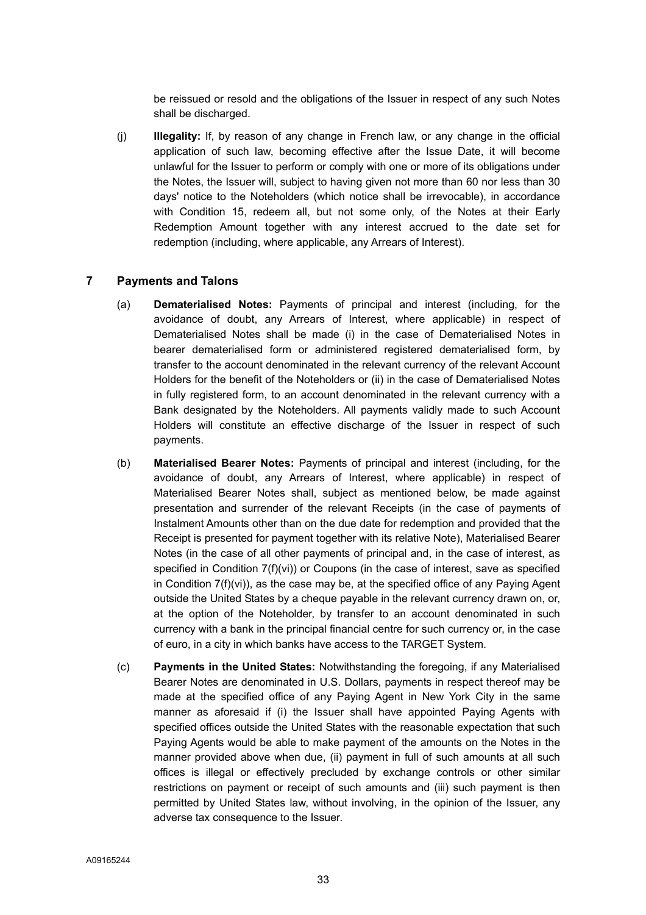be reissued or resold and the obligations of the Issuer in respect of any such Notes shall be discharged.

(j) **Illegality:** If, by reason of any change in French law, or any change in the official application of such law, becoming effective after the Issue Date, it will become unlawful for the Issuer to perform or comply with one or more of its obligations under the Notes, the Issuer will, subject to having given not more than 60 nor less than 30 days' notice to the Noteholders (which notice shall be irrevocable), in accordance with Condition 15, redeem all, but not some only, of the Notes at their Early Redemption Amount together with any interest accrued to the date set for redemption (including, where applicable, any Arrears of Interest).

## 7 Payments and Talons

(a) **Dematerialised Notes:** Payments of principal and interest (including, for the avoidance of doubt, any Arrears of Interest, where applicable) in respect of Dematerialised Notes shall be made (i) in the case of Dematerialised Notes in bearer dematerialised form or administered registered dematerialised form, by transfer to the account denominated in the relevant currency of the relevant Account Holders for the benefit of the Noteholders or (ii) in the case of Dematerialised Notes in fully registered form, to an account denominated in the relevant currency with a Bank designated by the Noteholders. All payments validly made to such Account Holders will constitute an effective discharge of the Issuer in respect of such payments.

(b) **Materialised Bearer Notes:** Payments of principal and interest (including, for the avoidance of doubt, any Arrears of Interest, where applicable) in respect of Materialised Bearer Notes shall, subject as mentioned below, be made against presentation and surrender of the relevant Receipts (in the case of payments of Instalment Amounts other than on the due date for redemption and provided that the Receipt is presented for payment together with its relative Note), Materialised Bearer Notes (in the case of all other payments of principal and, in the case of interest, as specified in Condition 7(f)(vi)) or Coupons (in the case of interest, save as specified in Condition 7(f)(vi)), as the case may be, at the specified office of any Paying Agent outside the United States by a cheque payable in the relevant currency drawn on, or, at the option of the Noteholder, by transfer to an account denominated in such currency with a bank in the principal financial centre for such currency or, in the case of euro, in a city in which banks have access to the TARGET System.

(c) **Payments in the United States:** Notwithstanding the foregoing, if any Materialised Bearer Notes are denominated in U.S. Dollars, payments in respect thereof may be made at the specified office of any Paying Agent in New York City in the same manner as aforesaid if (i) the Issuer shall have appointed Paying Agents with specified offices outside the United States with the reasonable expectation that such Paying Agents would be able to make payment of the amounts on the Notes in the manner provided above when due, (ii) payment in full of such amounts at all such offices is illegal or effectively precluded by exchange controls or other similar restrictions on payment or receipt of such amounts and (iii) such payment is then permitted by United States law, without involving, in the opinion of the Issuer, any adverse tax consequence to the Issuer.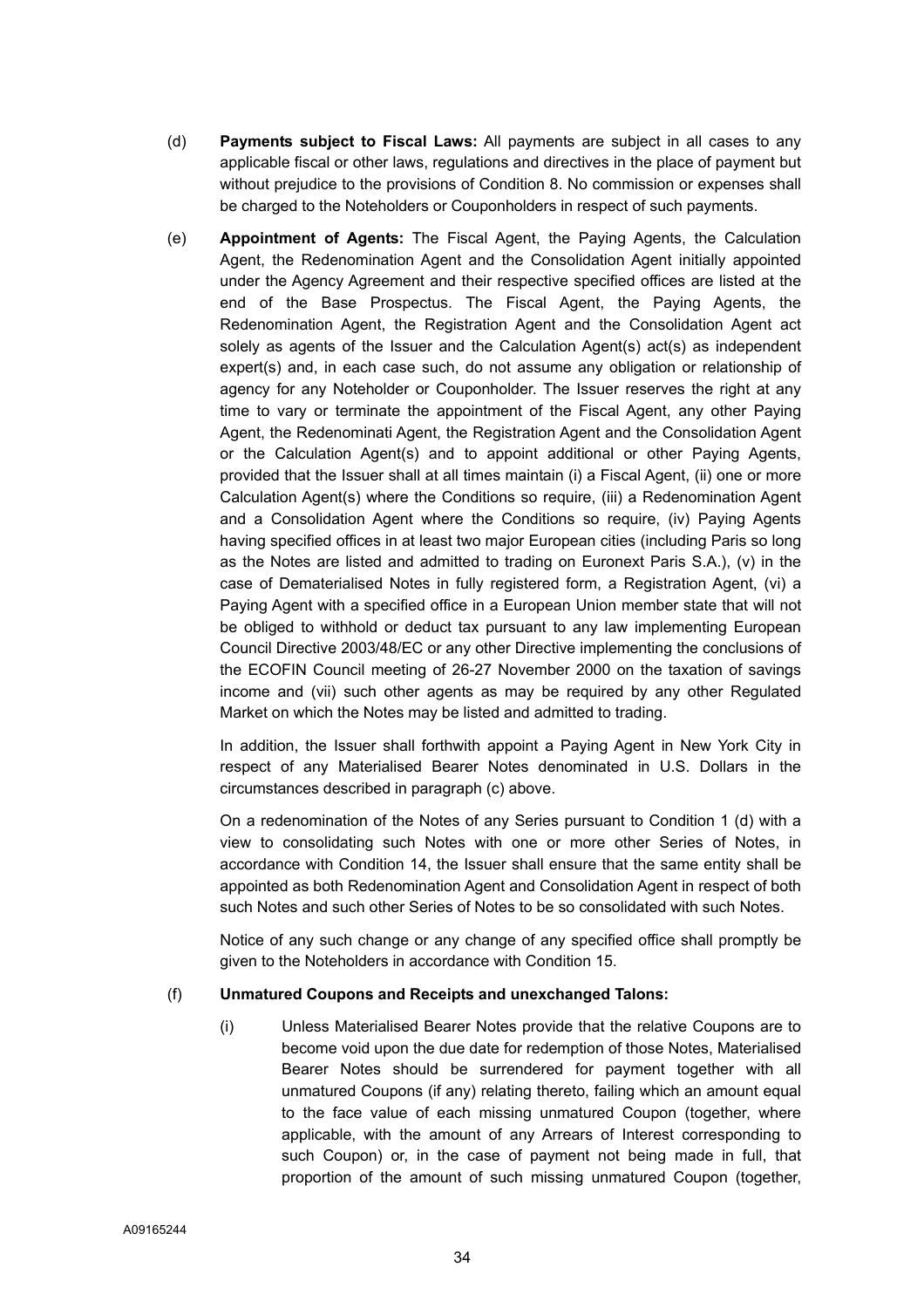(d) **Payments subject to Fiscal Laws:** All payments are subject in all cases to any applicable fiscal or other laws, regulations and directives in the place of payment but without prejudice to the provisions of Condition 8. No commission or expenses shall be charged to the Noteholders or Couponholders in respect of such payments.

(e) **Appointment of Agents:** The Fiscal Agent, the Paying Agents, the Calculation Agent, the Redenomination Agent and the Consolidation Agent initially appointed under the Agency Agreement and their respective specified offices are listed at the end of the Base Prospectus. The Fiscal Agent, the Paying Agents, the Redenomination Agent, the Registration Agent and the Consolidation Agent act solely as agents of the Issuer and the Calculation Agent(s) act(s) as independent expert(s) and, in each case such, do not assume any obligation or relationship of agency for any Noteholder or Couponholder. The Issuer reserves the right at any time to vary or terminate the appointment of the Fiscal Agent, any other Paying Agent, the Redenominati Agent, the Registration Agent and the Consolidation Agent or the Calculation Agent(s) and to appoint additional or other Paying Agents, provided that the Issuer shall at all times maintain (i) a Fiscal Agent, (ii) one or more Calculation Agent(s) where the Conditions so require, (iii) a Redenomination Agent and a Consolidation Agent where the Conditions so require, (iv) Paying Agents having specified offices in at least two major European cities (including Paris so long as the Notes are listed and admitted to trading on Euronext Paris S.A.), (v) in the case of Dematerialised Notes in fully registered form, a Registration Agent, (vi) a Paying Agent with a specified office in a European Union member state that will not be obliged to withhold or deduct tax pursuant to any law implementing European Council Directive 2003/48/EC or any other Directive implementing the conclusions of the ECOFIN Council meeting of 26-27 November 2000 on the taxation of savings income and (vii) such other agents as may be required by any other Regulated Market on which the Notes may be listed and admitted to trading.

In addition, the Issuer shall forthwith appoint a Paying Agent in New York City in respect of any Materialised Bearer Notes denominated in U.S. Dollars in the circumstances described in paragraph (c) above.

On a redenomination of the Notes of any Series pursuant to Condition 1 (d) with a view to consolidating such Notes with one or more other Series of Notes, in accordance with Condition 14, the Issuer shall ensure that the same entity shall be appointed as both Redenomination Agent and Consolidation Agent in respect of both such Notes and such other Series of Notes to be so consolidated with such Notes.

Notice of any such change or any change of any specified office shall promptly be given to the Noteholders in accordance with Condition 15.

(f) **Unmatured Coupons and Receipts and unexchanged Talons:**

(i) Unless Materialised Bearer Notes provide that the relative Coupons are to become void upon the due date for redemption of those Notes, Materialised Bearer Notes should be surrendered for payment together with all unmatured Coupons (if any) relating thereto, failing which an amount equal to the face value of each missing unmatured Coupon (together, where applicable, with the amount of any Arrears of Interest corresponding to such Coupon) or, in the case of payment not being made in full, that proportion of the amount of such missing unmatured Coupon (together,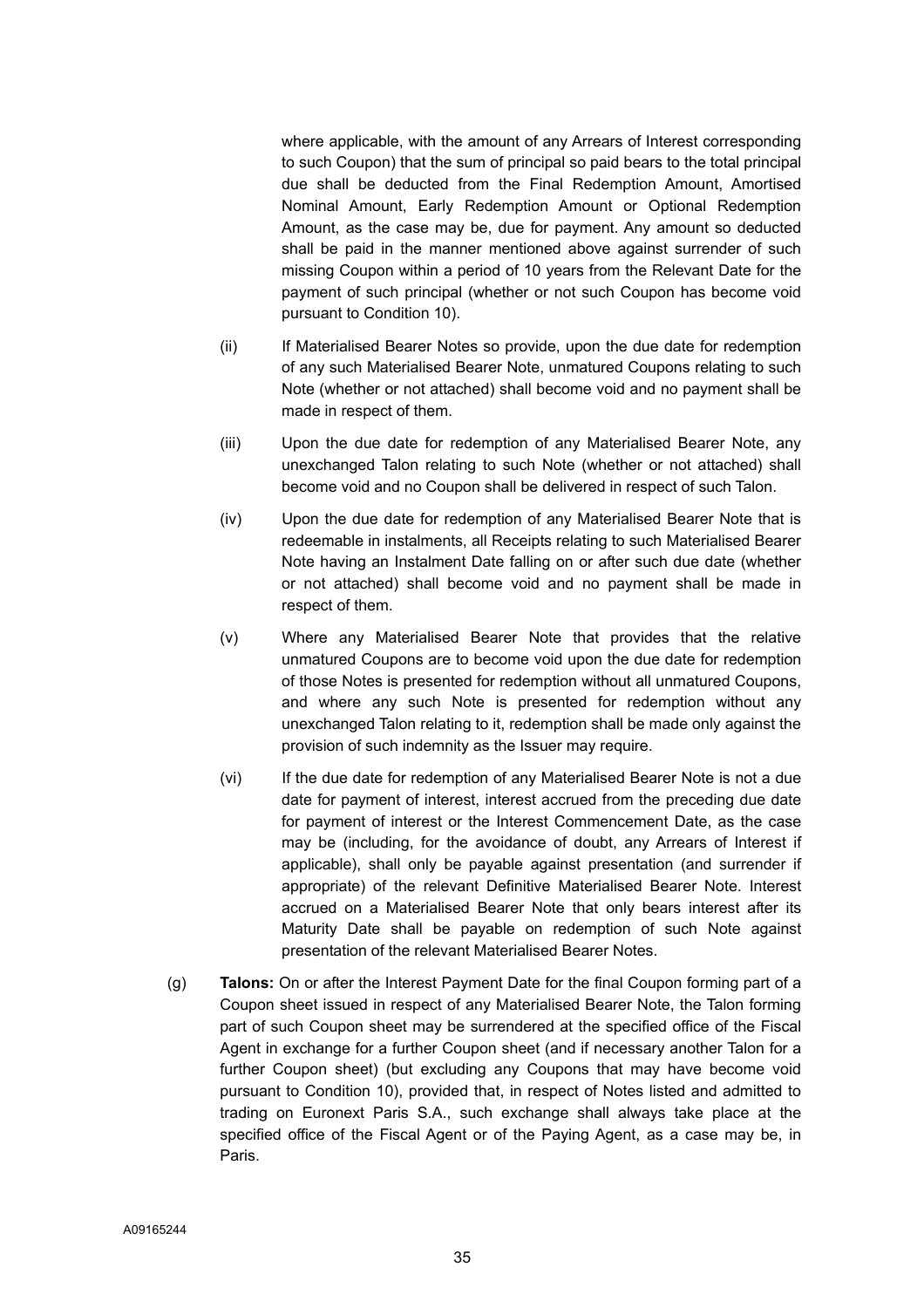where applicable, with the amount of any Arrears of Interest corresponding to such Coupon) that the sum of principal so paid bears to the total principal due shall be deducted from the Final Redemption Amount, Amortised Nominal Amount, Early Redemption Amount or Optional Redemption Amount, as the case may be, due for payment. Any amount so deducted shall be paid in the manner mentioned above against surrender of such missing Coupon within a period of 10 years from the Relevant Date for the payment of such principal (whether or not such Coupon has become void pursuant to Condition 10).

(ii) If Materialised Bearer Notes so provide, upon the due date for redemption of any such Materialised Bearer Note, unmatured Coupons relating to such Note (whether or not attached) shall become void and no payment shall be made in respect of them.

(iii) Upon the due date for redemption of any Materialised Bearer Note, any unexchanged Talon relating to such Note (whether or not attached) shall become void and no Coupon shall be delivered in respect of such Talon.

(iv) Upon the due date for redemption of any Materialised Bearer Note that is redeemable in instalments, all Receipts relating to such Materialised Bearer Note having an Instalment Date falling on or after such due date (whether or not attached) shall become void and no payment shall be made in respect of them.

(v) Where any Materialised Bearer Note that provides that the relative unmatured Coupons are to become void upon the due date for redemption of those Notes is presented for redemption without all unmatured Coupons, and where any such Note is presented for redemption without any unexchanged Talon relating to it, redemption shall be made only against the provision of such indemnity as the Issuer may require.

(vi) If the due date for redemption of any Materialised Bearer Note is not a due date for payment of interest, interest accrued from the preceding due date for payment of interest or the Interest Commencement Date, as the case may be (including, for the avoidance of doubt, any Arrears of Interest if applicable), shall only be payable against presentation (and surrender if appropriate) of the relevant Definitive Materialised Bearer Note. Interest accrued on a Materialised Bearer Note that only bears interest after its Maturity Date shall be payable on redemption of such Note against presentation of the relevant Materialised Bearer Notes.

(g) **Talons:** On or after the Interest Payment Date for the final Coupon forming part of a Coupon sheet issued in respect of any Materialised Bearer Note, the Talon forming part of such Coupon sheet may be surrendered at the specified office of the Fiscal Agent in exchange for a further Coupon sheet (and if necessary another Talon for a further Coupon sheet) (but excluding any Coupons that may have become void pursuant to Condition 10), provided that, in respect of Notes listed and admitted to trading on Euronext Paris S.A., such exchange shall always take place at the specified office of the Fiscal Agent or of the Paying Agent, as a case may be, in Paris.

A09165244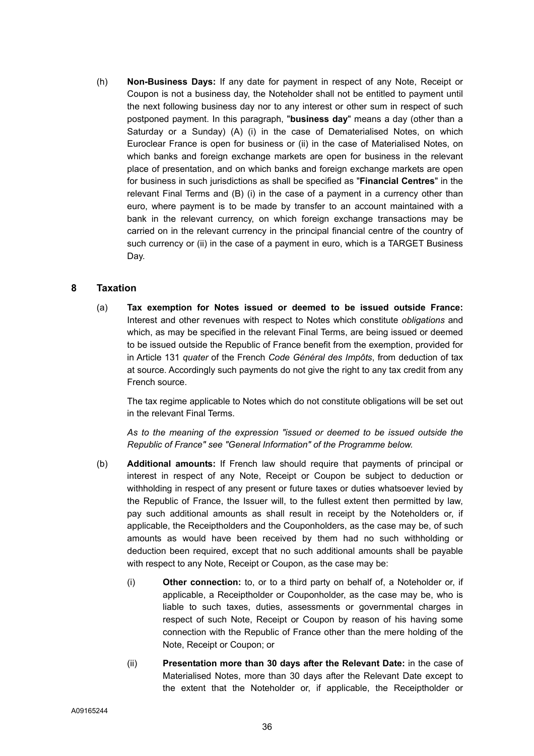(h) **Non-Business Days:** If any date for payment in respect of any Note, Receipt or Coupon is not a business day, the Noteholder shall not be entitled to payment until the next following business day nor to any interest or other sum in respect of such postponed payment. In this paragraph, "**business day**" means a day (other than a Saturday or a Sunday) (A) (i) in the case of Dematerialised Notes, on which Euroclear France is open for business or (ii) in the case of Materialised Notes, on which banks and foreign exchange markets are open for business in the relevant place of presentation, and on which banks and foreign exchange markets are open for business in such jurisdictions as shall be specified as "**Financial Centres**" in the relevant Final Terms and (B) (i) in the case of a payment in a currency other than euro, where payment is to be made by transfer to an account maintained with a bank in the relevant currency, on which foreign exchange transactions may be carried on in the relevant currency in the principal financial centre of the country of such currency or (ii) in the case of a payment in euro, which is a TARGET Business Day.

## 8 Taxation

(a) **Tax exemption for Notes issued or deemed to be issued outside France:** Interest and other revenues with respect to Notes which constitute *obligations* and which, as may be specified in the relevant Final Terms, are being issued or deemed to be issued outside the Republic of France benefit from the exemption, provided for in Article 131 *quater* of the French *Code Général des Impôts*, from deduction of tax at source. Accordingly such payments do not give the right to any tax credit from any French source.

The tax regime applicable to Notes which do not constitute obligations will be set out in the relevant Final Terms.

*As to the meaning of the expression "issued or deemed to be issued outside the Republic of France" see "General Information" of the Programme below.*

(b) **Additional amounts:** If French law should require that payments of principal or interest in respect of any Note, Receipt or Coupon be subject to deduction or withholding in respect of any present or future taxes or duties whatsoever levied by the Republic of France, the Issuer will, to the fullest extent then permitted by law, pay such additional amounts as shall result in receipt by the Noteholders or, if applicable, the Receiptholders and the Couponholders, as the case may be, of such amounts as would have been received by them had no such withholding or deduction been required, except that no such additional amounts shall be payable with respect to any Note, Receipt or Coupon, as the case may be:

(i) **Other connection:** to, or to a third party on behalf of, a Noteholder or, if applicable, a Receiptholder or Couponholder, as the case may be, who is liable to such taxes, duties, assessments or governmental charges in respect of such Note, Receipt or Coupon by reason of his having some connection with the Republic of France other than the mere holding of the Note, Receipt or Coupon; or

(ii) **Presentation more than 30 days after the Relevant Date:** in the case of Materialised Notes, more than 30 days after the Relevant Date except to the extent that the Noteholder or, if applicable, the Receiptholder or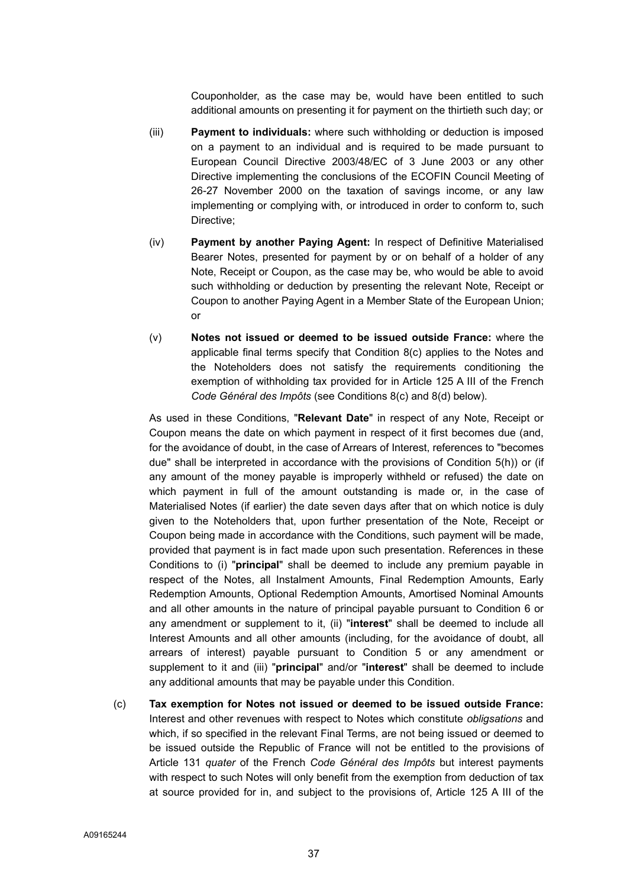Couponholder, as the case may be, would have been entitled to such additional amounts on presenting it for payment on the thirtieth such day; or

(iii) **Payment to individuals:** where such withholding or deduction is imposed on a payment to an individual and is required to be made pursuant to European Council Directive 2003/48/EC of 3 June 2003 or any other Directive implementing the conclusions of the ECOFIN Council Meeting of 26-27 November 2000 on the taxation of savings income, or any law implementing or complying with, or introduced in order to conform to, such Directive;

(iv) **Payment by another Paying Agent:** In respect of Definitive Materialised Bearer Notes, presented for payment by or on behalf of a holder of any Note, Receipt or Coupon, as the case may be, who would be able to avoid such withholding or deduction by presenting the relevant Note, Receipt or Coupon to another Paying Agent in a Member State of the European Union; or

(v) **Notes not issued or deemed to be issued outside France:** where the applicable final terms specify that Condition 8(c) applies to the Notes and the Noteholders does not satisfy the requirements conditioning the exemption of withholding tax provided for in Article 125 A III of the French *Code Général des Impôts* (see Conditions 8(c) and 8(d) below).

As used in these Conditions, "**Relevant Date**" in respect of any Note, Receipt or Coupon means the date on which payment in respect of it first becomes due (and, for the avoidance of doubt, in the case of Arrears of Interest, references to "becomes due" shall be interpreted in accordance with the provisions of Condition 5(h)) or (if any amount of the money payable is improperly withheld or refused) the date on which payment in full of the amount outstanding is made or, in the case of Materialised Notes (if earlier) the date seven days after that on which notice is duly given to the Noteholders that, upon further presentation of the Note, Receipt or Coupon being made in accordance with the Conditions, such payment will be made, provided that payment is in fact made upon such presentation. References in these Conditions to (i) "**principal**" shall be deemed to include any premium payable in respect of the Notes, all Instalment Amounts, Final Redemption Amounts, Early Redemption Amounts, Optional Redemption Amounts, Amortised Nominal Amounts and all other amounts in the nature of principal payable pursuant to Condition 6 or any amendment or supplement to it, (ii) "**interest**" shall be deemed to include all Interest Amounts and all other amounts (including, for the avoidance of doubt, all arrears of interest) payable pursuant to Condition 5 or any amendment or supplement to it and (iii) "**principal**" and/or "**interest**" shall be deemed to include any additional amounts that may be payable under this Condition.

(c) **Tax exemption for Notes not issued or deemed to be issued outside France:** Interest and other revenues with respect to Notes which constitute *obligsations* and which, if so specified in the relevant Final Terms, are not being issued or deemed to be issued outside the Republic of France will not be entitled to the provisions of Article 131 *quater* of the French *Code Général des Impôts* but interest payments with respect to such Notes will only benefit from the exemption from deduction of tax at source provided for in, and subject to the provisions of, Article 125 A III of the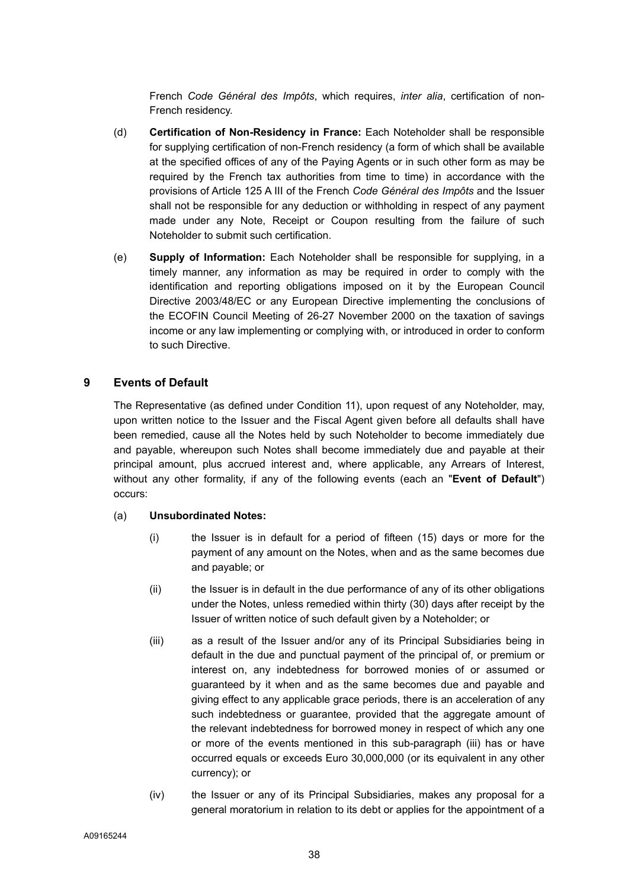French *Code Général des Impôts*, which requires, *inter alia*, certification of non-French residency.

(d) **Certification of Non-Residency in France:** Each Noteholder shall be responsible for supplying certification of non-French residency (a form of which shall be available at the specified offices of any of the Paying Agents or in such other form as may be required by the French tax authorities from time to time) in accordance with the provisions of Article 125 A III of the French *Code Général des Impôts* and the Issuer shall not be responsible for any deduction or withholding in respect of any payment made under any Note, Receipt or Coupon resulting from the failure of such Noteholder to submit such certification.

(e) **Supply of Information:** Each Noteholder shall be responsible for supplying, in a timely manner, any information as may be required in order to comply with the identification and reporting obligations imposed on it by the European Council Directive 2003/48/EC or any European Directive implementing the conclusions of the ECOFIN Council Meeting of 26-27 November 2000 on the taxation of savings income or any law implementing or complying with, or introduced in order to conform to such Directive.

## 9 Events of Default

The Representative (as defined under Condition 11), upon request of any Noteholder, may, upon written notice to the Issuer and the Fiscal Agent given before all defaults shall have been remedied, cause all the Notes held by such Noteholder to become immediately due and payable, whereupon such Notes shall become immediately due and payable at their principal amount, plus accrued interest and, where applicable, any Arrears of Interest, without any other formality, if any of the following events (each an "**Event of Default**") occurs:

(a) **Unsubordinated Notes:**

(i) the Issuer is in default for a period of fifteen (15) days or more for the payment of any amount on the Notes, when and as the same becomes due and payable; or

(ii) the Issuer is in default in the due performance of any of its other obligations under the Notes, unless remedied within thirty (30) days after receipt by the Issuer of written notice of such default given by a Noteholder; or

(iii) as a result of the Issuer and/or any of its Principal Subsidiaries being in default in the due and punctual payment of the principal of, or premium or interest on, any indebtedness for borrowed monies of or assumed or guaranteed by it when and as the same becomes due and payable and giving effect to any applicable grace periods, there is an acceleration of any such indebtedness or guarantee, provided that the aggregate amount of the relevant indebtedness for borrowed money in respect of which any one or more of the events mentioned in this sub-paragraph (iii) has or have occurred equals or exceeds Euro 30,000,000 (or its equivalent in any other currency); or

(iv) the Issuer or any of its Principal Subsidiaries, makes any proposal for a general moratorium in relation to its debt or applies for the appointment of a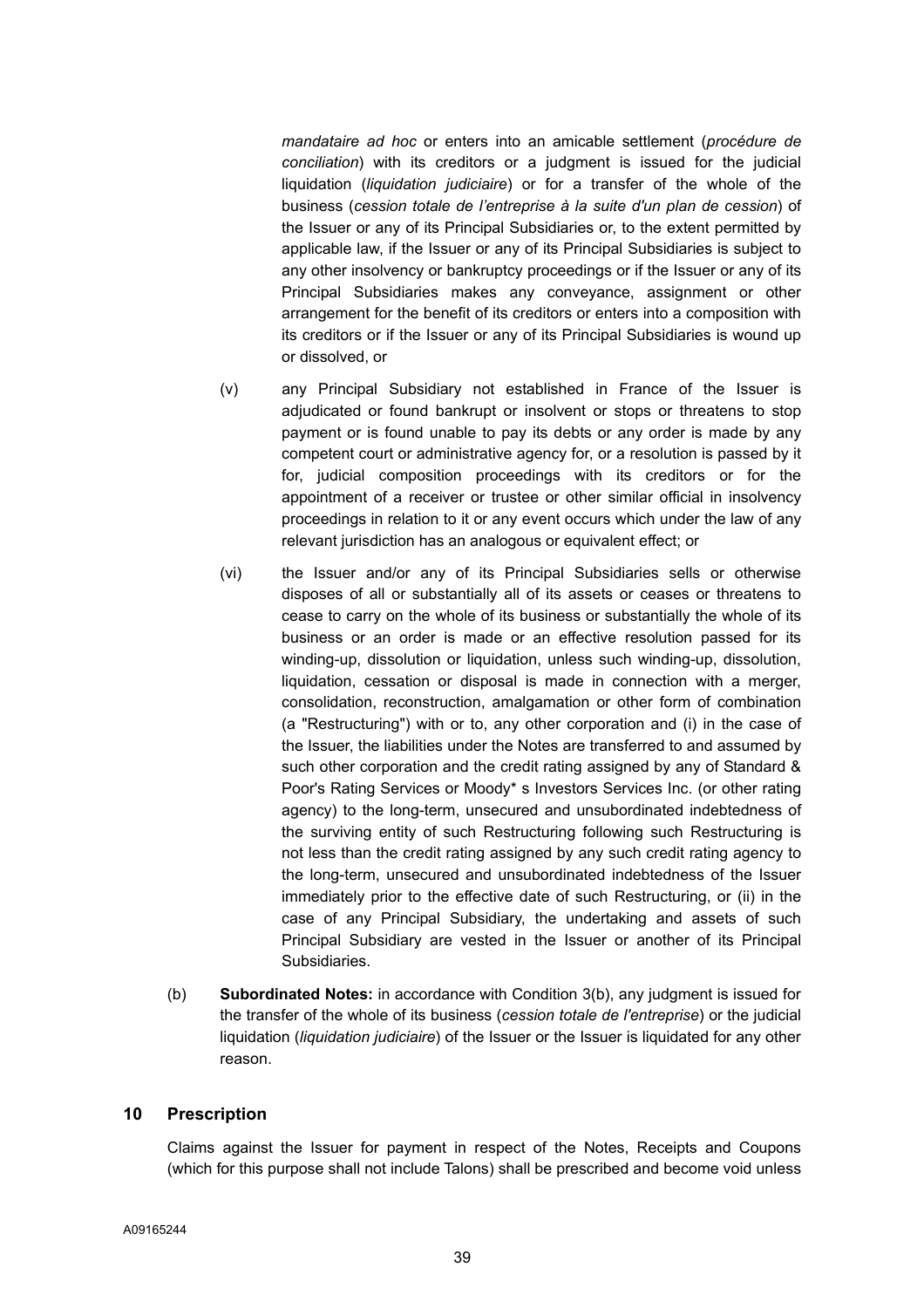*mandataire ad hoc* or enters into an amicable settlement (*procédure de conciliation*) with its creditors or a judgment is issued for the judicial liquidation (*liquidation judiciaire*) or for a transfer of the whole of the business (*cession totale de l'entreprise à la suite d'un plan de cession*) of the Issuer or any of its Principal Subsidiaries or, to the extent permitted by applicable law, if the Issuer or any of its Principal Subsidiaries is subject to any other insolvency or bankruptcy proceedings or if the Issuer or any of its Principal Subsidiaries makes any conveyance, assignment or other arrangement for the benefit of its creditors or enters into a composition with its creditors or if the Issuer or any of its Principal Subsidiaries is wound up or dissolved, or

(v) any Principal Subsidiary not established in France of the Issuer is adjudicated or found bankrupt or insolvent or stops or threatens to stop payment or is found unable to pay its debts or any order is made by any competent court or administrative agency for, or a resolution is passed by it for, judicial composition proceedings with its creditors or for the appointment of a receiver or trustee or other similar official in insolvency proceedings in relation to it or any event occurs which under the law of any relevant jurisdiction has an analogous or equivalent effect; or

(vi) the Issuer and/or any of its Principal Subsidiaries sells or otherwise disposes of all or substantially all of its assets or ceases or threatens to cease to carry on the whole of its business or substantially the whole of its business or an order is made or an effective resolution passed for its winding-up, dissolution or liquidation, unless such winding-up, dissolution, liquidation, cessation or disposal is made in connection with a merger, consolidation, reconstruction, amalgamation or other form of combination (a "Restructuring") with or to, any other corporation and (i) in the case of the Issuer, the liabilities under the Notes are transferred to and assumed by such other corporation and the credit rating assigned by any of Standard & Poor's Rating Services or Moody* s Investors Services Inc. (or other rating agency) to the long-term, unsecured and unsubordinated indebtedness of the surviving entity of such Restructuring following such Restructuring is not less than the credit rating assigned by any such credit rating agency to the long-term, unsecured and unsubordinated indebtedness of the Issuer immediately prior to the effective date of such Restructuring, or (ii) in the case of any Principal Subsidiary, the undertaking and assets of such Principal Subsidiary are vested in the Issuer or another of its Principal Subsidiaries.

(b) **Subordinated Notes:** in accordance with Condition 3(b), any judgment is issued for the transfer of the whole of its business (*cession totale de l'entreprise*) or the judicial liquidation (*liquidation judiciaire*) of the Issuer or the Issuer is liquidated for any other reason.

## 10 Prescription

Claims against the Issuer for payment in respect of the Notes, Receipts and Coupons (which for this purpose shall not include Talons) shall be prescribed and become void unless

A09165244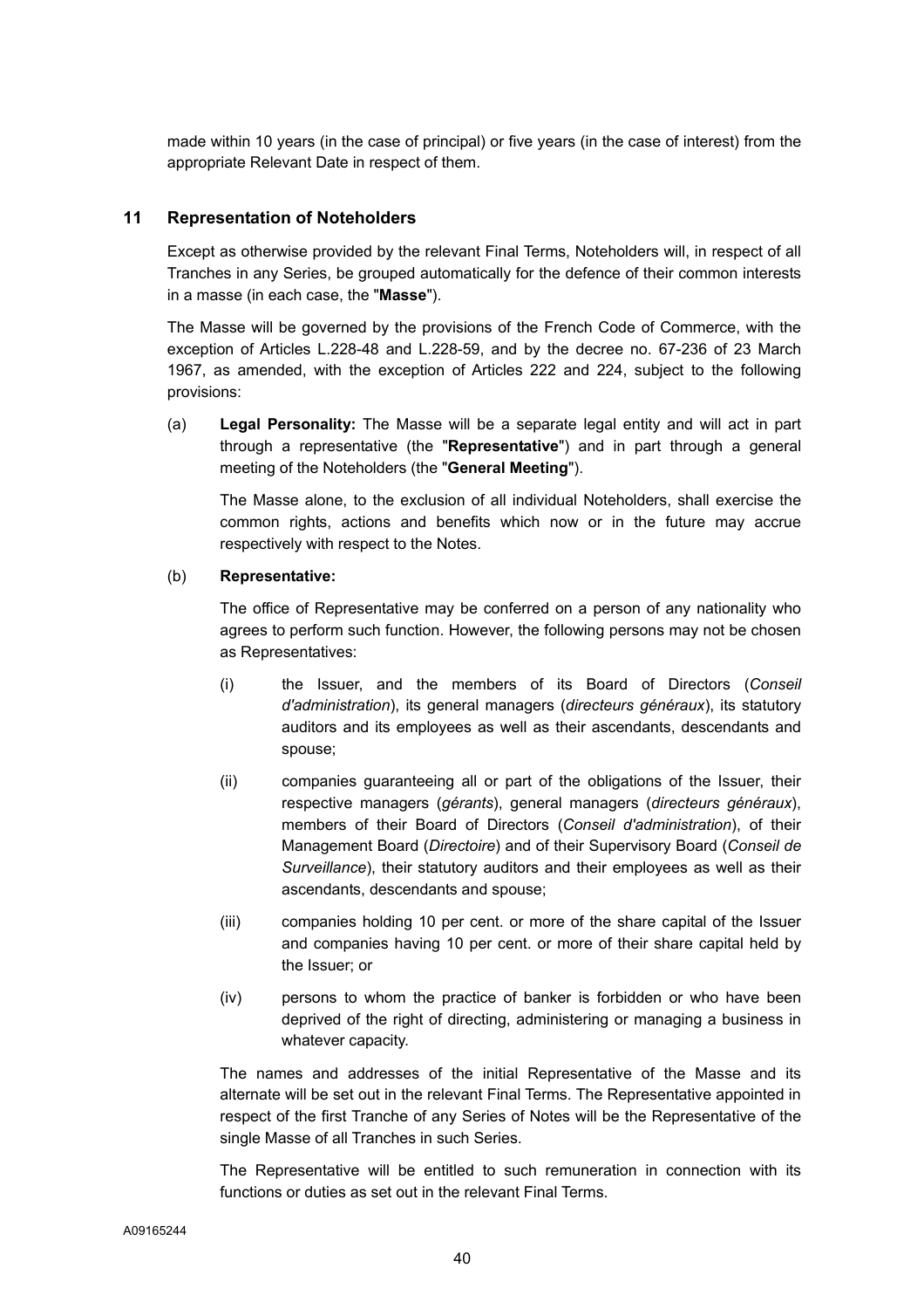made within 10 years (in the case of principal) or five years (in the case of interest) from the appropriate Relevant Date in respect of them.

## 11 Representation of Noteholders

Except as otherwise provided by the relevant Final Terms, Noteholders will, in respect of all Tranches in any Series, be grouped automatically for the defence of their common interests in a masse (in each case, the "**Masse**").

The Masse will be governed by the provisions of the French Code of Commerce, with the exception of Articles L.228-48 and L.228-59, and by the decree no. 67-236 of 23 March 1967, as amended, with the exception of Articles 222 and 224, subject to the following provisions:

(a) **Legal Personality:** The Masse will be a separate legal entity and will act in part through a representative (the "**Representative**") and in part through a general meeting of the Noteholders (the "**General Meeting**").

The Masse alone, to the exclusion of all individual Noteholders, shall exercise the common rights, actions and benefits which now or in the future may accrue respectively with respect to the Notes.

(b) **Representative:**

The office of Representative may be conferred on a person of any nationality who agrees to perform such function. However, the following persons may not be chosen as Representatives:

(i) the Issuer, and the members of its Board of Directors (*Conseil d'administration*), its general managers (*directeurs généraux*), its statutory auditors and its employees as well as their ascendants, descendants and spouse;

(ii) companies guaranteeing all or part of the obligations of the Issuer, their respective managers (*gérants*), general managers (*directeurs généraux*), members of their Board of Directors (*Conseil d'administration*), of their Management Board (*Directoire*) and of their Supervisory Board (*Conseil de Surveillance*), their statutory auditors and their employees as well as their ascendants, descendants and spouse;

(iii) companies holding 10 per cent. or more of the share capital of the Issuer and companies having 10 per cent. or more of their share capital held by the Issuer; or

(iv) persons to whom the practice of banker is forbidden or who have been deprived of the right of directing, administering or managing a business in whatever capacity.

The names and addresses of the initial Representative of the Masse and its alternate will be set out in the relevant Final Terms. The Representative appointed in respect of the first Tranche of any Series of Notes will be the Representative of the single Masse of all Tranches in such Series.

The Representative will be entitled to such remuneration in connection with its functions or duties as set out in the relevant Final Terms.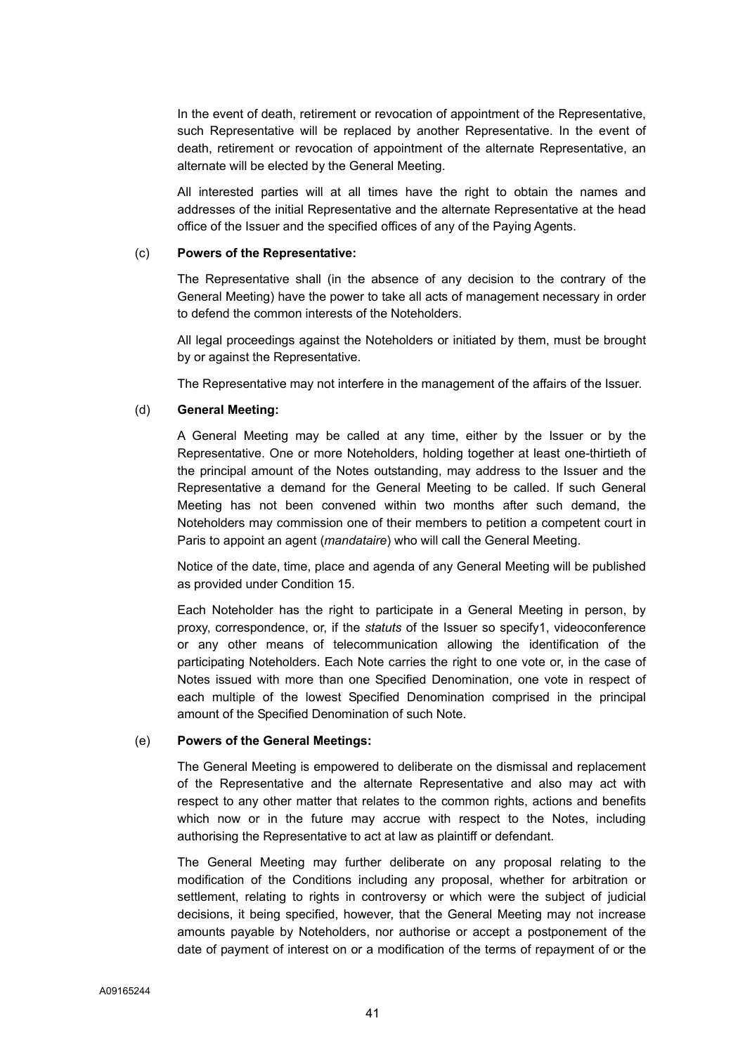In the event of death, retirement or revocation of appointment of the Representative, such Representative will be replaced by another Representative. In the event of death, retirement or revocation of appointment of the alternate Representative, an alternate will be elected by the General Meeting.

All interested parties will at all times have the right to obtain the names and addresses of the initial Representative and the alternate Representative at the head office of the Issuer and the specified offices of any of the Paying Agents.

(c) **Powers of the Representative:**

The Representative shall (in the absence of any decision to the contrary of the General Meeting) have the power to take all acts of management necessary in order to defend the common interests of the Noteholders.

All legal proceedings against the Noteholders or initiated by them, must be brought by or against the Representative.

The Representative may not interfere in the management of the affairs of the Issuer.

(d) **General Meeting:**

A General Meeting may be called at any time, either by the Issuer or by the Representative. One or more Noteholders, holding together at least one-thirtieth of the principal amount of the Notes outstanding, may address to the Issuer and the Representative a demand for the General Meeting to be called. If such General Meeting has not been convened within two months after such demand, the Noteholders may commission one of their members to petition a competent court in Paris to appoint an agent (*mandataire*) who will call the General Meeting.

Notice of the date, time, place and agenda of any General Meeting will be published as provided under Condition 15.

Each Noteholder has the right to participate in a General Meeting in person, by proxy, correspondence, or, if the *statuts* of the Issuer so specify[1], videoconference or any other means of telecommunication allowing the identification of the participating Noteholders. Each Note carries the right to one vote or, in the case of Notes issued with more than one Specified Denomination, one vote in respect of each multiple of the lowest Specified Denomination comprised in the principal amount of the Specified Denomination of such Note.

(e) **Powers of the General Meetings:**

The General Meeting is empowered to deliberate on the dismissal and replacement of the Representative and the alternate Representative and also may act with respect to any other matter that relates to the common rights, actions and benefits which now or in the future may accrue with respect to the Notes, including authorising the Representative to act at law as plaintiff or defendant.

The General Meeting may further deliberate on any proposal relating to the modification of the Conditions including any proposal, whether for arbitration or settlement, relating to rights in controversy or which were the subject of judicial decisions, it being specified, however, that the General Meeting may not increase amounts payable by Noteholders, nor authorise or accept a postponement of the date of payment of interest on or a modification of the terms of repayment of or the

A09165244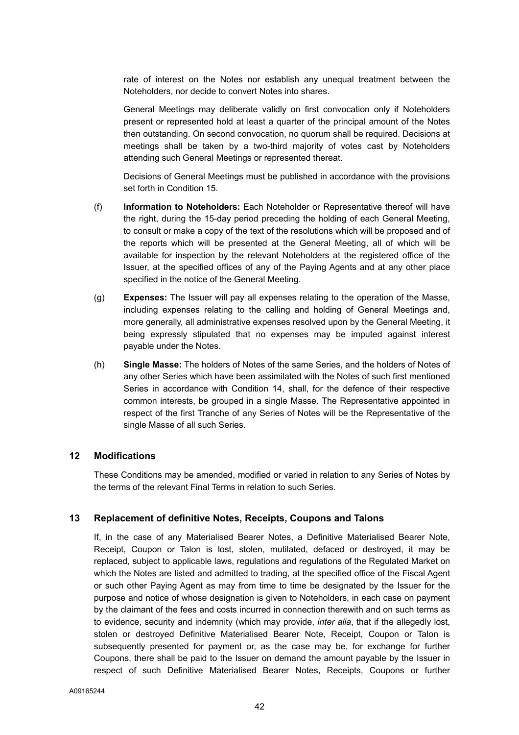rate of interest on the Notes nor establish any unequal treatment between the Noteholders, nor decide to convert Notes into shares.

General Meetings may deliberate validly on first convocation only if Noteholders present or represented hold at least a quarter of the principal amount of the Notes then outstanding. On second convocation, no quorum shall be required. Decisions at meetings shall be taken by a two-third majority of votes cast by Noteholders attending such General Meetings or represented thereat.

Decisions of General Meetings must be published in accordance with the provisions set forth in Condition 15.

(f) **Information to Noteholders:** Each Noteholder or Representative thereof will have the right, during the 15-day period preceding the holding of each General Meeting, to consult or make a copy of the text of the resolutions which will be proposed and of the reports which will be presented at the General Meeting, all of which will be available for inspection by the relevant Noteholders at the registered office of the Issuer, at the specified offices of any of the Paying Agents and at any other place specified in the notice of the General Meeting.

(g) **Expenses:** The Issuer will pay all expenses relating to the operation of the Masse, including expenses relating to the calling and holding of General Meetings and, more generally, all administrative expenses resolved upon by the General Meeting, it being expressly stipulated that no expenses may be imputed against interest payable under the Notes.

(h) **Single Masse:** The holders of Notes of the same Series, and the holders of Notes of any other Series which have been assimilated with the Notes of such first mentioned Series in accordance with Condition 14, shall, for the defence of their respective common interests, be grouped in a single Masse. The Representative appointed in respect of the first Tranche of any Series of Notes will be the Representative of the single Masse of all such Series.

## 12 Modifications

These Conditions may be amended, modified or varied in relation to any Series of Notes by the terms of the relevant Final Terms in relation to such Series.

## 13 Replacement of definitive Notes, Receipts, Coupons and Talons

If, in the case of any Materialised Bearer Notes, a Definitive Materialised Bearer Note, Receipt, Coupon or Talon is lost, stolen, mutilated, defaced or destroyed, it may be replaced, subject to applicable laws, regulations and regulations of the Regulated Market on which the Notes are listed and admitted to trading, at the specified office of the Fiscal Agent or such other Paying Agent as may from time to time be designated by the Issuer for the purpose and notice of whose designation is given to Noteholders, in each case on payment by the claimant of the fees and costs incurred in connection therewith and on such terms as to evidence, security and indemnity (which may provide, *inter alia*, that if the allegedly lost, stolen or destroyed Definitive Materialised Bearer Note, Receipt, Coupon or Talon is subsequently presented for payment or, as the case may be, for exchange for further Coupons, there shall be paid to the Issuer on demand the amount payable by the Issuer in respect of such Definitive Materialised Bearer Notes, Receipts, Coupons or further

A09165244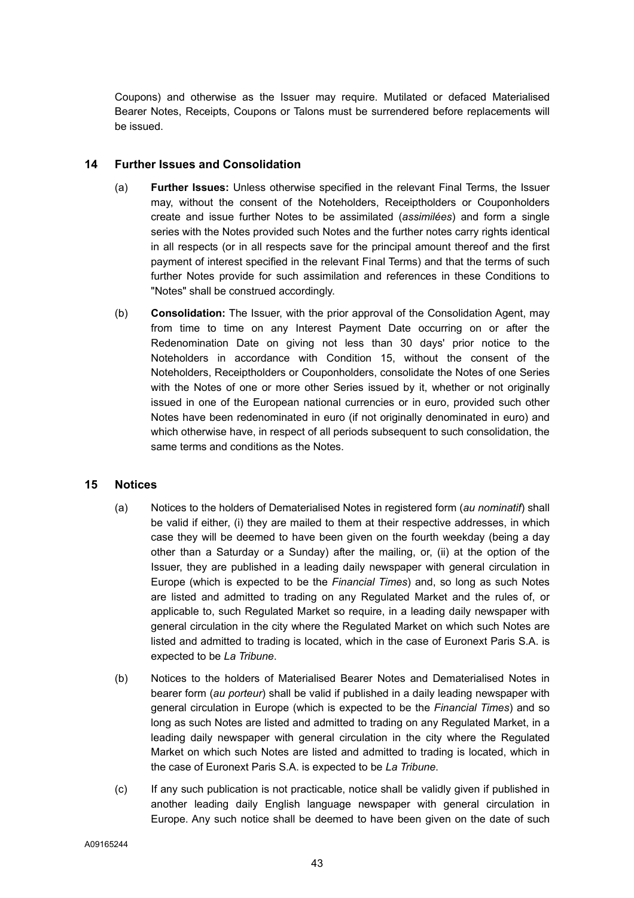Coupons) and otherwise as the Issuer may require. Mutilated or defaced Materialised Bearer Notes, Receipts, Coupons or Talons must be surrendered before replacements will be issued.

## 14 Further Issues and Consolidation

(a) **Further Issues:** Unless otherwise specified in the relevant Final Terms, the Issuer may, without the consent of the Noteholders, Receiptholders or Couponholders create and issue further Notes to be assimilated (*assimilées*) and form a single series with the Notes provided such Notes and the further notes carry rights identical in all respects (or in all respects save for the principal amount thereof and the first payment of interest specified in the relevant Final Terms) and that the terms of such further Notes provide for such assimilation and references in these Conditions to "Notes" shall be construed accordingly.

(b) **Consolidation:** The Issuer, with the prior approval of the Consolidation Agent, may from time to time on any Interest Payment Date occurring on or after the Redenomination Date on giving not less than 30 days' prior notice to the Noteholders in accordance with Condition 15, without the consent of the Noteholders, Receiptholders or Couponholders, consolidate the Notes of one Series with the Notes of one or more other Series issued by it, whether or not originally issued in one of the European national currencies or in euro, provided such other Notes have been redenominated in euro (if not originally denominated in euro) and which otherwise have, in respect of all periods subsequent to such consolidation, the same terms and conditions as the Notes.

## 15 Notices

(a) Notices to the holders of Dematerialised Notes in registered form (*au nominatif*) shall be valid if either, (i) they are mailed to them at their respective addresses, in which case they will be deemed to have been given on the fourth weekday (being a day other than a Saturday or a Sunday) after the mailing, or, (ii) at the option of the Issuer, they are published in a leading daily newspaper with general circulation in Europe (which is expected to be the *Financial Times*) and, so long as such Notes are listed and admitted to trading on any Regulated Market and the rules of, or applicable to, such Regulated Market so require, in a leading daily newspaper with general circulation in the city where the Regulated Market on which such Notes are listed and admitted to trading is located, which in the case of Euronext Paris S.A. is expected to be *La Tribune*.

(b) Notices to the holders of Materialised Bearer Notes and Dematerialised Notes in bearer form (*au porteur*) shall be valid if published in a daily leading newspaper with general circulation in Europe (which is expected to be the *Financial Times*) and so long as such Notes are listed and admitted to trading on any Regulated Market, in a leading daily newspaper with general circulation in the city where the Regulated Market on which such Notes are listed and admitted to trading is located, which in the case of Euronext Paris S.A. is expected to be *La Tribune*.

(c) If any such publication is not practicable, notice shall be validly given if published in another leading daily English language newspaper with general circulation in Europe. Any such notice shall be deemed to have been given on the date of such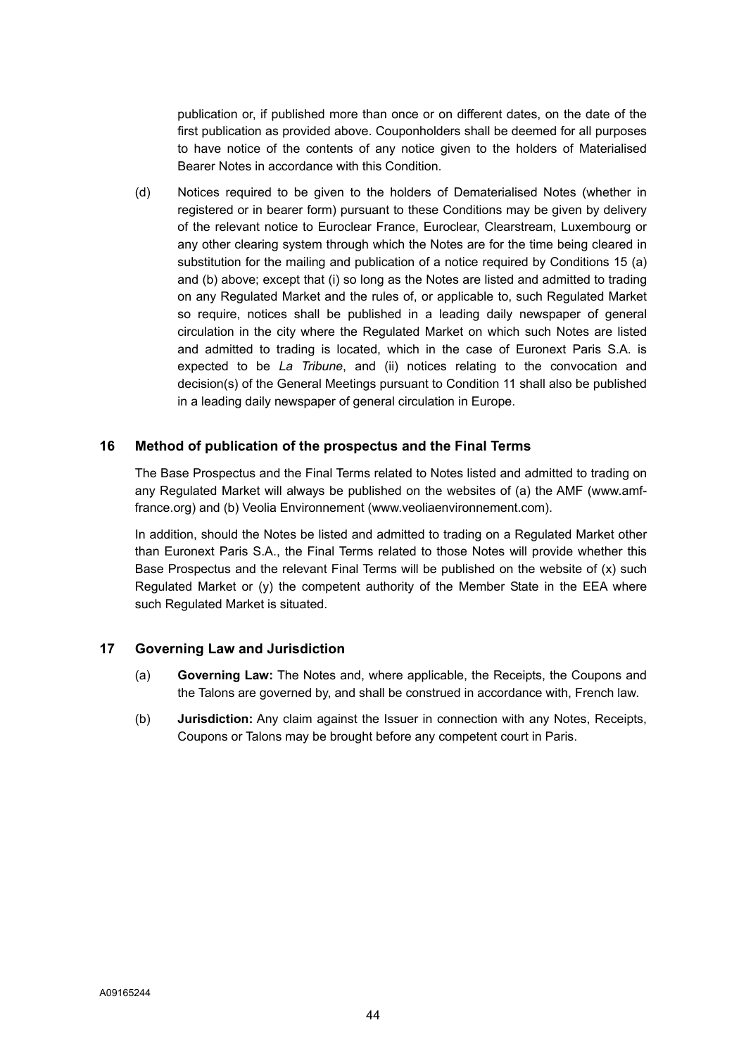publication or, if published more than once or on different dates, on the date of the first publication as provided above. Couponholders shall be deemed for all purposes to have notice of the contents of any notice given to the holders of Materialised Bearer Notes in accordance with this Condition.

(d) Notices required to be given to the holders of Dematerialised Notes (whether in registered or in bearer form) pursuant to these Conditions may be given by delivery of the relevant notice to Euroclear France, Euroclear, Clearstream, Luxembourg or any other clearing system through which the Notes are for the time being cleared in substitution for the mailing and publication of a notice required by Conditions 15 (a) and (b) above; except that (i) so long as the Notes are listed and admitted to trading on any Regulated Market and the rules of, or applicable to, such Regulated Market so require, notices shall be published in a leading daily newspaper of general circulation in the city where the Regulated Market on which such Notes are listed and admitted to trading is located, which in the case of Euronext Paris S.A. is expected to be *La Tribune*, and (ii) notices relating to the convocation and decision(s) of the General Meetings pursuant to Condition 11 shall also be published in a leading daily newspaper of general circulation in Europe.

## 16 Method of publication of the prospectus and the Final Terms

The Base Prospectus and the Final Terms related to Notes listed and admitted to trading on any Regulated Market will always be published on the websites of (a) the AMF (www.amf-france.org) and (b) Veolia Environnement (www.veoliaenvironnement.com).

In addition, should the Notes be listed and admitted to trading on a Regulated Market other than Euronext Paris S.A., the Final Terms related to those Notes will provide whether this Base Prospectus and the relevant Final Terms will be published on the website of (x) such Regulated Market or (y) the competent authority of the Member State in the EEA where such Regulated Market is situated.

## 17 Governing Law and Jurisdiction

(a) **Governing Law:** The Notes and, where applicable, the Receipts, the Coupons and the Talons are governed by, and shall be construed in accordance with, French law.

(b) **Jurisdiction:** Any claim against the Issuer in connection with any Notes, Receipts, Coupons or Talons may be brought before any competent court in Paris.

A09165244